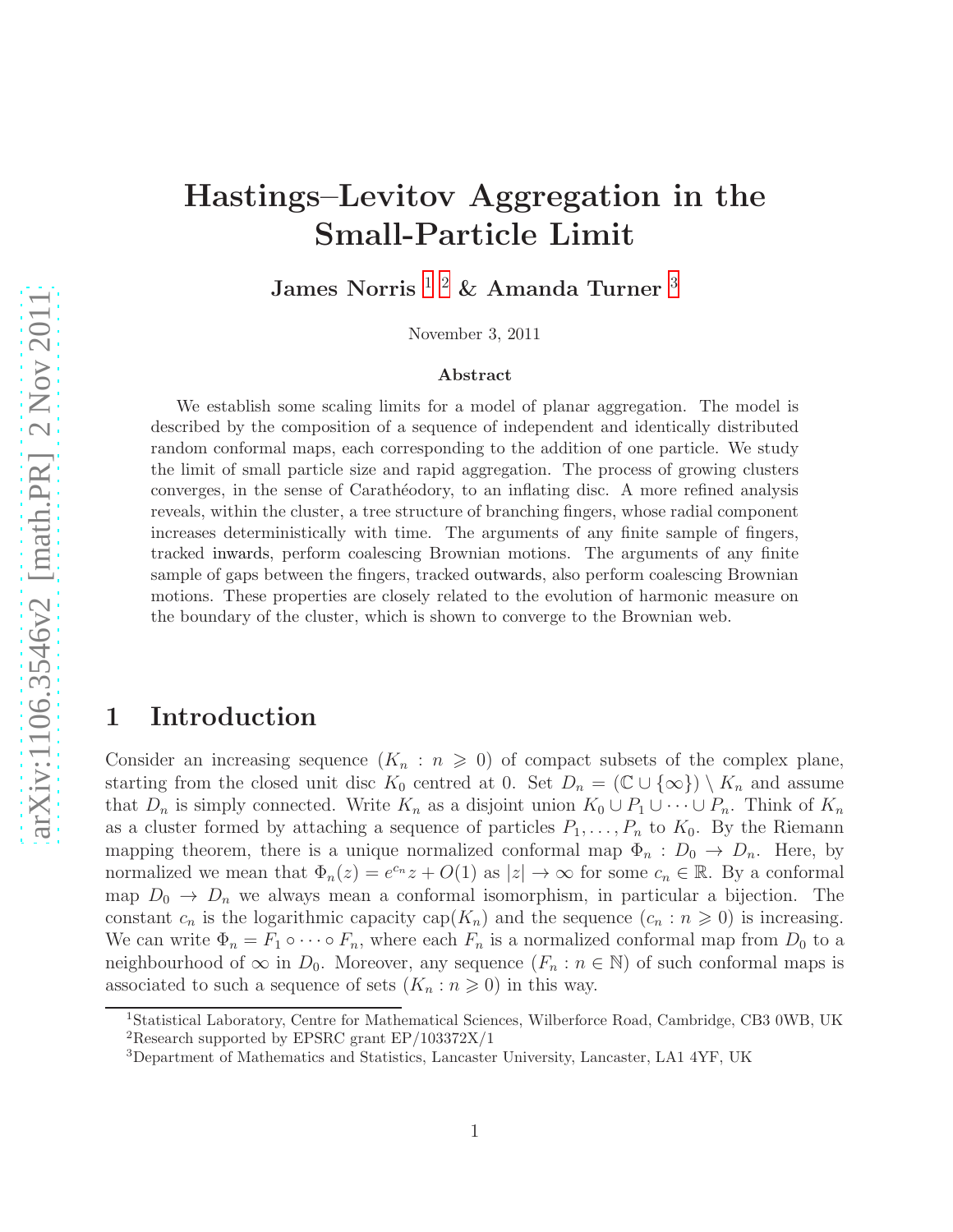# Hastings–Levitov Aggregation in the Small-Particle Limit

**James Norris [1] [2] & Amanda Turner [3]**

November 3, 2011

### Abstract

We establish some scaling limits for a model of planar aggregation. The model is described by the composition of a sequence of independent and identically distributed random conformal maps, each corresponding to the addition of one particle. We study the limit of small particle size and rapid aggregation. The process of growing clusters converges, in the sense of Carathéodory, to an inflating disc. A more refined analysis reveals, within the cluster, a tree structure of branching fingers, whose radial component increases deterministically with time. The arguments of any finite sample of fingers, tracked inwards, perform coalescing Brownian motions. The arguments of any finite sample of gaps between the fingers, tracked outwards, also perform coalescing Brownian motions. These properties are closely related to the evolution of harmonic measure on the boundary of the cluster, which is shown to converge to the Brownian web.

## 1 Introduction

Consider an increasing sequence $(K_n : n \geqslant 0)$ of compact subsets of the complex plane, starting from the closed unit disc $K_0$ centred at 0. Set $D_n = (\mathbb{C} \cup \{\infty\}) \setminus K_n$ and assume that $D_n$ is simply connected. Write $K_n$ as a disjoint union $K_0 \cup P_1 \cup \cdots \cup P_n$. Think of $K_n$ as a cluster formed by attaching a sequence of particles $P_1, \ldots, P_n$ to $K_0$. By the Riemann mapping theorem, there is a unique normalized conformal map $\Phi_n : D_0 \to D_n$. Here, by normalized we mean that $\Phi_n(z) = e^{c_n} z + O(1)$ as $|z| \to \infty$ for some $c_n \in \mathbb{R}$. By a conformal map $D_0 \to D_n$ we always mean a conformal isomorphism, in particular a bijection. The constant $c_n$ is the logarithmic capacity $\text{cap}(K_n)$ and the sequence $(c_n : n \geqslant 0)$ is increasing. We can write $\Phi_n = F_1 \circ \cdots \circ F_n$, where each $F_n$ is a normalized conformal map from $D_0$ to a neighbourhood of $\infty$ in $D_0$. Moreover, any sequence $(F_n : n \in \mathbb{N})$ of such conformal maps is associated to such a sequence of sets $(K_n : n \geqslant 0)$ in this way.

---

[1] Statistical Laboratory, Centre for Mathematical Sciences, Wilberforce Road, Cambridge, CB3 0WB, UK
[2] Research supported by EPSRC grant EP/103372X/1
[3] Department of Mathematics and Statistics, Lancaster University, Lancaster, LA1 4YF, UK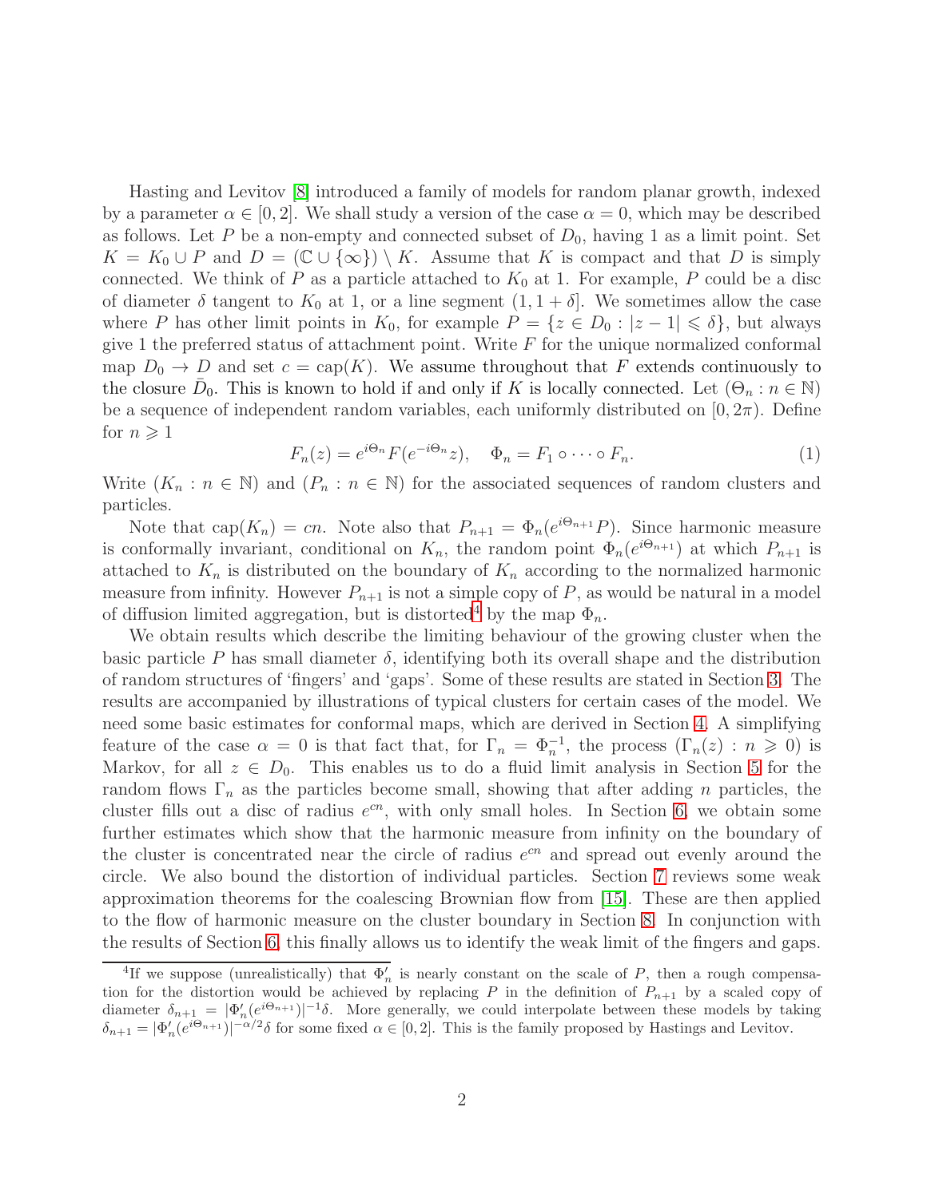Hasting and Levitov [8] introduced a family of models for random planar growth, indexed by a parameter $\alpha \in [0, 2]$. We shall study a version of the case $\alpha = 0$, which may be described as follows. Let $P$ be a non-empty and connected subset of $D_0$, having 1 as a limit point. Set $K = K_0 \cup P$ and $D = (\mathbb{C} \cup \{\infty\}) \setminus K$. Assume that $K$ is compact and that $D$ is simply connected. We think of $P$ as a particle attached to $K_0$ at 1. For example, $P$ could be a disc of diameter $\delta$ tangent to $K_0$ at 1, or a line segment $(1, 1 + \delta]$. We sometimes allow the case where $P$ has other limit points in $K_0$, for example $P = \{z \in D_0 : |z - 1| \leqslant \delta\}$, but always give 1 the preferred status of attachment point. Write $F$ for the unique normalized conformal map $D_0 \to D$ and set $c = \text{cap}(K)$. We assume throughout that $F$ extends continuously to the closure $\bar{D}_0$. This is known to hold if and only if $K$ is locally connected. Let $(\Theta_n : n \in \mathbb{N})$ be a sequence of independent random variables, each uniformly distributed on $[0, 2\pi)$. Define for $n \geqslant 1$

$$F_n(z) = e^{i\Theta_n} F(e^{-i\Theta_n} z), \quad \Phi_n = F_1 \circ \cdots \circ F_n. \tag{1}$$

Write $(K_n : n \in \mathbb{N})$ and $(P_n : n \in \mathbb{N})$ for the associated sequences of random clusters and particles.

Note that $\text{cap}(K_n) = cn$. Note also that $P_{n+1} = \Phi_n(e^{i\Theta_{n+1}} P)$. Since harmonic measure is conformally invariant, conditional on $K_n$, the random point $\Phi_n(e^{i\Theta_{n+1}})$ at which $P_{n+1}$ is attached to $K_n$ is distributed on the boundary of $K_n$ according to the normalized harmonic measure from infinity. However $P_{n+1}$ is not a simple copy of $P$, as would be natural in a model of diffusion limited aggregation, but is distorted[4] by the map $\Phi_n$.

We obtain results which describe the limiting behaviour of the growing cluster when the basic particle $P$ has small diameter $\delta$, identifying both its overall shape and the distribution of random structures of 'fingers' and 'gaps'. Some of these results are stated in Section 3. The results are accompanied by illustrations of typical clusters for certain cases of the model. We need some basic estimates for conformal maps, which are derived in Section 4. A simplifying feature of the case $\alpha = 0$ is that fact that, for $\Gamma_n = \Phi_n^{-1}$, the process $(\Gamma_n(z) : n \geqslant 0)$ is Markov, for all $z \in D_0$. This enables us to do a fluid limit analysis in Section 5 for the random flows $\Gamma_n$ as the particles become small, showing that after adding $n$ particles, the cluster fills out a disc of radius $e^{cn}$, with only small holes. In Section 6, we obtain some further estimates which show that the harmonic measure from infinity on the boundary of the cluster is concentrated near the circle of radius $e^{cn}$ and spread out evenly around the circle. We also bound the distortion of individual particles. Section 7 reviews some weak approximation theorems for the coalescing Brownian flow from [15]. These are then applied to the flow of harmonic measure on the cluster boundary in Section 8. In conjunction with the results of Section 6, this finally allows us to identify the weak limit of the fingers and gaps.

[4] If we suppose (unrealistically) that $\Phi_n'$ is nearly constant on the scale of $P$, then a rough compensation for the distortion would be achieved by replacing $P$ in the definition of $P_{n+1}$ by a scaled copy of diameter $\delta_{n+1} = |\Phi_n'(e^{i\Theta_{n+1}})|^{-1}\delta$. More generally, we could interpolate between these models by taking $\delta_{n+1} = |\Phi_n'(e^{i\Theta_{n+1}})|^{-\alpha/2}\delta$ for some fixed $\alpha \in [0, 2]$. This is the family proposed by Hastings and Levitov.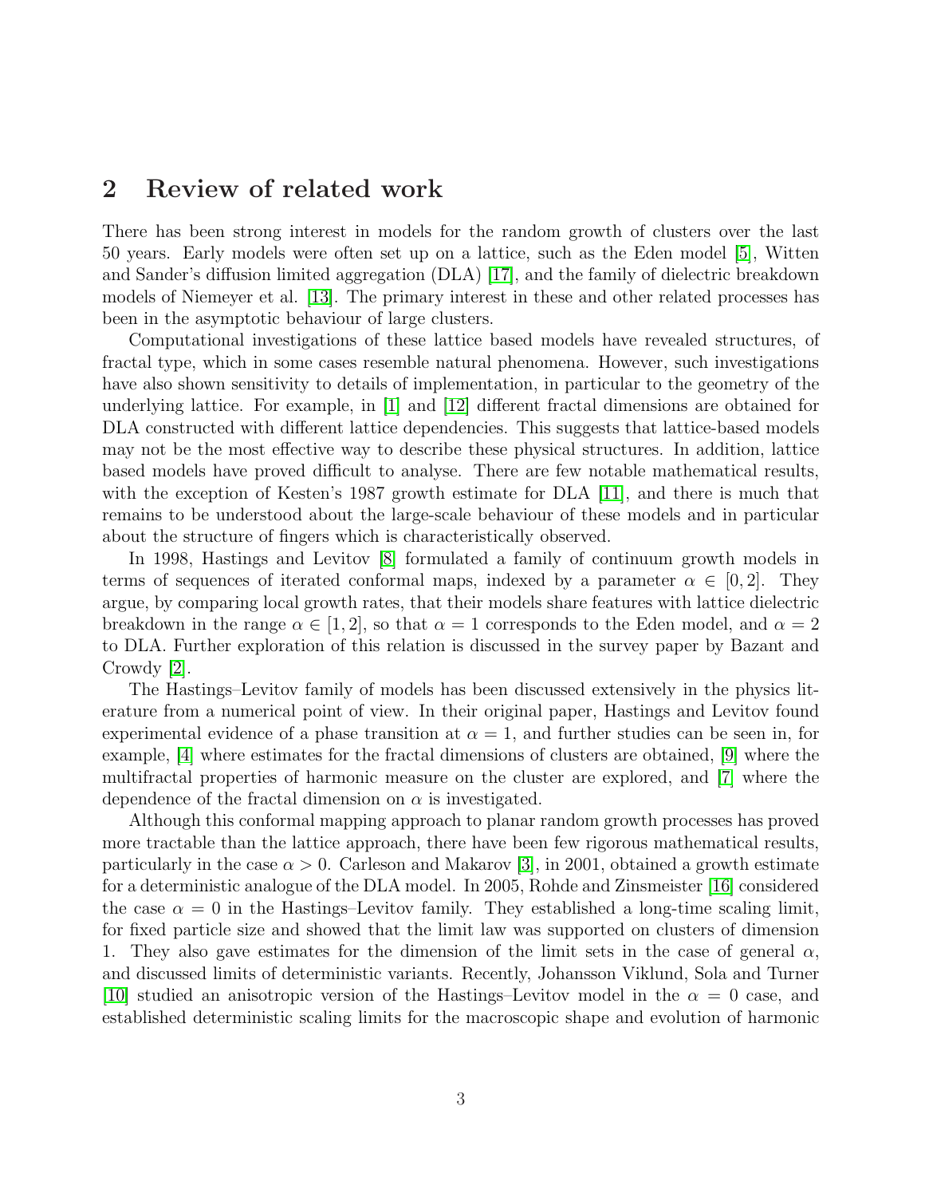## 2 Review of related work

There has been strong interest in models for the random growth of clusters over the last 50 years. Early models were often set up on a lattice, such as the Eden model [5], Witten and Sander's diffusion limited aggregation (DLA) [17], and the family of dielectric breakdown models of Niemeyer et al. [13]. The primary interest in these and other related processes has been in the asymptotic behaviour of large clusters.

Computational investigations of these lattice based models have revealed structures, of fractal type, which in some cases resemble natural phenomena. However, such investigations have also shown sensitivity to details of implementation, in particular to the geometry of the underlying lattice. For example, in [1] and [12] different fractal dimensions are obtained for DLA constructed with different lattice dependencies. This suggests that lattice-based models may not be the most effective way to describe these physical structures. In addition, lattice based models have proved difficult to analyse. There are few notable mathematical results, with the exception of Kesten's 1987 growth estimate for DLA [11], and there is much that remains to be understood about the large-scale behaviour of these models and in particular about the structure of fingers which is characteristically observed.

In 1998, Hastings and Levitov [8] formulated a family of continuum growth models in terms of sequences of iterated conformal maps, indexed by a parameter $\alpha \in [0, 2]$. They argue, by comparing local growth rates, that their models share features with lattice dielectric breakdown in the range $\alpha \in [1, 2]$, so that $\alpha = 1$ corresponds to the Eden model, and $\alpha = 2$ to DLA. Further exploration of this relation is discussed in the survey paper by Bazant and Crowdy [2].

The Hastings–Levitov family of models has been discussed extensively in the physics literature from a numerical point of view. In their original paper, Hastings and Levitov found experimental evidence of a phase transition at $\alpha = 1$, and further studies can be seen in, for example, [4] where estimates for the fractal dimensions of clusters are obtained, [9] where the multifractal properties of harmonic measure on the cluster are explored, and [7] where the dependence of the fractal dimension on $\alpha$ is investigated.

Although this conformal mapping approach to planar random growth processes has proved more tractable than the lattice approach, there have been few rigorous mathematical results, particularly in the case $\alpha > 0$. Carleson and Makarov [3], in 2001, obtained a growth estimate for a deterministic analogue of the DLA model. In 2005, Rohde and Zinsmeister [16] considered the case $\alpha = 0$ in the Hastings–Levitov family. They established a long-time scaling limit, for fixed particle size and showed that the limit law was supported on clusters of dimension 1. They also gave estimates for the dimension of the limit sets in the case of general $\alpha$, and discussed limits of deterministic variants. Recently, Johansson Viklund, Sola and Turner [10] studied an anisotropic version of the Hastings–Levitov model in the $\alpha = 0$ case, and established deterministic scaling limits for the macroscopic shape and evolution of harmonic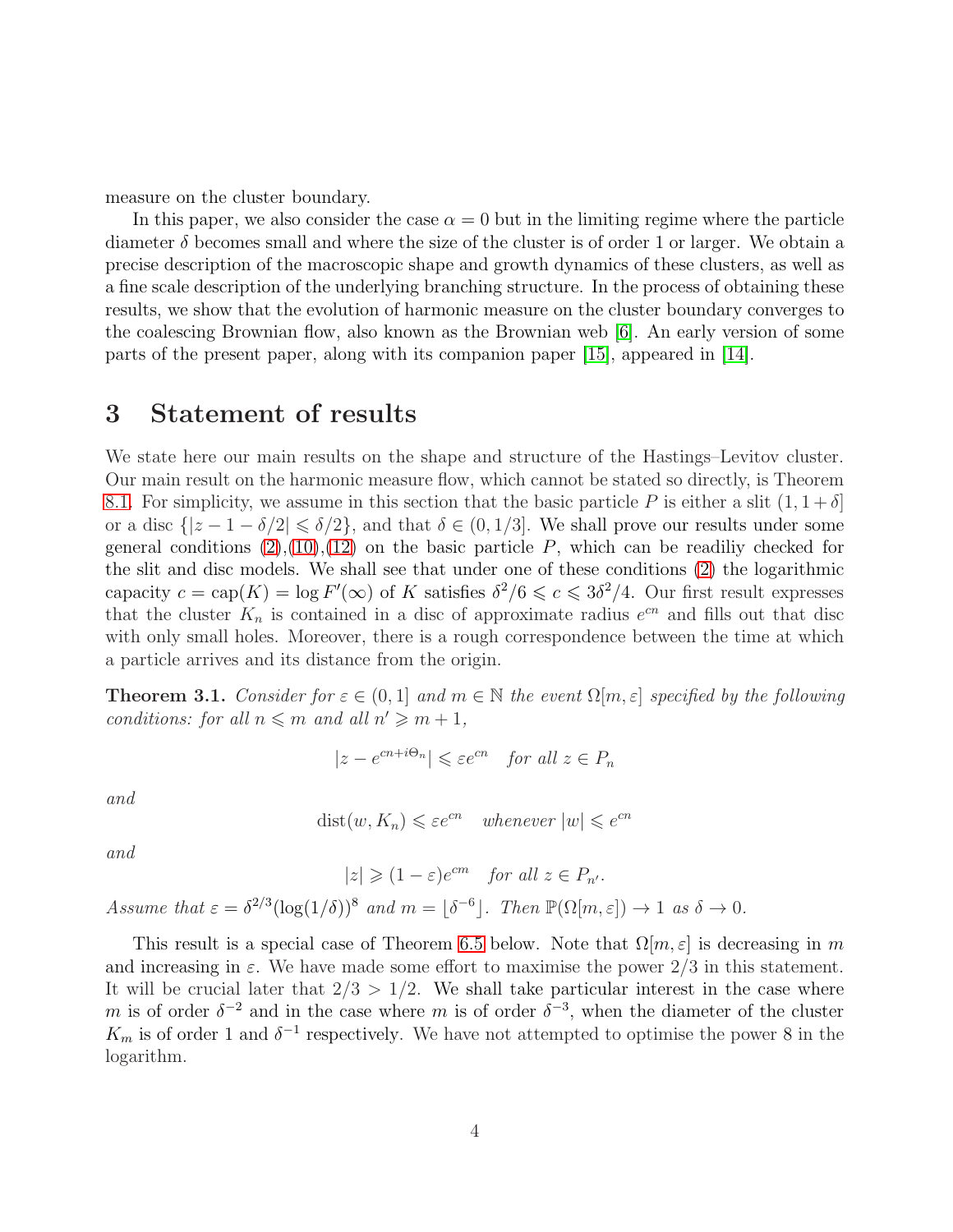measure on the cluster boundary.

In this paper, we also consider the case $\alpha = 0$ but in the limiting regime where the particle diameter $\delta$ becomes small and where the size of the cluster is of order 1 or larger. We obtain a precise description of the macroscopic shape and growth dynamics of these clusters, as well as a fine scale description of the underlying branching structure. In the process of obtaining these results, we show that the evolution of harmonic measure on the cluster boundary converges to the coalescing Brownian flow, also known as the Brownian web [6]. An early version of some parts of the present paper, along with its companion paper [15], appeared in [14].

# 3 Statement of results

We state here our main results on the shape and structure of the Hastings–Levitov cluster. Our main result on the harmonic measure flow, which cannot be stated so directly, is Theorem 8.1. For simplicity, we assume in this section that the basic particle $P$ is either a slit $(1, 1+\delta]$ or a disc $\{|z - 1 - \delta/2| \leqslant \delta/2\}$, and that $\delta \in (0, 1/3]$. We shall prove our results under some general conditions (2),(10),(12) on the basic particle $P$, which can be readiliy checked for the slit and disc models. We shall see that under one of these conditions (2) the logarithmic capacity $c = \text{cap}(K) = \log F'(\infty)$ of $K$ satisfies $\delta^2/6 \leqslant c \leqslant 3\delta^2/4$. Our first result expresses that the cluster $K_n$ is contained in a disc of approximate radius $e^{cn}$ and fills out that disc with only small holes. Moreover, there is a rough correspondence between the time at which a particle arrives and its distance from the origin.

**Theorem 3.1.** *Consider for $\varepsilon \in (0, 1]$ and $m \in \mathbb{N}$ the event $\Omega[m, \varepsilon]$ specified by the following conditions: for all $n \leqslant m$ and all $n' \geqslant m + 1$,*

$$|z - e^{cn+i\Theta_n}| \leqslant \varepsilon e^{cn} \quad \text{for all } z \in P_n$$

*and*

$$\text{dist}(w, K_n) \leqslant \varepsilon e^{cn} \quad \text{whenever } |w| \leqslant e^{cn}$$

*and*

$$|z| \geqslant (1 - \varepsilon)e^{cm} \quad \text{for all } z \in P_{n'}.$$

*Assume that $\varepsilon = \delta^{2/3}(\log(1/\delta))^8$ and $m = \lfloor \delta^{-6} \rfloor$. Then $\mathbb{P}(\Omega[m, \varepsilon]) \to 1$ as $\delta \to 0$.*

This result is a special case of Theorem 6.5 below. Note that $\Omega[m, \varepsilon]$ is decreasing in $m$ and increasing in $\varepsilon$. We have made some effort to maximise the power $2/3$ in this statement. It will be crucial later that $2/3 > 1/2$. We shall take particular interest in the case where $m$ is of order $\delta^{-2}$ and in the case where $m$ is of order $\delta^{-3}$, when the diameter of the cluster $K_m$ is of order 1 and $\delta^{-1}$ respectively. We have not attempted to optimise the power 8 in the logarithm.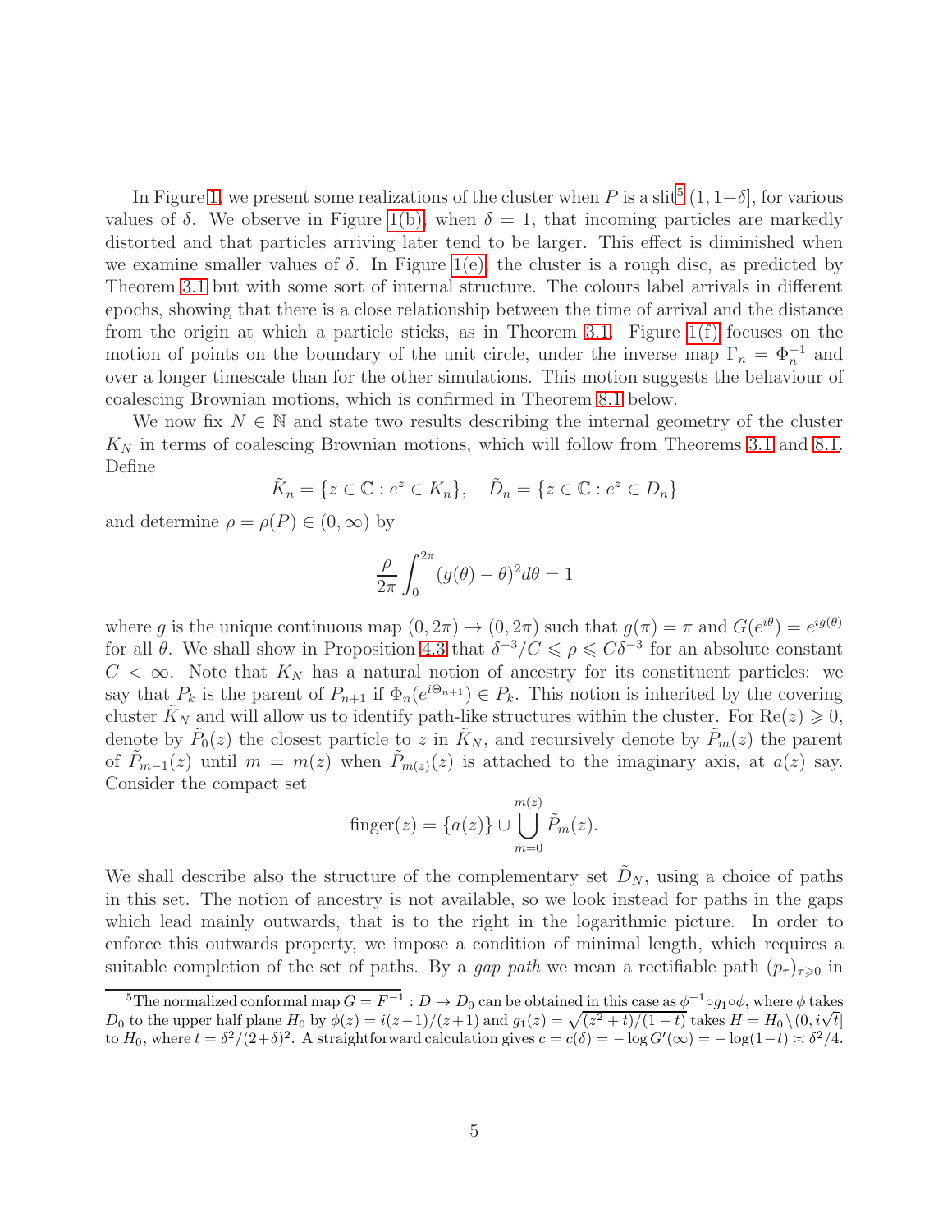In Figure 1, we present some realizations of the cluster when $P$ is a slit[5] $(1, 1+\delta]$, for various values of $\delta$. We observe in Figure 1(b), when $\delta = 1$, that incoming particles are markedly distorted and that particles arriving later tend to be larger. This effect is diminished when we examine smaller values of $\delta$. In Figure 1(e), the cluster is a rough disc, as predicted by Theorem 3.1 but with some sort of internal structure. The colours label arrivals in different epochs, showing that there is a close relationship between the time of arrival and the distance from the origin at which a particle sticks, as in Theorem 3.1. Figure 1(f) focuses on the motion of points on the boundary of the unit circle, under the inverse map $\Gamma_n = \Phi_n^{-1}$ and over a longer timescale than for the other simulations. This motion suggests the behaviour of coalescing Brownian motions, which is confirmed in Theorem 8.1 below.

We now fix $N \in \mathbb{N}$ and state two results describing the internal geometry of the cluster $K_N$ in terms of coalescing Brownian motions, which will follow from Theorems 3.1 and 8.1. Define

$$\tilde{K}_n = \{z \in \mathbb{C} : e^z \in K_n\}, \quad \tilde{D}_n = \{z \in \mathbb{C} : e^z \in D_n\}$$

and determine $\rho = \rho(P) \in (0, \infty)$ by

$$\frac{\rho}{2\pi} \int_0^{2\pi} (g(\theta) - \theta)^2 d\theta = 1$$

where $g$ is the unique continuous map $(0, 2\pi) \to (0, 2\pi)$ such that $g(\pi) = \pi$ and $G(e^{i\theta}) = e^{ig(\theta)}$ for all $\theta$. We shall show in Proposition 4.3 that $\delta^{-3}/C \leqslant \rho \leqslant C\delta^{-3}$ for an absolute constant $C < \infty$. Note that $K_N$ has a natural notion of ancestry for its constituent particles: we say that $P_k$ is the parent of $P_{n+1}$ if $\Phi_n(e^{i\Theta_{n+1}}) \in P_k$. This notion is inherited by the covering cluster $\tilde{K}_N$ and will allow us to identify path-like structures within the cluster. For $\mathrm{Re}(z) \geqslant 0$, denote by $\tilde{P}_0(z)$ the closest particle to $z$ in $\tilde{K}_N$, and recursively denote by $\tilde{P}_m(z)$ the parent of $\tilde{P}_{m-1}(z)$ until $m = m(z)$ when $\tilde{P}_{m(z)}(z)$ is attached to the imaginary axis, at $a(z)$ say. Consider the compact set

$$\mathrm{finger}(z) = \{a(z)\} \cup \bigcup_{m=0}^{m(z)} \tilde{P}_m(z).$$

We shall describe also the structure of the complementary set $\tilde{D}_N$, using a choice of paths in this set. The notion of ancestry is not available, so we look instead for paths in the gaps which lead mainly outwards, that is to the right in the logarithmic picture. In order to enforce this outwards property, we impose a condition of minimal length, which requires a suitable completion of the set of paths. By a *gap path* we mean a rectifiable path $(p_\tau)_{\tau \geqslant 0}$ in

---

[5] The normalized conformal map $G = F^{-1} : D \to D_0$ can be obtained in this case as $\phi^{-1} \circ g_1 \circ \phi$, where $\phi$ takes $D_0$ to the upper half plane $H_0$ by $\phi(z) = i(z-1)/(z+1)$ and $g_1(z) = \sqrt{(z^2+t)/(1-t)}$ takes $H = H_0 \setminus (0, i\sqrt{t}]$ to $H_0$, where $t = \delta^2/(2+\delta)^2$. A straightforward calculation gives $c = c(\delta) = -\log G'(\infty) = -\log(1-t) \asymp \delta^2/4$.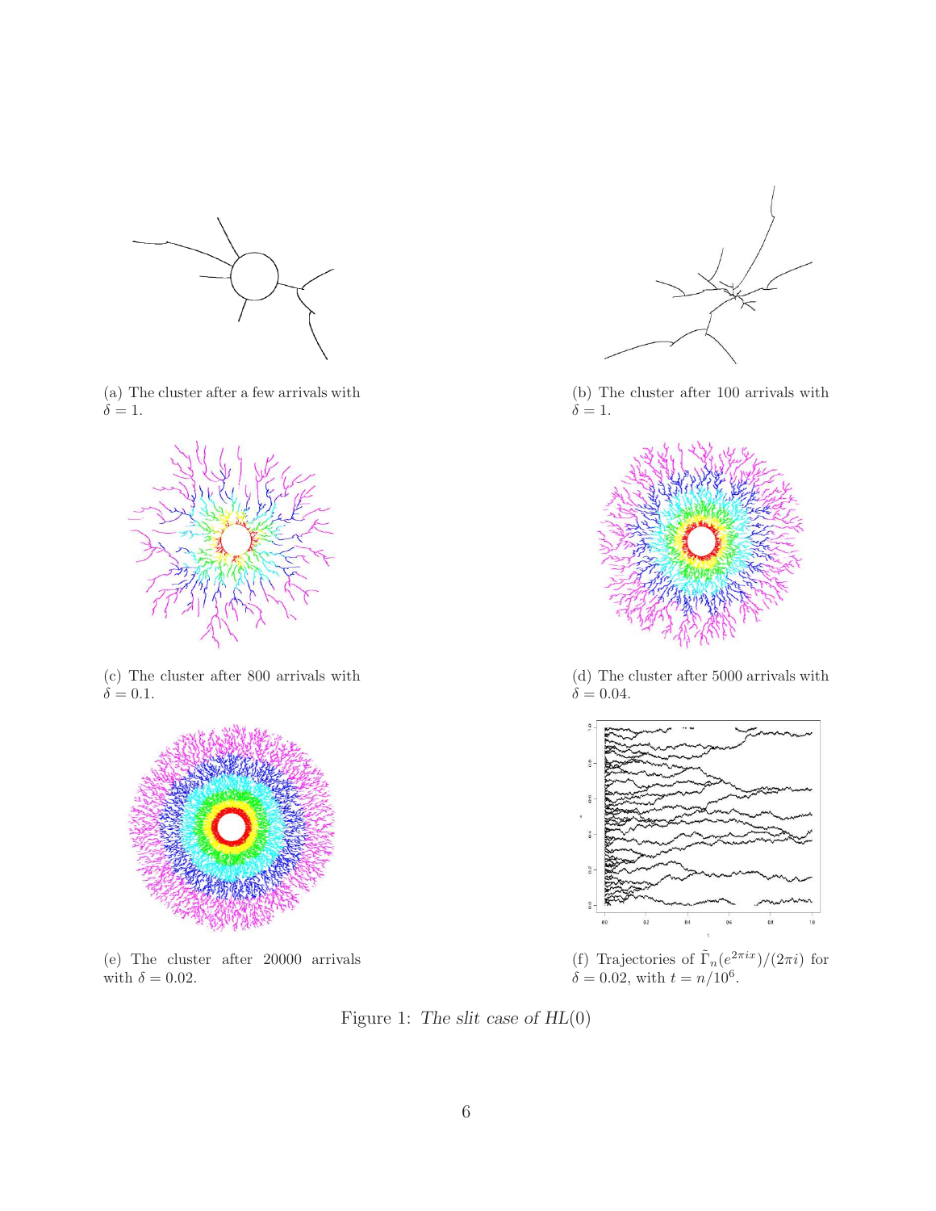(a) The cluster after a few arrivals with $\delta = 1$.

(b) The cluster after 100 arrivals with $\delta = 1$.

(c) The cluster after 800 arrivals with $\delta = 0.1$.

(d) The cluster after 5000 arrivals with $\delta = 0.04$.

(e) The cluster after 20000 arrivals with $\delta = 0.02$.

(f) Trajectories of $\tilde{\Gamma}_n(e^{2\pi i x})/(2\pi i)$ for $\delta = 0.02$, with $t = n/10^6$.

Figure 1: *The slit case of HL(0)*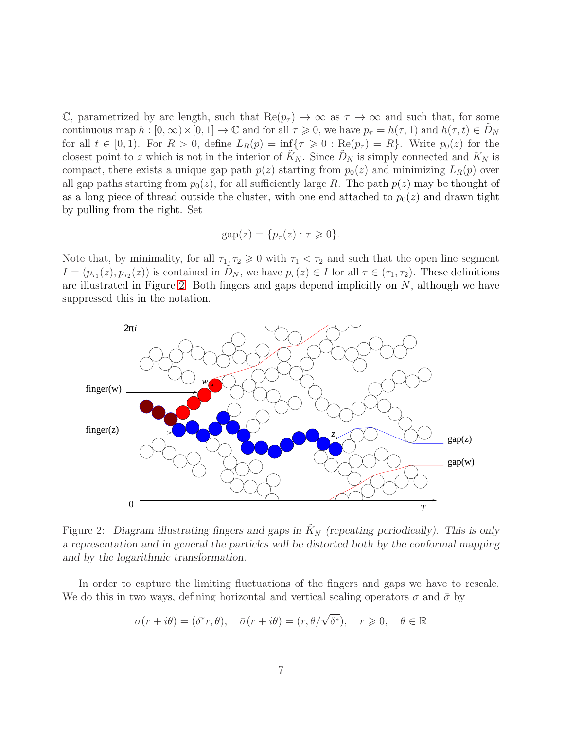$\mathbb{C}$, parametrized by arc length, such that $\text{Re}(p_\tau) \to \infty$ as $\tau \to \infty$ and such that, for some continuous map $h : [0, \infty) \times [0, 1] \to \mathbb{C}$ and for all $\tau \geqslant 0$, we have $p_\tau = h(\tau, 1)$ and $h(\tau, t) \in \tilde{D}_N$ for all $t \in [0, 1)$. For $R > 0$, define $L_R(p) = \inf\{\tau \geqslant 0 : \text{Re}(p_\tau) = R\}$. Write $p_0(z)$ for the closest point to $z$ which is not in the interior of $\tilde{K}_N$. Since $\tilde{D}_N$ is simply connected and $K_N$ is compact, there exists a unique gap path $p(z)$ starting from $p_0(z)$ and minimizing $L_R(p)$ over all gap paths starting from $p_0(z)$, for all sufficiently large $R$. The path $p(z)$ may be thought of as a long piece of thread outside the cluster, with one end attached to $p_0(z)$ and drawn tight by pulling from the right. Set

$$\text{gap}(z) = \{p_\tau(z) : \tau \geqslant 0\}.$$

Note that, by minimality, for all $\tau_1, \tau_2 \geqslant 0$ with $\tau_1 < \tau_2$ and such that the open line segment $I = (p_{\tau_1}(z), p_{\tau_2}(z))$ is contained in $\tilde{D}_N$, we have $p_\tau(z) \in I$ for all $\tau \in (\tau_1, \tau_2)$. These definitions are illustrated in Figure 2. Both fingers and gaps depend implicitly on $N$, although we have suppressed this in the notation.

Figure 2: *Diagram illustrating fingers and gaps in $\tilde{K}_N$ (repeating periodically). This is only a representation and in general the particles will be distorted both by the conformal mapping and by the logarithmic transformation.*

In order to capture the limiting fluctuations of the fingers and gaps we have to rescale. We do this in two ways, defining horizontal and vertical scaling operators $\sigma$ and $\bar{\sigma}$ by

$$\sigma(r + i\theta) = (\delta^* r, \theta), \quad \bar{\sigma}(r + i\theta) = (r, \theta/\sqrt{\delta^*}), \quad r \geqslant 0, \quad \theta \in \mathbb{R}$$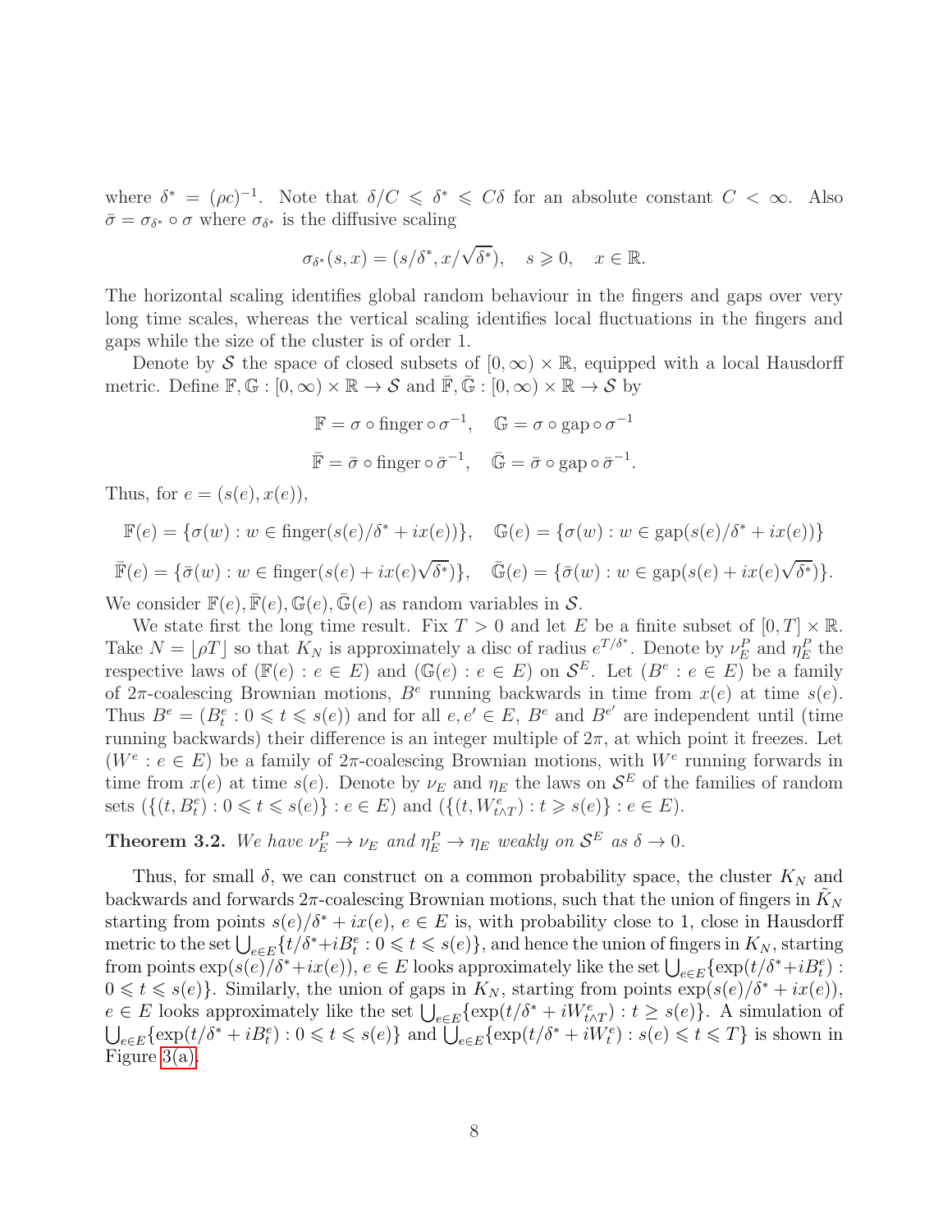where $\delta^* = (\rho c)^{-1}$. Note that $\delta/C \leqslant \delta^* \leqslant C\delta$ for an absolute constant $C < \infty$. Also $\bar{\sigma} = \sigma_{\delta^*} \circ \sigma$ where $\sigma_{\delta^*}$ is the diffusive scaling

$$\sigma_{\delta^*}(s,x) = (s/\delta^*, x/\sqrt{\delta^*}), \quad s \geqslant 0, \quad x \in \mathbb{R}.$$

The horizontal scaling identifies global random behaviour in the fingers and gaps over very long time scales, whereas the vertical scaling identifies local fluctuations in the fingers and gaps while the size of the cluster is of order 1.

Denote by $\mathcal{S}$ the space of closed subsets of $[0,\infty) \times \mathbb{R}$, equipped with a local Hausdorff metric. Define $\mathbb{F}, \mathbb{G} : [0,\infty) \times \mathbb{R} \to \mathcal{S}$ and $\bar{\mathbb{F}}, \bar{\mathbb{G}} : [0,\infty) \times \mathbb{R} \to \mathcal{S}$ by

$$\mathbb{F} = \sigma \circ \text{finger} \circ \sigma^{-1}, \quad \mathbb{G} = \sigma \circ \text{gap} \circ \sigma^{-1}$$

$$\bar{\mathbb{F}} = \bar{\sigma} \circ \text{finger} \circ \bar{\sigma}^{-1}, \quad \bar{\mathbb{G}} = \bar{\sigma} \circ \text{gap} \circ \bar{\sigma}^{-1}.$$

Thus, for $e = (s(e), x(e))$,

$$\mathbb{F}(e) = \{\sigma(w) : w \in \text{finger}(s(e)/\delta^* + ix(e))\}, \quad \mathbb{G}(e) = \{\sigma(w) : w \in \text{gap}(s(e)/\delta^* + ix(e))\}$$

$$\bar{\mathbb{F}}(e) = \{\bar{\sigma}(w) : w \in \text{finger}(s(e) + ix(e)\sqrt{\delta^*})\}, \quad \bar{\mathbb{G}}(e) = \{\bar{\sigma}(w) : w \in \text{gap}(s(e) + ix(e)\sqrt{\delta^*})\}.$$

We consider $\mathbb{F}(e), \bar{\mathbb{F}}(e), \mathbb{G}(e), \bar{\mathbb{G}}(e)$ as random variables in $\mathcal{S}$.

We state first the long time result. Fix $T > 0$ and let $E$ be a finite subset of $[0,T] \times \mathbb{R}$. Take $N = \lfloor \rho T \rfloor$ so that $K_N$ is approximately a disc of radius $e^{T/\delta^*}$. Denote by $\nu_E^P$ and $\eta_E^P$ the respective laws of $(\mathbb{F}(e) : e \in E)$ and $(\mathbb{G}(e) : e \in E)$ on $\mathcal{S}^E$. Let $(B^e : e \in E)$ be a family of $2\pi$-coalescing Brownian motions, $B^e$ running backwards in time from $x(e)$ at time $s(e)$. Thus $B^e = (B_t^e : 0 \leqslant t \leqslant s(e))$ and for all $e, e' \in E$, $B^e$ and $B^{e'}$ are independent until (time running backwards) their difference is an integer multiple of $2\pi$, at which point it freezes. Let $(W^e : e \in E)$ be a family of $2\pi$-coalescing Brownian motions, with $W^e$ running forwards in time from $x(e)$ at time $s(e)$. Denote by $\nu_E$ and $\eta_E$ the laws on $\mathcal{S}^E$ of the families of random sets $(\{(t, B_t^e) : 0 \leqslant t \leqslant s(e)\} : e \in E)$ and $(\{(t, W_{t \wedge T}^e) : t \geqslant s(e)\} : e \in E)$.

**Theorem 3.2.** *We have $\nu_E^P \to \nu_E$ and $\eta_E^P \to \eta_E$ weakly on $\mathcal{S}^E$ as $\delta \to 0$.*

Thus, for small $\delta$, we can construct on a common probability space, the cluster $K_N$ and backwards and forwards $2\pi$-coalescing Brownian motions, such that the union of fingers in $\tilde{K}_N$ starting from points $s(e)/\delta^* + ix(e)$, $e \in E$ is, with probability close to 1, close in Hausdorff metric to the set $\bigcup_{e \in E}\{t/\delta^* + iB_t^e : 0 \leqslant t \leqslant s(e)\}$, and hence the union of fingers in $K_N$, starting from points $\exp(s(e)/\delta^* + ix(e))$, $e \in E$ looks approximately like the set $\bigcup_{e \in E}\{\exp(t/\delta^* + iB_t^e) : 0 \leqslant t \leqslant s(e)\}$. Similarly, the union of gaps in $K_N$, starting from points $\exp(s(e)/\delta^* + ix(e))$, $e \in E$ looks approximately like the set $\bigcup_{e \in E}\{\exp(t/\delta^* + iW_{t \wedge T}^e) : t \geq s(e)\}$. A simulation of $\bigcup_{e \in E}\{\exp(t/\delta^* + iB_t^e) : 0 \leqslant t \leqslant s(e)\}$ and $\bigcup_{e \in E}\{\exp(t/\delta^* + iW_t^e) : s(e) \leqslant t \leqslant T\}$ is shown in Figure 3(a).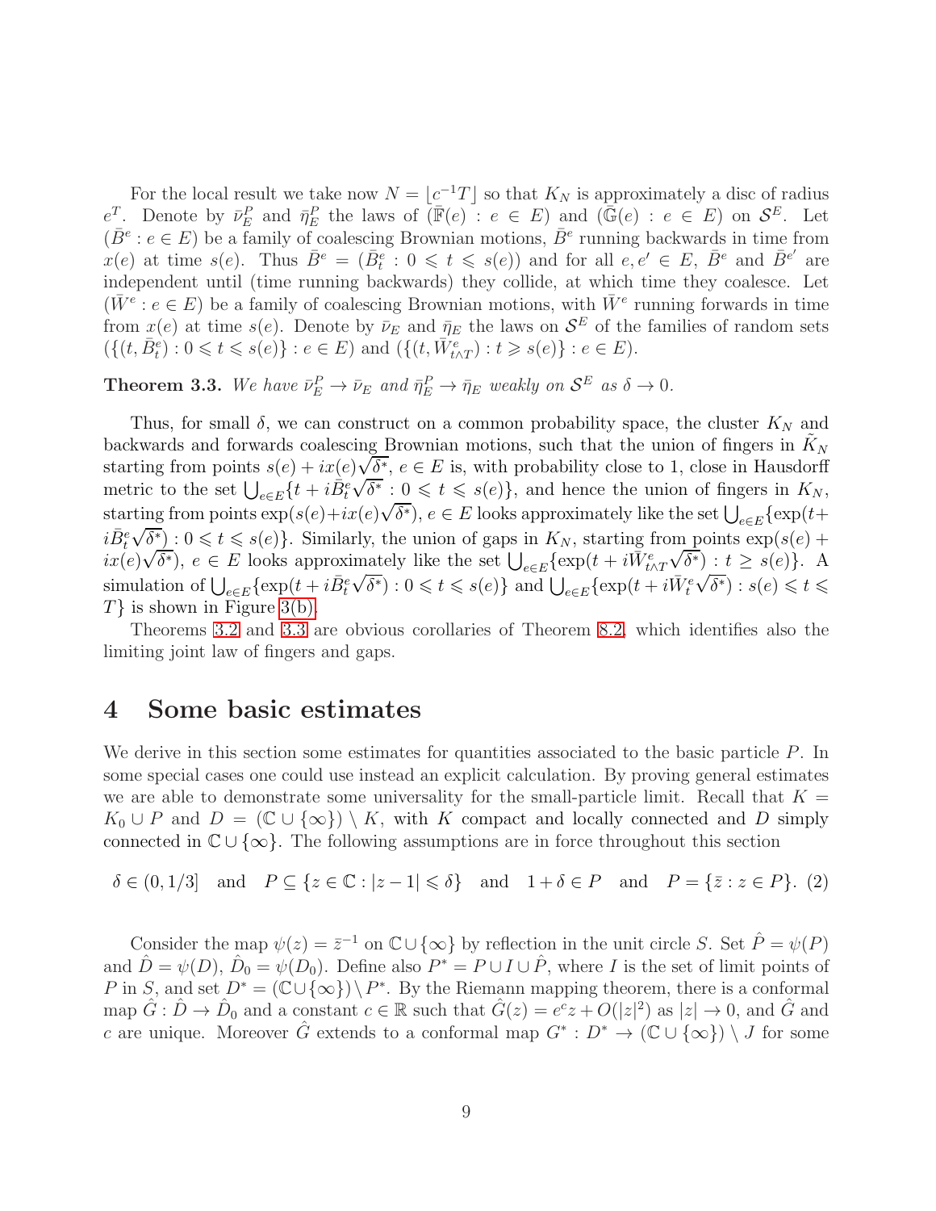For the local result we take now $N = \lfloor c^{-1}T \rfloor$ so that $K_N$ is approximately a disc of radius $e^T$. Denote by $\bar{\nu}_E^P$ and $\bar{\eta}_E^P$ the laws of $(\bar{\mathbb{F}}(e) : e \in E)$ and $(\bar{\mathbb{G}}(e) : e \in E)$ on $\mathcal{S}^E$. Let $(\bar{B}^e : e \in E)$ be a family of coalescing Brownian motions, $\bar{B}^e$ running backwards in time from $x(e)$ at time $s(e)$. Thus $\bar{B}^e = (\bar{B}_t^e : 0 \leqslant t \leqslant s(e))$ and for all $e, e' \in E$, $\bar{B}^e$ and $\bar{B}^{e'}$ are independent until (time running backwards) they collide, at which time they coalesce. Let $(\bar{W}^e : e \in E)$ be a family of coalescing Brownian motions, with $\bar{W}^e$ running forwards in time from $x(e)$ at time $s(e)$. Denote by $\bar{\nu}_E$ and $\bar{\eta}_E$ the laws on $\mathcal{S}^E$ of the families of random sets $(\{(t, \bar{B}_t^e) : 0 \leqslant t \leqslant s(e)\} : e \in E)$ and $(\{(t, \bar{W}_{t \wedge T}^e) : t \geqslant s(e)\} : e \in E)$.

**Theorem 3.3.** *We have $\bar{\nu}_E^P \to \bar{\nu}_E$ and $\bar{\eta}_E^P \to \bar{\eta}_E$ weakly on $\mathcal{S}^E$ as $\delta \to 0$.*

Thus, for small $\delta$, we can construct on a common probability space, the cluster $K_N$ and backwards and forwards coalescing Brownian motions, such that the union of fingers in $\tilde{K}_N$ starting from points $s(e) + ix(e)\sqrt{\delta^*}$, $e \in E$ is, with probability close to 1, close in Hausdorff metric to the set $\bigcup_{e \in E}\{t + i\bar{B}_t^e\sqrt{\delta^*} : 0 \leqslant t \leqslant s(e)\}$, and hence the union of fingers in $K_N$, starting from points $\exp(s(e) + ix(e)\sqrt{\delta^*})$, $e \in E$ looks approximately like the set $\bigcup_{e \in E}\{\exp(t + i\bar{B}_t^e\sqrt{\delta^*}) : 0 \leqslant t \leqslant s(e)\}$. Similarly, the union of gaps in $K_N$, starting from points $\exp(s(e) + ix(e)\sqrt{\delta^*})$, $e \in E$ looks approximately like the set $\bigcup_{e \in E}\{\exp(t + i\bar{W}_{t \wedge T}^e\sqrt{\delta^*}) : t \geq s(e)\}$. A simulation of $\bigcup_{e \in E}\{\exp(t + i\bar{B}_t^e\sqrt{\delta^*}) : 0 \leqslant t \leqslant s(e)\}$ and $\bigcup_{e \in E}\{\exp(t + i\bar{W}_t^e\sqrt{\delta^*}) : s(e) \leqslant t \leqslant T\}$ is shown in Figure 3(b).

Theorems 3.2 and 3.3 are obvious corollaries of Theorem 8.2, which identifies also the limiting joint law of fingers and gaps.

# 4 Some basic estimates

We derive in this section some estimates for quantities associated to the basic particle $P$. In some special cases one could use instead an explicit calculation. By proving general estimates we are able to demonstrate some universality for the small-particle limit. Recall that $K = K_0 \cup P$ and $D = (\mathbb{C} \cup \{\infty\}) \setminus K$, with $K$ compact and locally connected and $D$ simply connected in $\mathbb{C} \cup \{\infty\}$. The following assumptions are in force throughout this section

$$\delta \in (0, 1/3] \quad \text{and} \quad P \subseteq \{z \in \mathbb{C} : |z - 1| \leqslant \delta\} \quad \text{and} \quad 1 + \delta \in P \quad \text{and} \quad P = \{\bar{z} : z \in P\}. \quad (2)$$

Consider the map $\psi(z) = \bar{z}^{-1}$ on $\mathbb{C} \cup \{\infty\}$ by reflection in the unit circle $S$. Set $\hat{P} = \psi(P)$ and $\hat{D} = \psi(D)$, $\hat{D}_0 = \psi(D_0)$. Define also $P^* = P \cup I \cup \hat{P}$, where $I$ is the set of limit points of $P$ in $S$, and set $D^* = (\mathbb{C} \cup \{\infty\}) \setminus P^*$. By the Riemann mapping theorem, there is a conformal map $\hat{G} : \hat{D} \to \hat{D}_0$ and a constant $c \in \mathbb{R}$ such that $\hat{G}(z) = e^c z + O(|z|^2)$ as $|z| \to 0$, and $\hat{G}$ and $c$ are unique. Moreover $\hat{G}$ extends to a conformal map $G^* : D^* \to (\mathbb{C} \cup \{\infty\}) \setminus J$ for some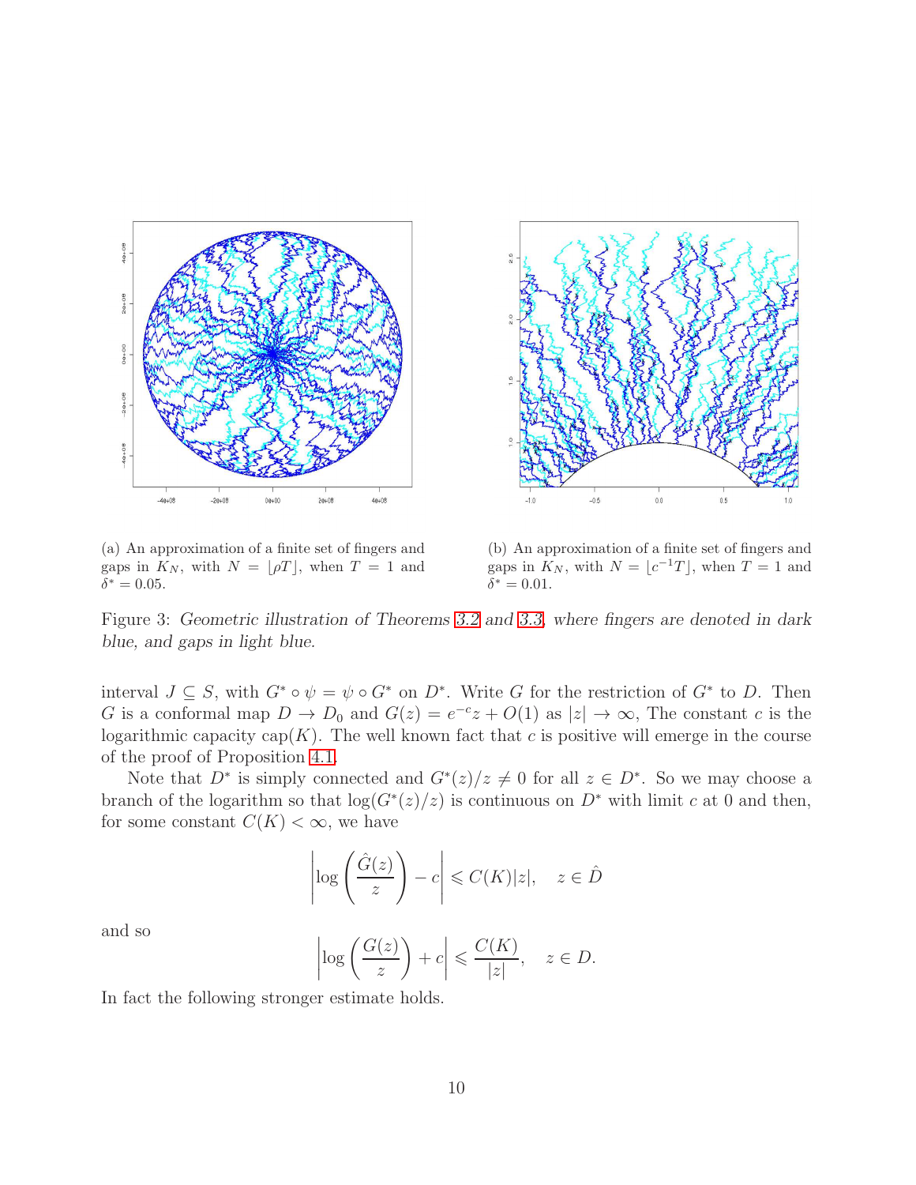(a) An approximation of a finite set of fingers and gaps in $K_N$, with $N = \lfloor \rho T \rfloor$, when $T = 1$ and $\delta^* = 0.05$.

(b) An approximation of a finite set of fingers and gaps in $K_N$, with $N = \lfloor c^{-1} T \rfloor$, when $T = 1$ and $\delta^* = 0.01$.

Figure 3: *Geometric illustration of Theorems 3.2 and 3.3, where fingers are denoted in dark blue, and gaps in light blue.*

interval $J \subseteq S$, with $G^* \circ \psi = \psi \circ G^*$ on $D^*$. Write $G$ for the restriction of $G^*$ to $D$. Then $G$ is a conformal map $D \to D_0$ and $G(z) = e^{-c}z + O(1)$ as $|z| \to \infty$, The constant $c$ is the logarithmic capacity $\text{cap}(K)$. The well known fact that $c$ is positive will emerge in the course of the proof of Proposition 4.1.

Note that $D^*$ is simply connected and $G^*(z)/z \neq 0$ for all $z \in D^*$. So we may choose a branch of the logarithm so that $\log(G^*(z)/z)$ is continuous on $D^*$ with limit $c$ at 0 and then, for some constant $C(K) < \infty$, we have

$$\left| \log\left(\frac{\hat{G}(z)}{z}\right) - c \right| \leqslant C(K)|z|, \quad z \in \hat{D}$$

and so

$$\left| \log\left(\frac{G(z)}{z}\right) + c \right| \leqslant \frac{C(K)}{|z|}, \quad z \in D.$$

In fact the following stronger estimate holds.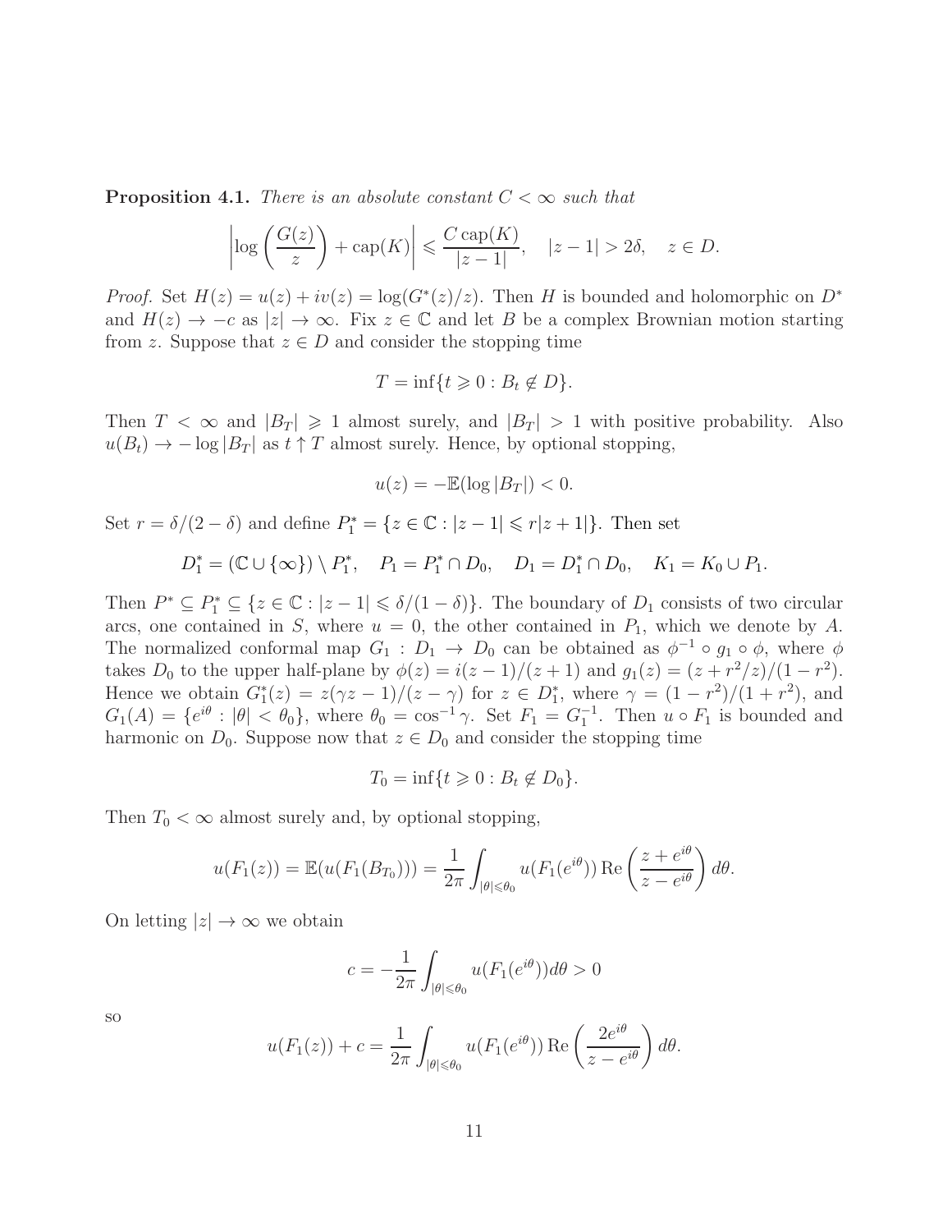**Proposition 4.1.** *There is an absolute constant $C < \infty$ such that*

$$\left|\log\left(\frac{G(z)}{z}\right) + \operatorname{cap}(K)\right| \leqslant \frac{C\operatorname{cap}(K)}{|z-1|}, \quad |z-1| > 2\delta, \quad z \in D.$$

*Proof.* Set $H(z) = u(z) + iv(z) = \log(G^*(z)/z)$. Then $H$ is bounded and holomorphic on $D^*$ and $H(z) \to -c$ as $|z| \to \infty$. Fix $z \in \mathbb{C}$ and let $B$ be a complex Brownian motion starting from $z$. Suppose that $z \in D$ and consider the stopping time

$$T = \inf\{t \geqslant 0 : B_t \notin D\}.$$

Then $T < \infty$ and $|B_T| \geqslant 1$ almost surely, and $|B_T| > 1$ with positive probability. Also $u(B_t) \to -\log|B_T|$ as $t \uparrow T$ almost surely. Hence, by optional stopping,

$$u(z) = -\mathbb{E}(\log|B_T|) < 0.$$

Set $r = \delta/(2-\delta)$ and define $P_1^* = \{z \in \mathbb{C} : |z-1| \leqslant r|z+1|\}$. Then set

$$D_1^* = (\mathbb{C} \cup \{\infty\}) \setminus P_1^*, \quad P_1 = P_1^* \cap D_0, \quad D_1 = D_1^* \cap D_0, \quad K_1 = K_0 \cup P_1.$$

Then $P^* \subseteq P_1^* \subseteq \{z \in \mathbb{C} : |z-1| \leqslant \delta/(1-\delta)\}$. The boundary of $D_1$ consists of two circular arcs, one contained in $S$, where $u = 0$, the other contained in $P_1$, which we denote by $A$. The normalized conformal map $G_1 : D_1 \to D_0$ can be obtained as $\phi^{-1} \circ g_1 \circ \phi$, where $\phi$ takes $D_0$ to the upper half-plane by $\phi(z) = i(z-1)/(z+1)$ and $g_1(z) = (z + r^2/z)/(1-r^2)$. Hence we obtain $G_1^*(z) = z(\gamma z - 1)/(z - \gamma)$ for $z \in D_1^*$, where $\gamma = (1-r^2)/(1+r^2)$, and $G_1(A) = \{e^{i\theta} : |\theta| < \theta_0\}$, where $\theta_0 = \cos^{-1}\gamma$. Set $F_1 = G_1^{-1}$. Then $u \circ F_1$ is bounded and harmonic on $D_0$. Suppose now that $z \in D_0$ and consider the stopping time

$$T_0 = \inf\{t \geqslant 0 : B_t \notin D_0\}.$$

Then $T_0 < \infty$ almost surely and, by optional stopping,

$$u(F_1(z)) = \mathbb{E}(u(F_1(B_{T_0}))) = \frac{1}{2\pi}\int_{|\theta| \leqslant \theta_0} u(F_1(e^{i\theta}))\operatorname{Re}\left(\frac{z + e^{i\theta}}{z - e^{i\theta}}\right) d\theta.$$

On letting $|z| \to \infty$ we obtain

$$c = -\frac{1}{2\pi}\int_{|\theta| \leqslant \theta_0} u(F_1(e^{i\theta})) d\theta > 0$$

so

$$u(F_1(z)) + c = \frac{1}{2\pi}\int_{|\theta| \leqslant \theta_0} u(F_1(e^{i\theta}))\operatorname{Re}\left(\frac{2e^{i\theta}}{z - e^{i\theta}}\right) d\theta.$$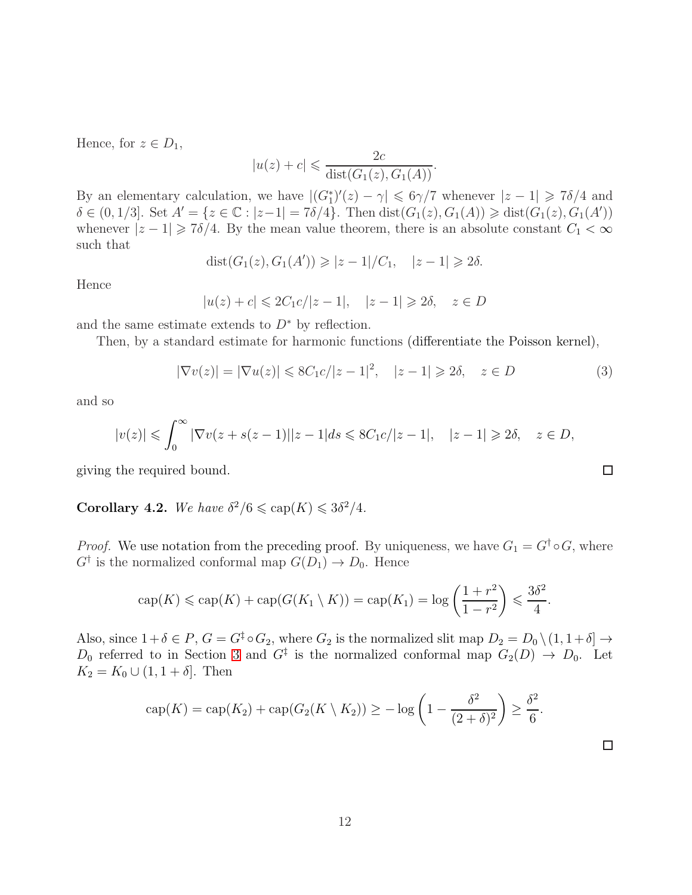Hence, for $z \in D_1$,

$$|u(z) + c| \leqslant \frac{2c}{\operatorname{dist}(G_1(z), G_1(A))}.$$

By an elementary calculation, we have $|(G_1^*)'(z) - \gamma| \leqslant 6\gamma/7$ whenever $|z-1| \geqslant 7\delta/4$ and $\delta \in (0, 1/3]$. Set $A' = \{z \in \mathbb{C} : |z-1| = 7\delta/4\}$. Then $\operatorname{dist}(G_1(z), G_1(A)) \geqslant \operatorname{dist}(G_1(z), G_1(A'))$ whenever $|z-1| \geqslant 7\delta/4$. By the mean value theorem, there is an absolute constant $C_1 < \infty$ such that

$$\operatorname{dist}(G_1(z), G_1(A')) \geqslant |z-1|/C_1, \quad |z-1| \geqslant 2\delta.$$

Hence

$$|u(z) + c| \leqslant 2C_1 c/|z-1|, \quad |z-1| \geqslant 2\delta, \quad z \in D$$

and the same estimate extends to $D^*$ by reflection.

Then, by a standard estimate for harmonic functions (differentiate the Poisson kernel),

$$|\nabla v(z)| = |\nabla u(z)| \leqslant 8C_1 c/|z-1|^2, \quad |z-1| \geqslant 2\delta, \quad z \in D \tag{3}$$

and so

$$|v(z)| \leqslant \int_0^\infty |\nabla v(z + s(z-1))||z-1| ds \leqslant 8C_1 c/|z-1|, \quad |z-1| \geqslant 2\delta, \quad z \in D,$$

giving the required bound. $\square$

**Corollary 4.2.** *We have* $\delta^2/6 \leqslant \operatorname{cap}(K) \leqslant 3\delta^2/4$.

*Proof.* We use notation from the preceding proof. By uniqueness, we have $G_1 = G^\dagger \circ G$, where $G^\dagger$ is the normalized conformal map $G(D_1) \to D_0$. Hence

$$\operatorname{cap}(K) \leqslant \operatorname{cap}(K) + \operatorname{cap}(G(K_1 \setminus K)) = \operatorname{cap}(K_1) = \log\left(\frac{1+r^2}{1-r^2}\right) \leqslant \frac{3\delta^2}{4}.$$

Also, since $1+\delta \in P$, $G = G^\ddagger \circ G_2$, where $G_2$ is the normalized slit map $D_2 = D_0 \setminus (1, 1+\delta] \to D_0$ referred to in Section 3 and $G^\ddagger$ is the normalized conformal map $G_2(D) \to D_0$. Let $K_2 = K_0 \cup (1, 1+\delta]$. Then

$$\operatorname{cap}(K) = \operatorname{cap}(K_2) + \operatorname{cap}(G_2(K \setminus K_2)) \geq -\log\left(1 - \frac{\delta^2}{(2+\delta)^2}\right) \geq \frac{\delta^2}{6}.$$

$\square$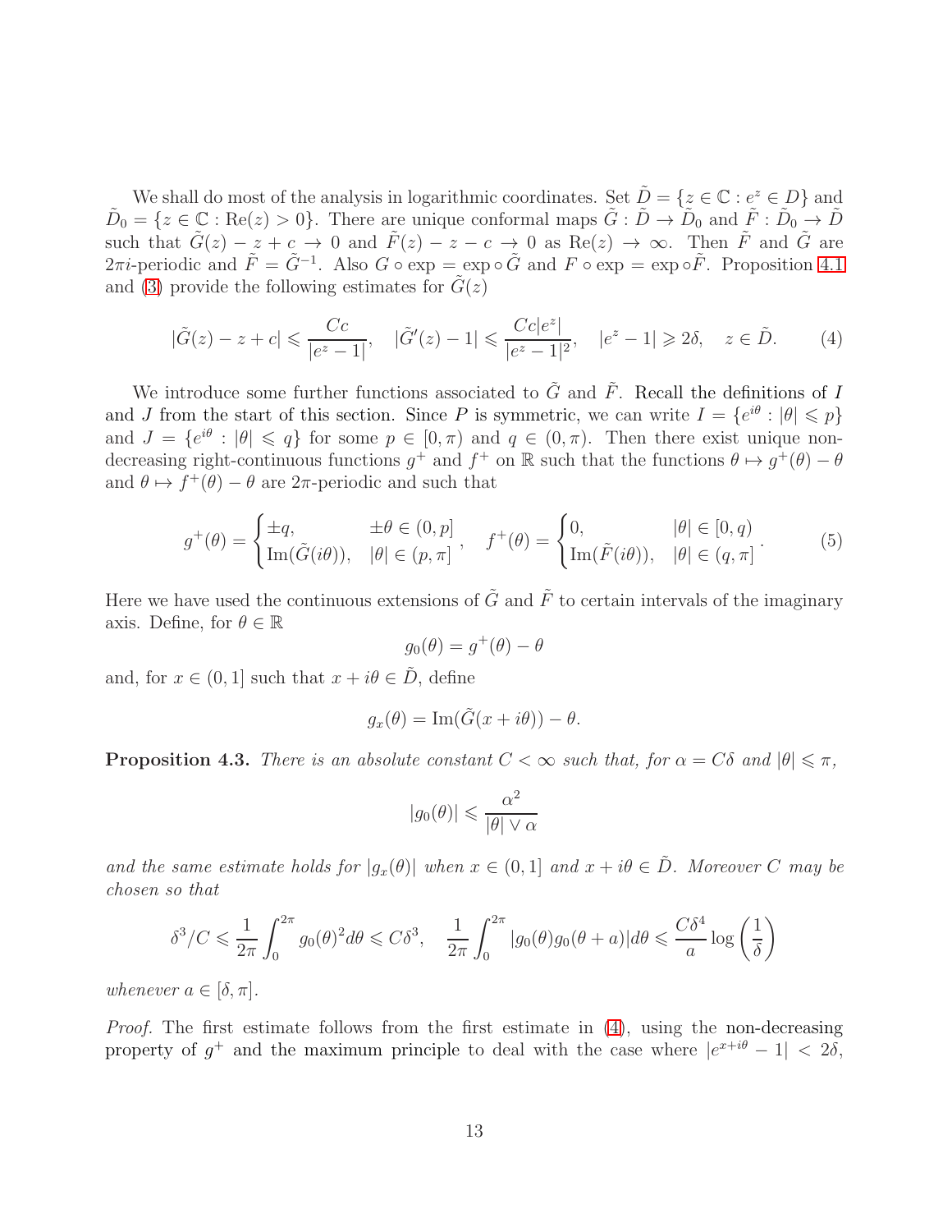We shall do most of the analysis in logarithmic coordinates. Set $\tilde{D} = \{z \in \mathbb{C} : e^z \in D\}$ and $\tilde{D}_0 = \{z \in \mathbb{C} : \mathrm{Re}(z) > 0\}$. There are unique conformal maps $\tilde{G} : \tilde{D} \to \tilde{D}_0$ and $\tilde{F} : \tilde{D}_0 \to \tilde{D}$ such that $\tilde{G}(z) - z + c \to 0$ and $\tilde{F}(z) - z - c \to 0$ as $\mathrm{Re}(z) \to \infty$. Then $\tilde{F}$ and $\tilde{G}$ are $2\pi i$-periodic and $\tilde{F} = \tilde{G}^{-1}$. Also $G \circ \exp = \exp \circ \tilde{G}$ and $F \circ \exp = \exp \circ \tilde{F}$. Proposition 4.1 and (3) provide the following estimates for $\tilde{G}(z)$

$$|\tilde{G}(z) - z + c| \leqslant \frac{Cc}{|e^z - 1|}, \quad |\tilde{G}'(z) - 1| \leqslant \frac{Cc|e^z|}{|e^z - 1|^2}, \quad |e^z - 1| \geqslant 2\delta, \quad z \in \tilde{D}. \tag{4}$$

We introduce some further functions associated to $\tilde{G}$ and $\tilde{F}$. Recall the definitions of $I$ and $J$ from the start of this section. Since $P$ is symmetric, we can write $I = \{e^{i\theta} : |\theta| \leqslant p\}$ and $J = \{e^{i\theta} : |\theta| \leqslant q\}$ for some $p \in [0, \pi)$ and $q \in (0, \pi)$. Then there exist unique non-decreasing right-continuous functions $g^+$ and $f^+$ on $\mathbb{R}$ such that the functions $\theta \mapsto g^+(\theta) - \theta$ and $\theta \mapsto f^+(\theta) - \theta$ are $2\pi$-periodic and such that

$$g^+(\theta) = \begin{cases} \pm q, & \pm\theta \in (0, p] \\ \mathrm{Im}(\tilde{G}(i\theta)), & |\theta| \in (p, \pi] \end{cases}, \quad f^+(\theta) = \begin{cases} 0, & |\theta| \in [0, q) \\ \mathrm{Im}(\tilde{F}(i\theta)), & |\theta| \in (q, \pi] \end{cases}. \tag{5}$$

Here we have used the continuous extensions of $\tilde{G}$ and $\tilde{F}$ to certain intervals of the imaginary axis. Define, for $\theta \in \mathbb{R}$

$$g_0(\theta) = g^+(\theta) - \theta$$

and, for $x \in (0, 1]$ such that $x + i\theta \in \tilde{D}$, define

$$g_x(\theta) = \mathrm{Im}(\tilde{G}(x + i\theta)) - \theta.$$

**Proposition 4.3.** *There is an absolute constant $C < \infty$ such that, for $\alpha = C\delta$ and $|\theta| \leqslant \pi$,*

$$|g_0(\theta)| \leqslant \frac{\alpha^2}{|\theta| \vee \alpha}$$

*and the same estimate holds for $|g_x(\theta)|$ when $x \in (0, 1]$ and $x + i\theta \in \tilde{D}$. Moreover $C$ may be chosen so that*

$$\delta^3/C \leqslant \frac{1}{2\pi} \int_0^{2\pi} g_0(\theta)^2 d\theta \leqslant C\delta^3, \quad \frac{1}{2\pi} \int_0^{2\pi} |g_0(\theta) g_0(\theta + a)| d\theta \leqslant \frac{C\delta^4}{a} \log\left(\frac{1}{\delta}\right)$$

*whenever $a \in [\delta, \pi]$.*

*Proof.* The first estimate follows from the first estimate in (4), using the non-decreasing property of $g^+$ and the maximum principle to deal with the case where $|e^{x+i\theta} - 1| < 2\delta$,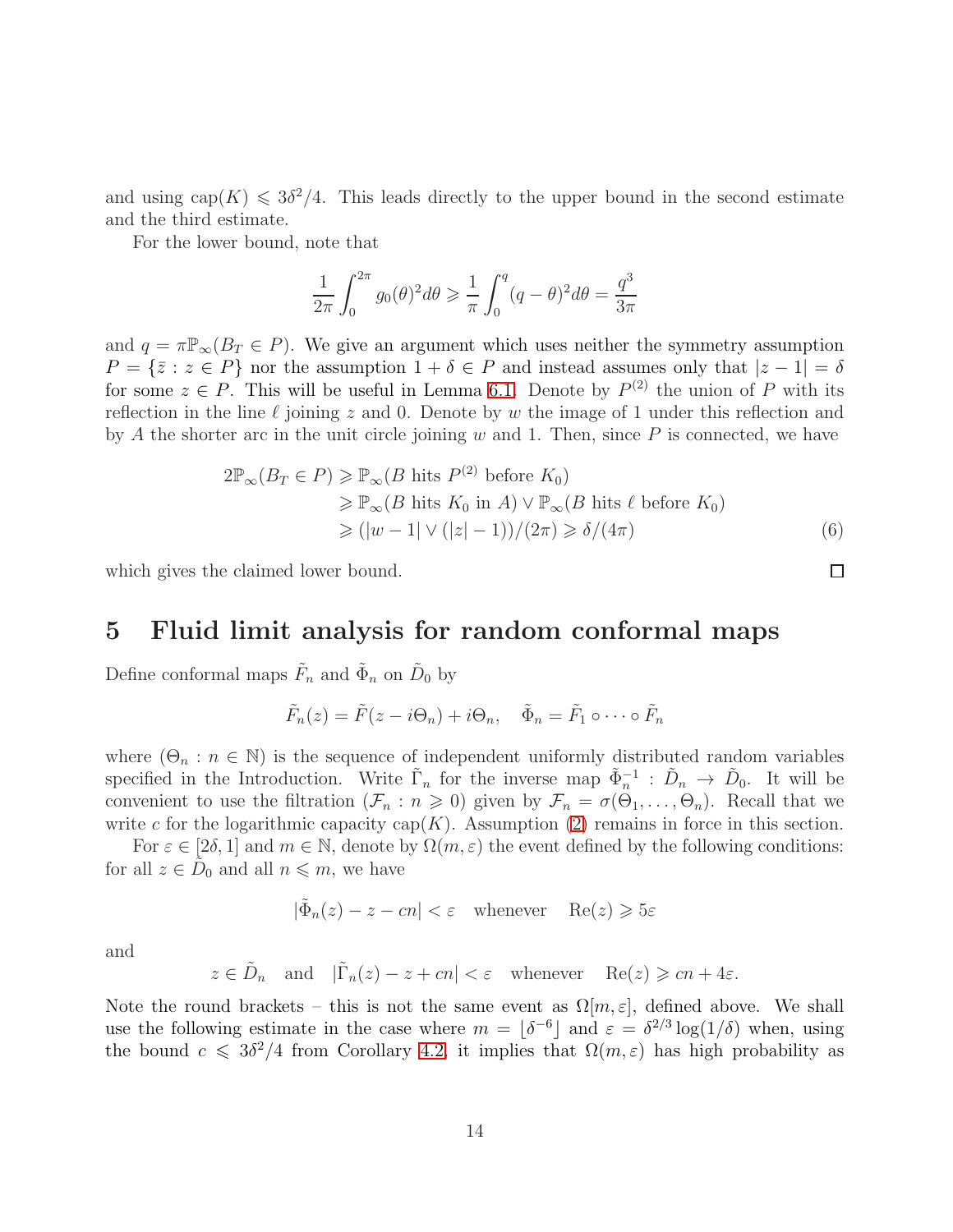and using $\text{cap}(K) \leqslant 3\delta^2/4$. This leads directly to the upper bound in the second estimate and the third estimate.

For the lower bound, note that

$$\frac{1}{2\pi}\int_0^{2\pi} g_0(\theta)^2 d\theta \geqslant \frac{1}{\pi}\int_0^q (q-\theta)^2 d\theta = \frac{q^3}{3\pi}$$

and $q = \pi\mathbb{P}_\infty(B_T \in P)$. We give an argument which uses neither the symmetry assumption $P = \{\bar{z} : z \in P\}$ nor the assumption $1+\delta \in P$ and instead assumes only that $|z-1| = \delta$ for some $z \in P$. This will be useful in Lemma 6.1. Denote by $P^{(2)}$ the union of $P$ with its reflection in the line $\ell$ joining $z$ and 0. Denote by $w$ the image of 1 under this reflection and by $A$ the shorter arc in the unit circle joining $w$ and 1. Then, since $P$ is connected, we have

$$\begin{aligned}
2\mathbb{P}_\infty(B_T \in P) &\geqslant \mathbb{P}_\infty(B \text{ hits } P^{(2)} \text{ before } K_0) \\
&\geqslant \mathbb{P}_\infty(B \text{ hits } K_0 \text{ in } A) \vee \mathbb{P}_\infty(B \text{ hits } \ell \text{ before } K_0) \\
&\geqslant (|w-1| \vee (|z|-1))/(2\pi) \geqslant \delta/(4\pi)
\end{aligned} \tag{6}$$

which gives the claimed lower bound. $\square$

# 5 Fluid limit analysis for random conformal maps

Define conformal maps $\tilde{F}_n$ and $\tilde{\Phi}_n$ on $\tilde{D}_0$ by

$$\tilde{F}_n(z) = \tilde{F}(z - i\Theta_n) + i\Theta_n, \quad \tilde{\Phi}_n = \tilde{F}_1 \circ \cdots \circ \tilde{F}_n$$

where $(\Theta_n : n \in \mathbb{N})$ is the sequence of independent uniformly distributed random variables specified in the Introduction. Write $\tilde{\Gamma}_n$ for the inverse map $\tilde{\Phi}_n^{-1} : \tilde{D}_n \to \tilde{D}_0$. It will be convenient to use the filtration $(\mathcal{F}_n : n \geqslant 0)$ given by $\mathcal{F}_n = \sigma(\Theta_1, \dots, \Theta_n)$. Recall that we write $c$ for the logarithmic capacity $\text{cap}(K)$. Assumption (2) remains in force in this section.

For $\varepsilon \in [2\delta, 1]$ and $m \in \mathbb{N}$, denote by $\Omega(m, \varepsilon)$ the event defined by the following conditions: for all $z \in \tilde{D}_0$ and all $n \leqslant m$, we have

$$|\tilde{\Phi}_n(z) - z - cn| < \varepsilon \quad \text{whenever} \quad \text{Re}(z) \geqslant 5\varepsilon$$

and

$$z \in \tilde{D}_n \quad \text{and} \quad |\tilde{\Gamma}_n(z) - z + cn| < \varepsilon \quad \text{whenever} \quad \text{Re}(z) \geqslant cn + 4\varepsilon.$$

Note the round brackets – this is not the same event as $\Omega[m, \varepsilon]$, defined above. We shall use the following estimate in the case where $m = \lfloor \delta^{-6} \rfloor$ and $\varepsilon = \delta^{2/3}\log(1/\delta)$ when, using the bound $c \leqslant 3\delta^2/4$ from Corollary 4.2, it implies that $\Omega(m, \varepsilon)$ has high probability as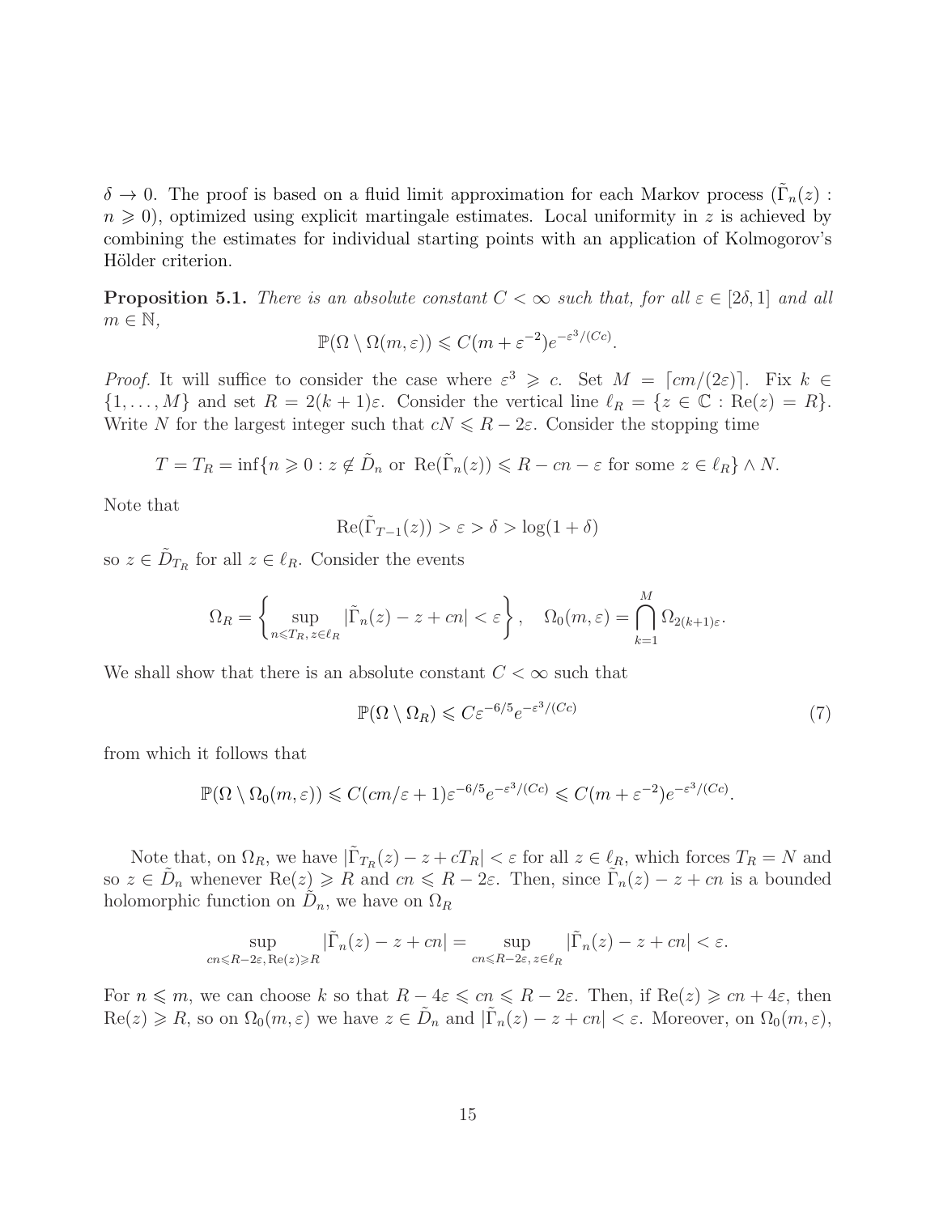$\delta \to 0$. The proof is based on a fluid limit approximation for each Markov process $(\tilde{\Gamma}_n(z) : n \geqslant 0)$, optimized using explicit martingale estimates. Local uniformity in $z$ is achieved by combining the estimates for individual starting points with an application of Kolmogorov's Hölder criterion.

**Proposition 5.1.** *There is an absolute constant $C < \infty$ such that, for all $\varepsilon \in [2\delta, 1]$ and all $m \in \mathbb{N}$,*

$$\mathbb{P}(\Omega \setminus \Omega(m, \varepsilon)) \leqslant C(m + \varepsilon^{-2})e^{-\varepsilon^3/(Cc)}.$$

*Proof.* It will suffice to consider the case where $\varepsilon^3 \geqslant c$. Set $M = \lceil cm/(2\varepsilon) \rceil$. Fix $k \in \{1, \dots, M\}$ and set $R = 2(k+1)\varepsilon$. Consider the vertical line $\ell_R = \{z \in \mathbb{C} : \mathrm{Re}(z) = R\}$. Write $N$ for the largest integer such that $cN \leqslant R - 2\varepsilon$. Consider the stopping time

$$T = T_R = \inf\{n \geqslant 0 : z \notin \tilde{D}_n \text{ or } \mathrm{Re}(\tilde{\Gamma}_n(z)) \leqslant R - cn - \varepsilon \text{ for some } z \in \ell_R\} \wedge N.$$

Note that

$$\mathrm{Re}(\tilde{\Gamma}_{T-1}(z)) > \varepsilon > \delta > \log(1 + \delta)$$

so $z \in \tilde{D}_{T_R}$ for all $z \in \ell_R$. Consider the events

$$\Omega_R = \left\{ \sup_{n \leqslant T_R,\, z \in \ell_R} |\tilde{\Gamma}_n(z) - z + cn| < \varepsilon \right\}, \quad \Omega_0(m, \varepsilon) = \bigcap_{k=1}^{M} \Omega_{2(k+1)\varepsilon}.$$

We shall show that there is an absolute constant $C < \infty$ such that

$$\mathbb{P}(\Omega \setminus \Omega_R) \leqslant C\varepsilon^{-6/5} e^{-\varepsilon^3/(Cc)} \tag{7}$$

from which it follows that

$$\mathbb{P}(\Omega \setminus \Omega_0(m, \varepsilon)) \leqslant C(cm/\varepsilon + 1)\varepsilon^{-6/5} e^{-\varepsilon^3/(Cc)} \leqslant C(m + \varepsilon^{-2})e^{-\varepsilon^3/(Cc)}.$$

Note that, on $\Omega_R$, we have $|\tilde{\Gamma}_{T_R}(z) - z + cT_R| < \varepsilon$ for all $z \in \ell_R$, which forces $T_R = N$ and so $z \in \tilde{D}_n$ whenever $\mathrm{Re}(z) \geqslant R$ and $cn \leqslant R - 2\varepsilon$. Then, since $\tilde{\Gamma}_n(z) - z + cn$ is a bounded holomorphic function on $\tilde{D}_n$, we have on $\Omega_R$

$$\sup_{cn \leqslant R - 2\varepsilon,\, \mathrm{Re}(z) \geqslant R} |\tilde{\Gamma}_n(z) - z + cn| = \sup_{cn \leqslant R - 2\varepsilon,\, z \in \ell_R} |\tilde{\Gamma}_n(z) - z + cn| < \varepsilon.$$

For $n \leqslant m$, we can choose $k$ so that $R - 4\varepsilon \leqslant cn \leqslant R - 2\varepsilon$. Then, if $\mathrm{Re}(z) \geqslant cn + 4\varepsilon$, then $\mathrm{Re}(z) \geqslant R$, so on $\Omega_0(m, \varepsilon)$ we have $z \in \tilde{D}_n$ and $|\tilde{\Gamma}_n(z) - z + cn| < \varepsilon$. Moreover, on $\Omega_0(m, \varepsilon)$,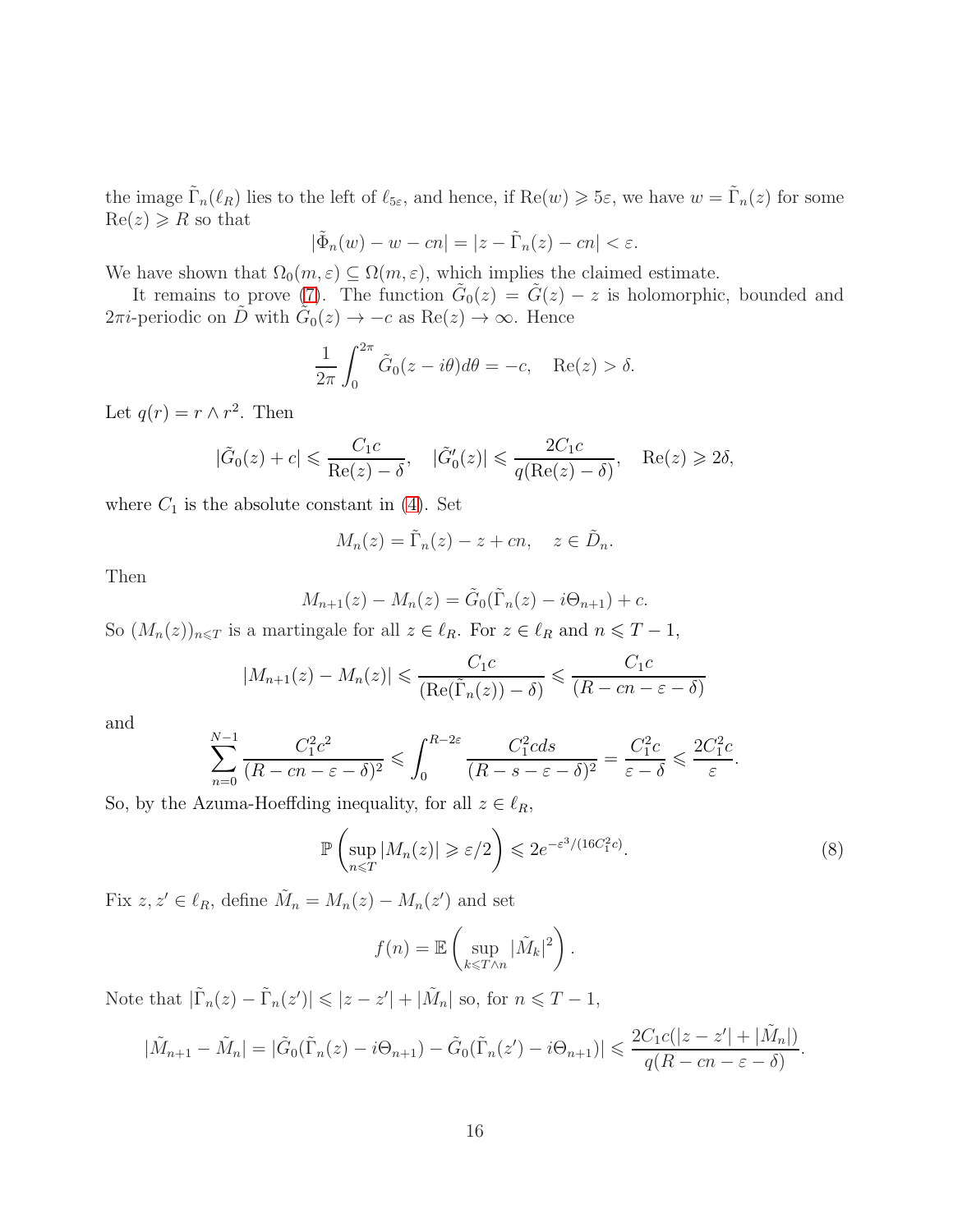the image $\tilde{\Gamma}_n(\ell_R)$ lies to the left of $\ell_{5\varepsilon}$, and hence, if $\text{Re}(w) \geqslant 5\varepsilon$, we have $w = \tilde{\Gamma}_n(z)$ for some $\text{Re}(z) \geqslant R$ so that

$$|\tilde{\Phi}_n(w) - w - cn| = |z - \tilde{\Gamma}_n(z) - cn| < \varepsilon.$$

We have shown that $\Omega_0(m, \varepsilon) \subseteq \Omega(m, \varepsilon)$, which implies the claimed estimate.

It remains to prove (7). The function $\tilde{G}_0(z) = \tilde{G}(z) - z$ is holomorphic, bounded and $2\pi i$-periodic on $\tilde{D}$ with $\tilde{G}_0(z) \to -c$ as $\text{Re}(z) \to \infty$. Hence

$$\frac{1}{2\pi} \int_0^{2\pi} \tilde{G}_0(z - i\theta) d\theta = -c, \quad \text{Re}(z) > \delta.$$

Let $q(r) = r \wedge r^2$. Then

$$|\tilde{G}_0(z) + c| \leqslant \frac{C_1 c}{\text{Re}(z) - \delta}, \quad |\tilde{G}_0'(z)| \leqslant \frac{2C_1 c}{q(\text{Re}(z) - \delta)}, \quad \text{Re}(z) \geqslant 2\delta,$$

where $C_1$ is the absolute constant in (4). Set

$$M_n(z) = \tilde{\Gamma}_n(z) - z + cn, \quad z \in \tilde{D}_n.$$

Then

$$M_{n+1}(z) - M_n(z) = \tilde{G}_0(\tilde{\Gamma}_n(z) - i\Theta_{n+1}) + c.$$

So $(M_n(z))_{n \leqslant T}$ is a martingale for all $z \in \ell_R$. For $z \in \ell_R$ and $n \leqslant T - 1$,

$$|M_{n+1}(z) - M_n(z)| \leqslant \frac{C_1 c}{(\text{Re}(\tilde{\Gamma}_n(z)) - \delta)} \leqslant \frac{C_1 c}{(R - cn - \varepsilon - \delta)}$$

and

$$\sum_{n=0}^{N-1} \frac{C_1^2 c^2}{(R - cn - \varepsilon - \delta)^2} \leqslant \int_0^{R - 2\varepsilon} \frac{C_1^2 c ds}{(R - s - \varepsilon - \delta)^2} = \frac{C_1^2 c}{\varepsilon - \delta} \leqslant \frac{2C_1^2 c}{\varepsilon}.$$

So, by the Azuma-Hoeffding inequality, for all $z \in \ell_R$,

$$\mathbb{P}\left( \sup_{n \leqslant T} |M_n(z)| \geqslant \varepsilon/2 \right) \leqslant 2e^{-\varepsilon^3/(16C_1^2 c)}. \tag{8}$$

Fix $z, z' \in \ell_R$, define $\tilde{M}_n = M_n(z) - M_n(z')$ and set

$$f(n) = \mathbb{E}\left( \sup_{k \leqslant T \wedge n} |\tilde{M}_k|^2 \right).$$

Note that $|\tilde{\Gamma}_n(z) - \tilde{\Gamma}_n(z')| \leqslant |z - z'| + |\tilde{M}_n|$ so, for $n \leqslant T - 1$,

$$|\tilde{M}_{n+1} - \tilde{M}_n| = |\tilde{G}_0(\tilde{\Gamma}_n(z) - i\Theta_{n+1}) - \tilde{G}_0(\tilde{\Gamma}_n(z') - i\Theta_{n+1})| \leqslant \frac{2C_1 c(|z - z'| + |\tilde{M}_n|)}{q(R - cn - \varepsilon - \delta)}.$$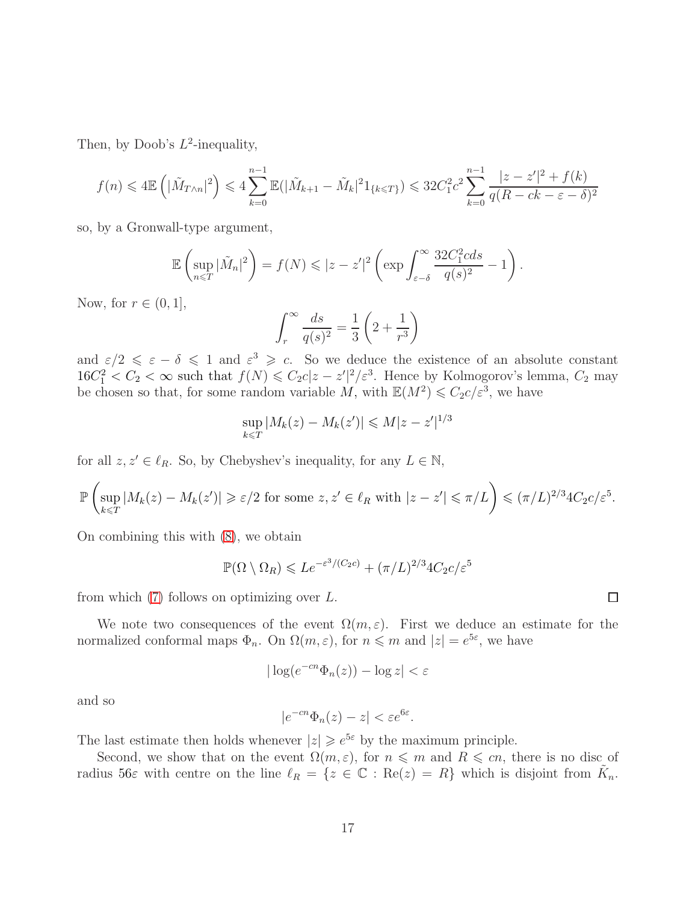Then, by Doob's $L^2$-inequality,

$$f(n) \leqslant 4\mathbb{E}\left(|\tilde{M}_{T\wedge n}|^2\right) \leqslant 4\sum_{k=0}^{n-1} \mathbb{E}(|\tilde{M}_{k+1} - \tilde{M}_k|^2 1_{\{k\leqslant T\}}) \leqslant 32C_1^2c^2 \sum_{k=0}^{n-1} \frac{|z-z'|^2 + f(k)}{q(R-ck-\varepsilon-\delta)^2}$$

so, by a Gronwall-type argument,

$$\mathbb{E}\left(\sup_{n\leqslant T} |\tilde{M}_n|^2\right) = f(N) \leqslant |z-z'|^2 \left(\exp \int_{\varepsilon-\delta}^{\infty} \frac{32C_1^2 c ds}{q(s)^2} - 1\right).$$

Now, for $r \in (0,1]$,

$$\int_r^\infty \frac{ds}{q(s)^2} = \frac{1}{3}\left(2 + \frac{1}{r^3}\right)$$

and $\varepsilon/2 \leqslant \varepsilon - \delta \leqslant 1$ and $\varepsilon^3 \geqslant c$. So we deduce the existence of an absolute constant $16C_1^2 < C_2 < \infty$ such that $f(N) \leqslant C_2 c|z-z'|^2/\varepsilon^3$. Hence by Kolmogorov's lemma, $C_2$ may be chosen so that, for some random variable $M$, with $\mathbb{E}(M^2) \leqslant C_2 c/\varepsilon^3$, we have

$$\sup_{k\leqslant T} |M_k(z) - M_k(z')| \leqslant M|z-z'|^{1/3}$$

for all $z, z' \in \ell_R$. So, by Chebyshev's inequality, for any $L \in \mathbb{N}$,

$$\mathbb{P}\left(\sup_{k\leqslant T} |M_k(z) - M_k(z')| \geqslant \varepsilon/2 \text{ for some } z, z' \in \ell_R \text{ with } |z-z'| \leqslant \pi/L\right) \leqslant (\pi/L)^{2/3} 4C_2 c/\varepsilon^5.$$

On combining this with (8), we obtain

$$\mathbb{P}(\Omega \setminus \Omega_R) \leqslant Le^{-\varepsilon^3/(C_2 c)} + (\pi/L)^{2/3} 4C_2 c/\varepsilon^5$$

from which (7) follows on optimizing over $L$. $\square$

We note two consequences of the event $\Omega(m,\varepsilon)$. First we deduce an estimate for the normalized conformal maps $\Phi_n$. On $\Omega(m,\varepsilon)$, for $n \leqslant m$ and $|z| = e^{5\varepsilon}$, we have

$$|\log(e^{-cn}\Phi_n(z)) - \log z| < \varepsilon$$

and so

$$|e^{-cn}\Phi_n(z) - z| < \varepsilon e^{6\varepsilon}.$$

The last estimate then holds whenever $|z| \geqslant e^{5\varepsilon}$ by the maximum principle.

Second, we show that on the event $\Omega(m,\varepsilon)$, for $n \leqslant m$ and $R \leqslant cn$, there is no disc of radius $56\varepsilon$ with centre on the line $\ell_R = \{z \in \mathbb{C} : \mathrm{Re}(z) = R\}$ which is disjoint from $\tilde{K}_n$.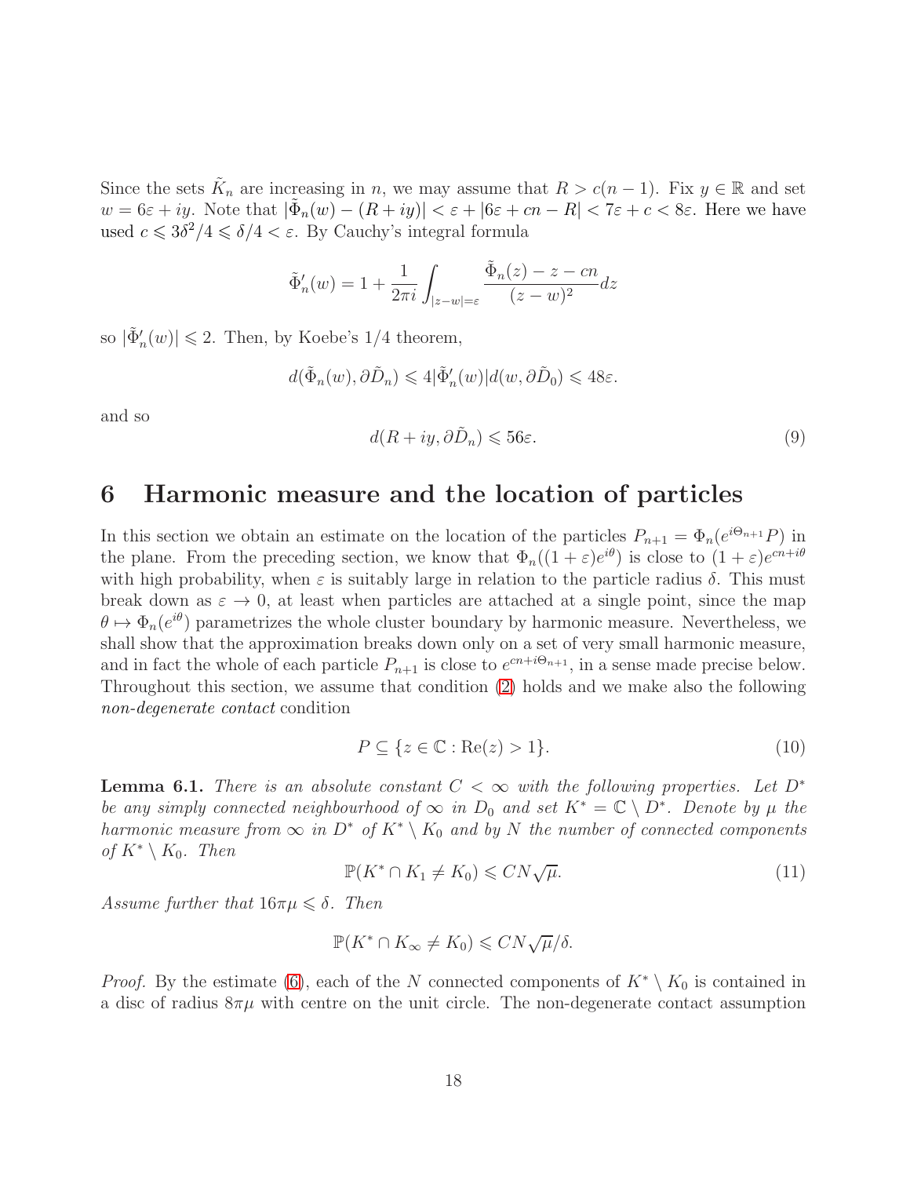Since the sets $\tilde{K}_n$ are increasing in $n$, we may assume that $R > c(n-1)$. Fix $y \in \mathbb{R}$ and set $w = 6\varepsilon + iy$. Note that $|\tilde{\Phi}_n(w) - (R + iy)| < \varepsilon + |6\varepsilon + cn - R| < 7\varepsilon + c < 8\varepsilon$. Here we have used $c \leqslant 3\delta^2/4 \leqslant \delta/4 < \varepsilon$. By Cauchy's integral formula

$$\tilde{\Phi}_n'(w) = 1 + \frac{1}{2\pi i}\int_{|z-w|=\varepsilon} \frac{\tilde{\Phi}_n(z) - z - cn}{(z-w)^2} dz$$

so $|\tilde{\Phi}_n'(w)| \leqslant 2$. Then, by Koebe's 1/4 theorem,

$$d(\tilde{\Phi}_n(w), \partial\tilde{D}_n) \leqslant 4|\tilde{\Phi}_n'(w)| d(w, \partial\tilde{D}_0) \leqslant 48\varepsilon.$$

and so

$$d(R + iy, \partial\tilde{D}_n) \leqslant 56\varepsilon. \tag{9}$$

## 6 Harmonic measure and the location of particles

In this section we obtain an estimate on the location of the particles $P_{n+1} = \Phi_n(e^{i\Theta_{n+1}}P)$ in the plane. From the preceding section, we know that $\Phi_n((1+\varepsilon)e^{i\theta})$ is close to $(1+\varepsilon)e^{cn+i\theta}$ with high probability, when $\varepsilon$ is suitably large in relation to the particle radius $\delta$. This must break down as $\varepsilon \to 0$, at least when particles are attached at a single point, since the map $\theta \mapsto \Phi_n(e^{i\theta})$ parametrizes the whole cluster boundary by harmonic measure. Nevertheless, we shall show that the approximation breaks down only on a set of very small harmonic measure, and in fact the whole of each particle $P_{n+1}$ is close to $e^{cn+i\Theta_{n+1}}$, in a sense made precise below. Throughout this section, we assume that condition (2) holds and we make also the following *non-degenerate contact* condition

$$P \subseteq \{z \in \mathbb{C} : \mathrm{Re}(z) > 1\}. \tag{10}$$

**Lemma 6.1.** *There is an absolute constant $C < \infty$ with the following properties. Let $D^*$ be any simply connected neighbourhood of $\infty$ in $D_0$ and set $K^* = \mathbb{C} \setminus D^*$. Denote by $\mu$ the harmonic measure from $\infty$ in $D^*$ of $K^* \setminus K_0$ and by $N$ the number of connected components of $K^* \setminus K_0$. Then*

$$\mathbb{P}(K^* \cap K_1 \neq K_0) \leqslant CN\sqrt{\mu}. \tag{11}$$

*Assume further that $16\pi\mu \leqslant \delta$. Then*

$$\mathbb{P}(K^* \cap K_\infty \neq K_0) \leqslant CN\sqrt{\mu}/\delta.$$

*Proof.* By the estimate (6), each of the $N$ connected components of $K^* \setminus K_0$ is contained in a disc of radius $8\pi\mu$ with centre on the unit circle. The non-degenerate contact assumption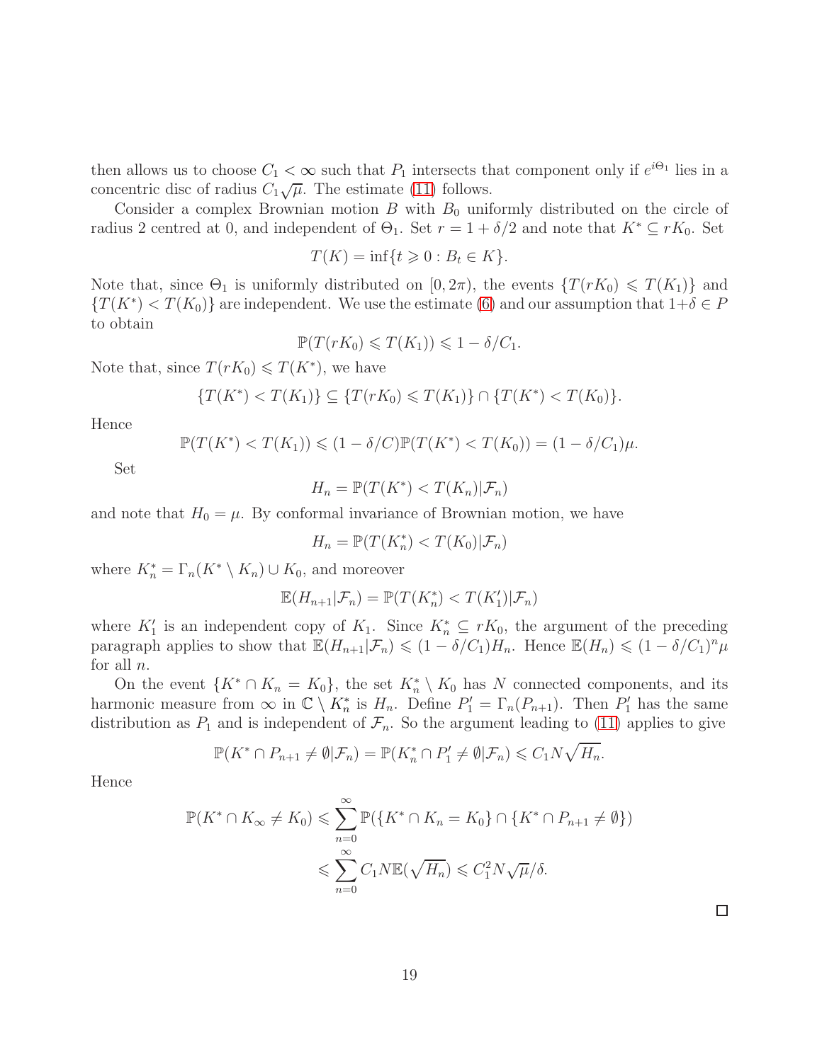then allows us to choose $C_1 < \infty$ such that $P_1$ intersects that component only if $e^{i\Theta_1}$ lies in a concentric disc of radius $C_1\sqrt{\mu}$. The estimate (11) follows.

Consider a complex Brownian motion $B$ with $B_0$ uniformly distributed on the circle of radius 2 centred at 0, and independent of $\Theta_1$. Set $r = 1 + \delta/2$ and note that $K^* \subseteq rK_0$. Set

$$T(K) = \inf\{t \geqslant 0 : B_t \in K\}.$$

Note that, since $\Theta_1$ is uniformly distributed on $[0, 2\pi)$, the events $\{T(rK_0) \leqslant T(K_1)\}$ and $\{T(K^*) < T(K_0)\}$ are independent. We use the estimate (6) and our assumption that $1+\delta \in P$ to obtain

$$\mathbb{P}(T(rK_0) \leqslant T(K_1)) \leqslant 1 - \delta/C_1.$$

Note that, since $T(rK_0) \leqslant T(K^*)$, we have

$$\{T(K^*) < T(K_1)\} \subseteq \{T(rK_0) \leqslant T(K_1)\} \cap \{T(K^*) < T(K_0)\}.$$

Hence

$$\mathbb{P}(T(K^*) < T(K_1)) \leqslant (1 - \delta/C)\mathbb{P}(T(K^*) < T(K_0)) = (1 - \delta/C_1)\mu.$$

Set

$$H_n = \mathbb{P}(T(K^*) < T(K_n)|\mathcal{F}_n)$$

and note that $H_0 = \mu$. By conformal invariance of Brownian motion, we have

$$H_n = \mathbb{P}(T(K_n^*) < T(K_0)|\mathcal{F}_n)$$

where $K_n^* = \Gamma_n(K^* \setminus K_n) \cup K_0$, and moreover

$$\mathbb{E}(H_{n+1}|\mathcal{F}_n) = \mathbb{P}(T(K_n^*) < T(K_1')|\mathcal{F}_n)$$

where $K_1'$ is an independent copy of $K_1$. Since $K_n^* \subseteq rK_0$, the argument of the preceding paragraph applies to show that $\mathbb{E}(H_{n+1}|\mathcal{F}_n) \leqslant (1 - \delta/C_1)H_n$. Hence $\mathbb{E}(H_n) \leqslant (1 - \delta/C_1)^n \mu$ for all $n$.

On the event $\{K^* \cap K_n = K_0\}$, the set $K_n^* \setminus K_0$ has $N$ connected components, and its harmonic measure from $\infty$ in $\mathbb{C} \setminus K_n^*$ is $H_n$. Define $P_1' = \Gamma_n(P_{n+1})$. Then $P_1'$ has the same distribution as $P_1$ and is independent of $\mathcal{F}_n$. So the argument leading to (11) applies to give

$$\mathbb{P}(K^* \cap P_{n+1} \neq \emptyset|\mathcal{F}_n) = \mathbb{P}(K_n^* \cap P_1' \neq \emptyset|\mathcal{F}_n) \leqslant C_1 N\sqrt{H_n}.$$

Hence

$$\begin{aligned}
\mathbb{P}(K^* \cap K_\infty \neq K_0) &\leqslant \sum_{n=0}^{\infty} \mathbb{P}(\{K^* \cap K_n = K_0\} \cap \{K^* \cap P_{n+1} \neq \emptyset\}) \\
&\leqslant \sum_{n=0}^{\infty} C_1 N \mathbb{E}(\sqrt{H_n}) \leqslant C_1^2 N\sqrt{\mu}/\delta.
\end{aligned}$$

$\square$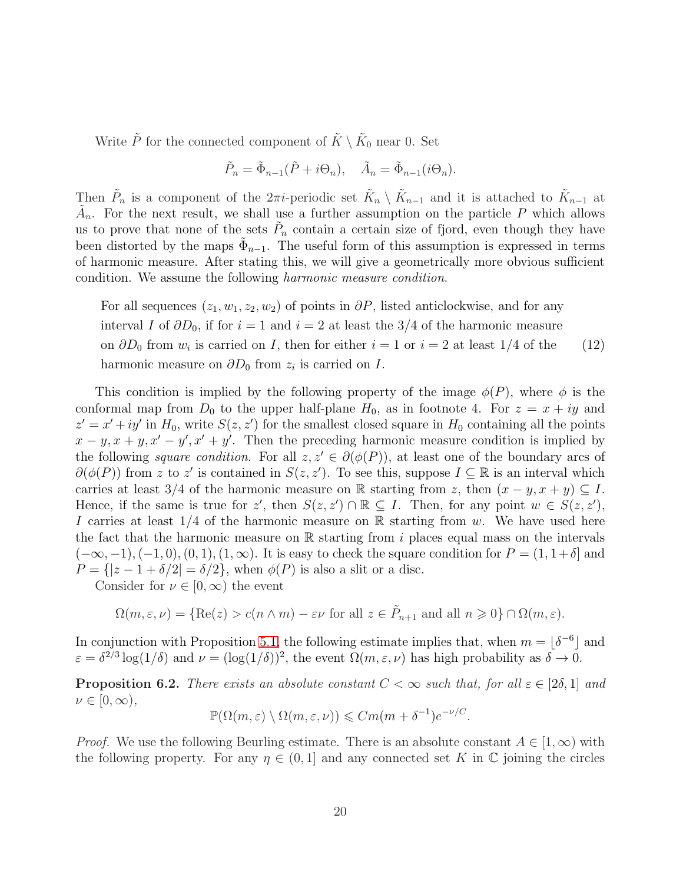Write $\tilde{P}$ for the connected component of $\tilde{K} \setminus \tilde{K}_0$ near 0. Set

$$\tilde{P}_n = \tilde{\Phi}_{n-1}(\tilde{P} + i\Theta_n), \quad \tilde{A}_n = \tilde{\Phi}_{n-1}(i\Theta_n).$$

Then $\tilde{P}_n$ is a component of the $2\pi i$-periodic set $\tilde{K}_n \setminus \tilde{K}_{n-1}$ and it is attached to $\tilde{K}_{n-1}$ at $\tilde{A}_n$. For the next result, we shall use a further assumption on the particle $P$ which allows us to prove that none of the sets $\tilde{P}_n$ contain a certain size of fjord, even though they have been distorted by the maps $\tilde{\Phi}_{n-1}$. The useful form of this assumption is expressed in terms of harmonic measure. After stating this, we will give a geometrically more obvious sufficient condition. We assume the following *harmonic measure condition*.

> For all sequences $(z_1, w_1, z_2, w_2)$ of points in $\partial P$, listed anticlockwise, and for any interval $I$ of $\partial D_0$, if for $i = 1$ and $i = 2$ at least the 3/4 of the harmonic measure on $\partial D_0$ from $w_i$ is carried on $I$, then for either $i = 1$ or $i = 2$ at least 1/4 of the harmonic measure on $\partial D_0$ from $z_i$ is carried on $I$. (12)

This condition is implied by the following property of the image $\phi(P)$, where $\phi$ is the conformal map from $D_0$ to the upper half-plane $H_0$, as in footnote 4. For $z = x + iy$ and $z' = x' + iy'$ in $H_0$, write $S(z, z')$ for the smallest closed square in $H_0$ containing all the points $x - y, x + y, x' - y', x' + y'$. Then the preceding harmonic measure condition is implied by the following *square condition*. For all $z, z' \in \partial(\phi(P))$, at least one of the boundary arcs of $\partial(\phi(P))$ from $z$ to $z'$ is contained in $S(z, z')$. To see this, suppose $I \subseteq \mathbb{R}$ is an interval which carries at least 3/4 of the harmonic measure on $\mathbb{R}$ starting from $z$, then $(x - y, x + y) \subseteq I$. Hence, if the same is true for $z'$, then $S(z, z') \cap \mathbb{R} \subseteq I$. Then, for any point $w \in S(z, z')$, $I$ carries at least 1/4 of the harmonic measure on $\mathbb{R}$ starting from $w$. We have used here the fact that the harmonic measure on $\mathbb{R}$ starting from $i$ places equal mass on the intervals $(-\infty, -1), (-1, 0), (0, 1), (1, \infty)$. It is easy to check the square condition for $P = (1, 1 + \delta]$ and $P = \{|z - 1 + \delta/2| = \delta/2\}$, when $\phi(P)$ is also a slit or a disc.

Consider for $\nu \in [0, \infty)$ the event

$$\Omega(m, \varepsilon, \nu) = \{\mathrm{Re}(z) > c(n \wedge m) - \varepsilon\nu \text{ for all } z \in \tilde{P}_{n+1} \text{ and all } n \geqslant 0\} \cap \Omega(m, \varepsilon).$$

In conjunction with Proposition 5.1, the following estimate implies that, when $m = \lfloor \delta^{-6} \rfloor$ and $\varepsilon = \delta^{2/3} \log(1/\delta)$ and $\nu = (\log(1/\delta))^2$, the event $\Omega(m, \varepsilon, \nu)$ has high probability as $\delta \to 0$.

**Proposition 6.2.** *There exists an absolute constant $C < \infty$ such that, for all $\varepsilon \in [2\delta, 1]$ and $\nu \in [0, \infty)$,*

$$\mathbb{P}(\Omega(m, \varepsilon) \setminus \Omega(m, \varepsilon, \nu)) \leqslant Cm(m + \delta^{-1})e^{-\nu/C}.$$

*Proof.* We use the following Beurling estimate. There is an absolute constant $A \in [1, \infty)$ with the following property. For any $\eta \in (0, 1]$ and any connected set $K$ in $\mathbb{C}$ joining the circles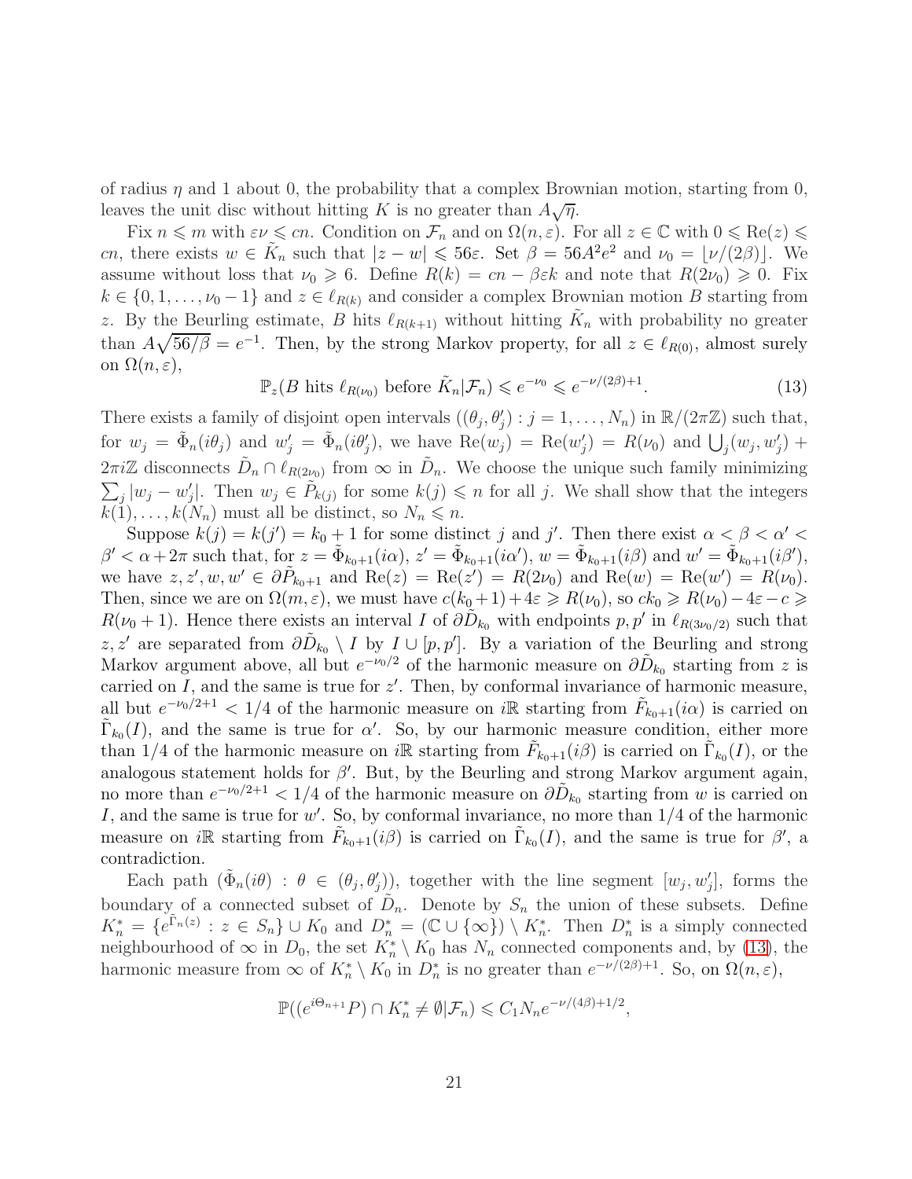of radius $\eta$ and 1 about 0, the probability that a complex Brownian motion, starting from 0, leaves the unit disc without hitting $K$ is no greater than $A\sqrt{\eta}$.

Fix $n \leqslant m$ with $\varepsilon\nu \leqslant cn$. Condition on $\mathcal{F}_n$ and on $\Omega(n,\varepsilon)$. For all $z \in \mathbb{C}$ with $0 \leqslant \mathrm{Re}(z) \leqslant cn$, there exists $w \in \tilde{K}_n$ such that $|z-w| \leqslant 56\varepsilon$. Set $\beta = 56A^2e^2$ and $\nu_0 = \lfloor \nu/(2\beta) \rfloor$. We assume without loss that $\nu_0 \geqslant 6$. Define $R(k) = cn - \beta\varepsilon k$ and note that $R(2\nu_0) \geqslant 0$. Fix $k \in \{0,1,\dots,\nu_0-1\}$ and $z \in \ell_{R(k)}$ and consider a complex Brownian motion $B$ starting from $z$. By the Beurling estimate, $B$ hits $\ell_{R(k+1)}$ without hitting $\tilde{K}_n$ with probability no greater than $A\sqrt{56/\beta} = e^{-1}$. Then, by the strong Markov property, for all $z \in \ell_{R(0)}$, almost surely on $\Omega(n,\varepsilon)$,

$$\mathbb{P}_z(B \text{ hits } \ell_{R(\nu_0)} \text{ before } \tilde{K}_n | \mathcal{F}_n) \leqslant e^{-\nu_0} \leqslant e^{-\nu/(2\beta)+1}. \tag{13}$$

There exists a family of disjoint open intervals $((\theta_j,\theta_j') : j = 1,\dots,N_n)$ in $\mathbb{R}/(2\pi\mathbb{Z})$ such that, for $w_j = \tilde{\Phi}_n(i\theta_j)$ and $w_j' = \tilde{\Phi}_n(i\theta_j')$, we have $\mathrm{Re}(w_j) = \mathrm{Re}(w_j') = R(\nu_0)$ and $\bigcup_j (w_j,w_j') + 2\pi i\mathbb{Z}$ disconnects $\tilde{D}_n \cap \ell_{R(2\nu_0)}$ from $\infty$ in $\tilde{D}_n$. We choose the unique such family minimizing $\sum_j |w_j - w_j'|$. Then $w_j \in \tilde{P}_{k(j)}$ for some $k(j) \leqslant n$ for all $j$. We shall show that the integers $k(1),\dots,k(N_n)$ must all be distinct, so $N_n \leqslant n$.

Suppose $k(j) = k(j') = k_0+1$ for some distinct $j$ and $j'$. Then there exist $\alpha < \beta < \alpha' < \beta' < \alpha + 2\pi$ such that, for $z = \tilde{\Phi}_{k_0+1}(i\alpha)$, $z' = \tilde{\Phi}_{k_0+1}(i\alpha')$, $w = \tilde{\Phi}_{k_0+1}(i\beta)$ and $w' = \tilde{\Phi}_{k_0+1}(i\beta')$, we have $z,z',w,w' \in \partial\tilde{P}_{k_0+1}$ and $\mathrm{Re}(z) = \mathrm{Re}(z') = R(2\nu_0)$ and $\mathrm{Re}(w) = \mathrm{Re}(w') = R(\nu_0)$. Then, since we are on $\Omega(m,\varepsilon)$, we must have $c(k_0+1)+4\varepsilon \geqslant R(\nu_0)$, so $ck_0 \geqslant R(\nu_0) - 4\varepsilon - c \geqslant R(\nu_0+1)$. Hence there exists an interval $I$ of $\partial\tilde{D}_{k_0}$ with endpoints $p,p'$ in $\ell_{R(3\nu_0/2)}$ such that $z,z'$ are separated from $\partial\tilde{D}_{k_0} \setminus I$ by $I \cup [p,p']$. By a variation of the Beurling and strong Markov argument above, all but $e^{-\nu_0/2}$ of the harmonic measure on $\partial\tilde{D}_{k_0}$ starting from $z$ is carried on $I$, and the same is true for $z'$. Then, by conformal invariance of harmonic measure, all but $e^{-\nu_0/2+1} < 1/4$ of the harmonic measure on $i\mathbb{R}$ starting from $\tilde{F}_{k_0+1}(i\alpha)$ is carried on $\tilde{\Gamma}_{k_0}(I)$, and the same is true for $\alpha'$. So, by our harmonic measure condition, either more than $1/4$ of the harmonic measure on $i\mathbb{R}$ starting from $\tilde{F}_{k_0+1}(i\beta)$ is carried on $\tilde{\Gamma}_{k_0}(I)$, or the analogous statement holds for $\beta'$. But, by the Beurling and strong Markov argument again, no more than $e^{-\nu_0/2+1} < 1/4$ of the harmonic measure on $\partial\tilde{D}_{k_0}$ starting from $w$ is carried on $I$, and the same is true for $w'$. So, by conformal invariance, no more than $1/4$ of the harmonic measure on $i\mathbb{R}$ starting from $\tilde{F}_{k_0+1}(i\beta)$ is carried on $\tilde{\Gamma}_{k_0}(I)$, and the same is true for $\beta'$, a contradiction.

Each path $(\tilde{\Phi}_n(i\theta) : \theta \in (\theta_j,\theta_j'))$, together with the line segment $[w_j,w_j']$, forms the boundary of a connected subset of $\tilde{D}_n$. Denote by $S_n$ the union of these subsets. Define $K_n^* = \{e^{\tilde{\Gamma}_n(z)} : z \in S_n\} \cup K_0$ and $D_n^* = (\mathbb{C} \cup \{\infty\}) \setminus K_n^*$. Then $D_n^*$ is a simply connected neighbourhood of $\infty$ in $D_0$, the set $K_n^* \setminus K_0$ has $N_n$ connected components and, by (13), the harmonic measure from $\infty$ of $K_n^* \setminus K_0$ in $D_n^*$ is no greater than $e^{-\nu/(2\beta)+1}$. So, on $\Omega(n,\varepsilon)$,

$$\mathbb{P}((e^{i\Theta_{n+1}}P) \cap K_n^* \neq \emptyset | \mathcal{F}_n) \leqslant C_1 N_n e^{-\nu/(4\beta)+1/2},$$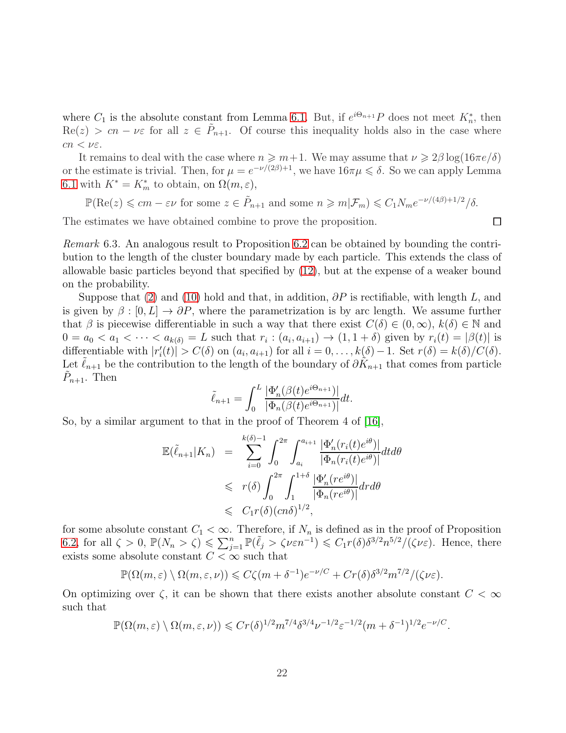where $C_1$ is the absolute constant from Lemma 6.1. But, if $e^{i\Theta_{n+1}}P$ does not meet $K_n^*$, then $\mathrm{Re}(z) > cn - \nu\varepsilon$ for all $z \in \tilde{P}_{n+1}$. Of course this inequality holds also in the case where $cn < \nu\varepsilon$.

It remains to deal with the case where $n \geqslant m+1$. We may assume that $\nu \geqslant 2\beta \log(16\pi e/\delta)$ or the estimate is trivial. Then, for $\mu = e^{-\nu/(2\beta)+1}$, we have $16\pi\mu \leqslant \delta$. So we can apply Lemma 6.1 with $K^* = K_m^*$ to obtain, on $\Omega(m,\varepsilon)$,

$$\mathbb{P}(\mathrm{Re}(z) \leqslant cm - \varepsilon\nu \text{ for some } z \in \tilde{P}_{n+1} \text{ and some } n \geqslant m | \mathcal{F}_m) \leqslant C_1 N_m e^{-\nu/(4\beta)+1/2}/\delta.$$

The estimates we have obtained combine to prove the proposition. □

*Remark* 6.3. An analogous result to Proposition 6.2 can be obtained by bounding the contribution to the length of the cluster boundary made by each particle. This extends the class of allowable basic particles beyond that specified by (12), but at the expense of a weaker bound on the probability.

Suppose that (2) and (10) hold and that, in addition, $\partial P$ is rectifiable, with length $L$, and is given by $\beta : [0, L] \to \partial P$, where the parametrization is by arc length. We assume further that $\beta$ is piecewise differentiable in such a way that there exist $C(\delta) \in (0,\infty)$, $k(\delta) \in \mathbb{N}$ and $0 = a_0 < a_1 < \cdots < a_{k(\delta)} = L$ such that $r_i : (a_i, a_{i+1}) \to (1, 1+\delta)$ given by $r_i(t) = |\beta(t)|$ is differentiable with $|r_i'(t)| > C(\delta)$ on $(a_i, a_{i+1})$ for all $i = 0, \dots, k(\delta)-1$. Set $r(\delta) = k(\delta)/C(\delta)$. Let $\tilde{\ell}_{n+1}$ be the contribution to the length of the boundary of $\partial K_{n+1}$ that comes from particle $\tilde{P}_{n+1}$. Then

$$\tilde{\ell}_{n+1} = \int_0^L \frac{|\Phi_n'(\beta(t)e^{i\Theta_{n+1}})|}{|\Phi_n(\beta(t)e^{i\Theta_{n+1}})|} dt.$$

So, by a similar argument to that in the proof of Theorem 4 of [16],

$$\begin{aligned}
\mathbb{E}(\tilde{\ell}_{n+1} | K_n) &= \sum_{i=0}^{k(\delta)-1} \int_0^{2\pi} \int_{a_i}^{a_{i+1}} \frac{|\Phi_n'(r_i(t)e^{i\theta})|}{|\Phi_n(r_i(t)e^{i\theta})|} dt d\theta \\
&\leqslant r(\delta) \int_0^{2\pi} \int_1^{1+\delta} \frac{|\Phi_n'(re^{i\theta})|}{|\Phi_n(re^{i\theta})|} dr d\theta \\
&\leqslant C_1 r(\delta)(cn\delta)^{1/2},
\end{aligned}$$

for some absolute constant $C_1 < \infty$. Therefore, if $N_n$ is defined as in the proof of Proposition 6.2, for all $\zeta > 0$, $\mathbb{P}(N_n > \zeta) \leqslant \sum_{j=1}^n \mathbb{P}(\tilde{\ell}_j > \zeta\nu\varepsilon n^{-1}) \leqslant C_1 r(\delta)\delta^{3/2} n^{5/2}/(\zeta\nu\varepsilon)$. Hence, there exists some absolute constant $C < \infty$ such that

$$\mathbb{P}(\Omega(m,\varepsilon) \setminus \Omega(m,\varepsilon,\nu)) \leqslant C\zeta(m + \delta^{-1})e^{-\nu/C} + Cr(\delta)\delta^{3/2}m^{7/2}/(\zeta\nu\varepsilon).$$

On optimizing over $\zeta$, it can be shown that there exists another absolute constant $C < \infty$ such that

$$\mathbb{P}(\Omega(m,\varepsilon) \setminus \Omega(m,\varepsilon,\nu)) \leqslant Cr(\delta)^{1/2} m^{7/4} \delta^{3/4} \nu^{-1/2} \varepsilon^{-1/2} (m + \delta^{-1})^{1/2} e^{-\nu/C}.$$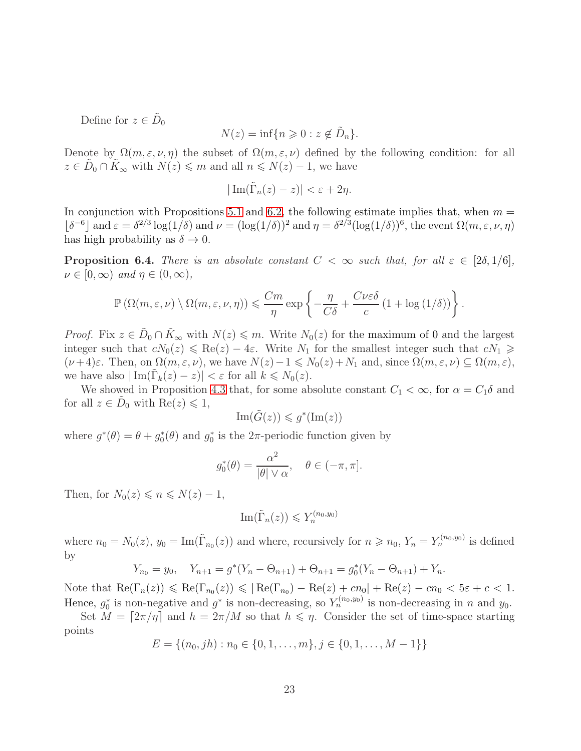Define for $z \in \tilde{D}_0$

$$N(z) = \inf\{n \geqslant 0 : z \notin \tilde{D}_n\}.$$

Denote by $\Omega(m, \varepsilon, \nu, \eta)$ the subset of $\Omega(m, \varepsilon, \nu)$ defined by the following condition: for all $z \in \tilde{D}_0 \cap \tilde{K}_\infty$ with $N(z) \leqslant m$ and all $n \leqslant N(z) - 1$, we have

$$|\operatorname{Im}(\tilde{\Gamma}_n(z) - z)| < \varepsilon + 2\eta.$$

In conjunction with Propositions 5.1 and 6.2, the following estimate implies that, when $m = \lfloor \delta^{-6} \rfloor$ and $\varepsilon = \delta^{2/3} \log(1/\delta)$ and $\nu = (\log(1/\delta))^2$ and $\eta = \delta^{2/3}(\log(1/\delta))^6$, the event $\Omega(m, \varepsilon, \nu, \eta)$ has high probability as $\delta \to 0$.

**Proposition 6.4.** *There is an absolute constant $C < \infty$ such that, for all $\varepsilon \in [2\delta, 1/6]$, $\nu \in [0, \infty)$ and $\eta \in (0, \infty)$,*

$$\mathbb{P}\left(\Omega(m, \varepsilon, \nu) \setminus \Omega(m, \varepsilon, \nu, \eta)\right) \leqslant \frac{Cm}{\eta} \exp\left\{-\frac{\eta}{C\delta} + \frac{C\nu\varepsilon\delta}{c}\left(1 + \log\left(1/\delta\right)\right)\right\}.$$

*Proof.* Fix $z \in \tilde{D}_0 \cap \tilde{K}_\infty$ with $N(z) \leqslant m$. Write $N_0(z)$ for the maximum of 0 and the largest integer such that $cN_0(z) \leqslant \operatorname{Re}(z) - 4\varepsilon$. Write $N_1$ for the smallest integer such that $cN_1 \geqslant (\nu+4)\varepsilon$. Then, on $\Omega(m, \varepsilon, \nu)$, we have $N(z) - 1 \leqslant N_0(z) + N_1$ and, since $\Omega(m, \varepsilon, \nu) \subseteq \Omega(m, \varepsilon)$, we have also $|\operatorname{Im}(\tilde{\Gamma}_k(z) - z)| < \varepsilon$ for all $k \leqslant N_0(z)$.

We showed in Proposition 4.3 that, for some absolute constant $C_1 < \infty$, for $\alpha = C_1\delta$ and for all $z \in \tilde{D}_0$ with $\operatorname{Re}(z) \leqslant 1$,

$$\operatorname{Im}(\tilde{G}(z)) \leqslant g^*(\operatorname{Im}(z))$$

where $g^*(\theta) = \theta + g_0^*(\theta)$ and $g_0^*$ is the $2\pi$-periodic function given by

$$g_0^*(\theta) = \frac{\alpha^2}{|\theta| \vee \alpha}, \quad \theta \in (-\pi, \pi].$$

Then, for $N_0(z) \leqslant n \leqslant N(z) - 1$,

$$\operatorname{Im}(\tilde{\Gamma}_n(z)) \leqslant Y_n^{(n_0, y_0)}$$

where $n_0 = N_0(z)$, $y_0 = \operatorname{Im}(\tilde{\Gamma}_{n_0}(z))$ and where, recursively for $n \geqslant n_0$, $Y_n = Y_n^{(n_0,y_0)}$ is defined by

$$Y_{n_0} = y_0, \quad Y_{n+1} = g^*(Y_n - \Theta_{n+1}) + \Theta_{n+1} = g_0^*(Y_n - \Theta_{n+1}) + Y_n.$$

Note that $\operatorname{Re}(\Gamma_n(z)) \leqslant \operatorname{Re}(\Gamma_{n_0}(z)) \leqslant |\operatorname{Re}(\Gamma_{n_0}) - \operatorname{Re}(z) + cn_0| + \operatorname{Re}(z) - cn_0 < 5\varepsilon + c < 1$. Hence, $g_0^*$ is non-negative and $g^*$ is non-decreasing, so $Y_n^{(n_0,y_0)}$ is non-decreasing in $n$ and $y_0$.

Set $M = \lceil 2\pi/\eta \rceil$ and $h = 2\pi/M$ so that $h \leqslant \eta$. Consider the set of time-space starting points

$$E = \{(n_0, jh) : n_0 \in \{0, 1, \ldots, m\}, j \in \{0, 1, \ldots, M-1\}\}$$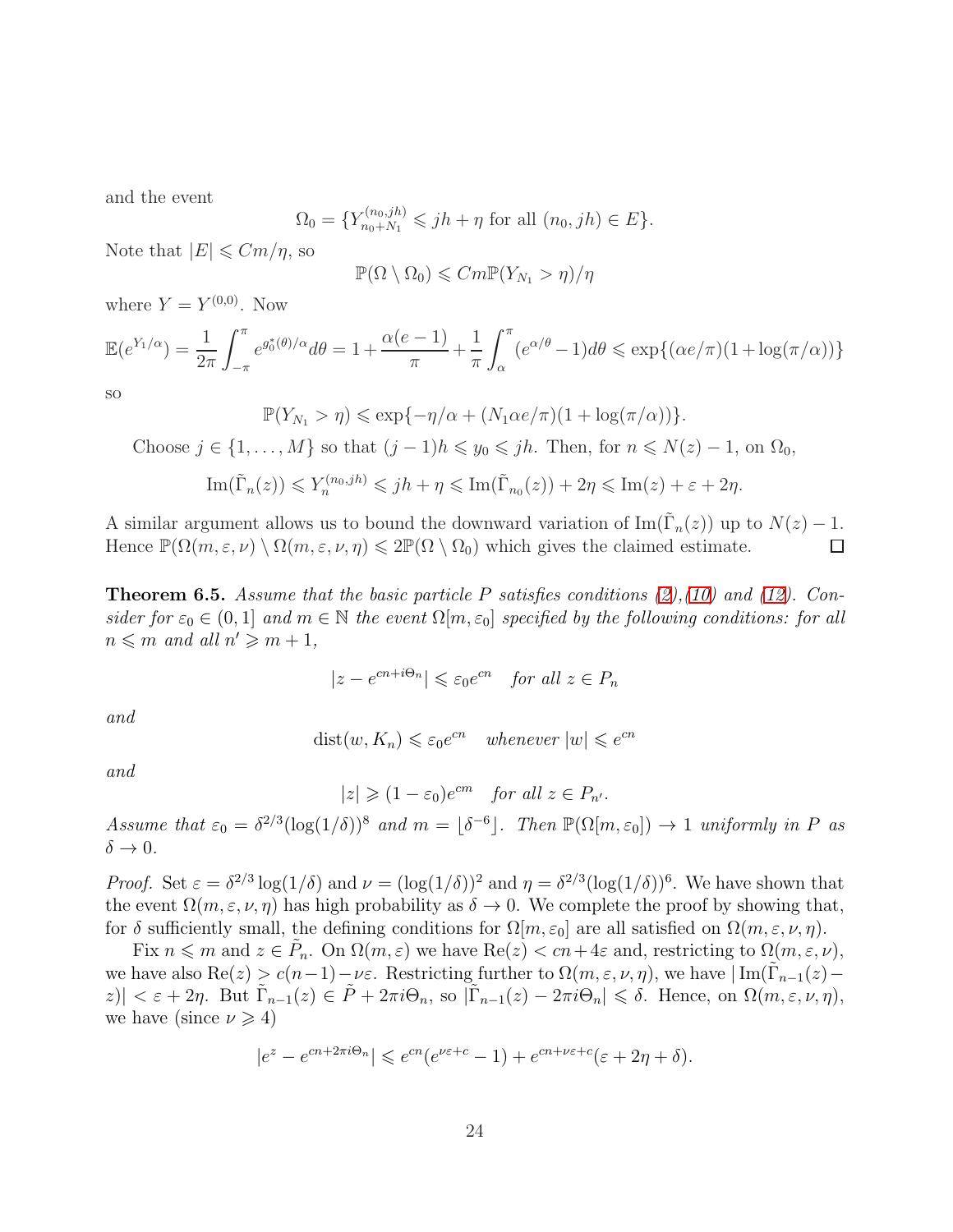and the event

$$\Omega_0 = \{Y^{(n_0,jh)}_{n_0+N_1} \leqslant jh + \eta \text{ for all } (n_0, jh) \in E\}.$$

Note that $|E| \leqslant Cm/\eta$, so

$$\mathbb{P}(\Omega \setminus \Omega_0) \leqslant Cm\mathbb{P}(Y_{N_1} > \eta)/\eta$$

where $Y = Y^{(0,0)}$. Now

$$\mathbb{E}(e^{Y_1/\alpha}) = \frac{1}{2\pi}\int_{-\pi}^{\pi} e^{g_0^*(\theta)/\alpha} d\theta = 1 + \frac{\alpha(e-1)}{\pi} + \frac{1}{\pi}\int_{\alpha}^{\pi}(e^{\alpha/\theta} - 1)d\theta \leqslant \exp\{(\alpha e/\pi)(1 + \log(\pi/\alpha))\}$$

so

$$\mathbb{P}(Y_{N_1} > \eta) \leqslant \exp\{-\eta/\alpha + (N_1\alpha e/\pi)(1 + \log(\pi/\alpha))\}.$$

Choose $j \in \{1, \dots, M\}$ so that $(j-1)h \leqslant y_0 \leqslant jh$. Then, for $n \leqslant N(z) - 1$, on $\Omega_0$,

$$\operatorname{Im}(\tilde{\Gamma}_n(z)) \leqslant Y^{(n_0,jh)}_n \leqslant jh + \eta \leqslant \operatorname{Im}(\tilde{\Gamma}_{n_0}(z)) + 2\eta \leqslant \operatorname{Im}(z) + \varepsilon + 2\eta.$$

A similar argument allows us to bound the downward variation of $\operatorname{Im}(\tilde{\Gamma}_n(z))$ up to $N(z) - 1$. Hence $\mathbb{P}(\Omega(m, \varepsilon, \nu) \setminus \Omega(m, \varepsilon, \nu, \eta)) \leqslant 2\mathbb{P}(\Omega \setminus \Omega_0)$ which gives the claimed estimate. $\square$

**Theorem 6.5.** *Assume that the basic particle $P$ satisfies conditions (2), (10) and (12). Consider for $\varepsilon_0 \in (0, 1]$ and $m \in \mathbb{N}$ the event $\Omega[m, \varepsilon_0]$ specified by the following conditions: for all $n \leqslant m$ and all $n' \geqslant m + 1$,*

$$|z - e^{cn + i\Theta_n}| \leqslant \varepsilon_0 e^{cn} \quad \text{for all } z \in P_n$$

*and*

$$\operatorname{dist}(w, K_n) \leqslant \varepsilon_0 e^{cn} \quad \text{whenever } |w| \leqslant e^{cn}$$

*and*

$$|z| \geqslant (1 - \varepsilon_0)e^{cm} \quad \text{for all } z \in P_{n'}.$$

*Assume that $\varepsilon_0 = \delta^{2/3}(\log(1/\delta))^8$ and $m = \lfloor \delta^{-6} \rfloor$. Then $\mathbb{P}(\Omega[m, \varepsilon_0]) \to 1$ uniformly in $P$ as $\delta \to 0$.*

*Proof.* Set $\varepsilon = \delta^{2/3}\log(1/\delta)$ and $\nu = (\log(1/\delta))^2$ and $\eta = \delta^{2/3}(\log(1/\delta))^6$. We have shown that the event $\Omega(m, \varepsilon, \nu, \eta)$ has high probability as $\delta \to 0$. We complete the proof by showing that, for $\delta$ sufficiently small, the defining conditions for $\Omega[m, \varepsilon_0]$ are all satisfied on $\Omega(m, \varepsilon, \nu, \eta)$.

Fix $n \leqslant m$ and $z \in \tilde{P}_n$. On $\Omega(m, \varepsilon)$ we have $\operatorname{Re}(z) < cn + 4\varepsilon$ and, restricting to $\Omega(m, \varepsilon, \nu)$, we have also $\operatorname{Re}(z) > c(n-1) - \nu\varepsilon$. Restricting further to $\Omega(m, \varepsilon, \nu, \eta)$, we have $|\operatorname{Im}(\tilde{\Gamma}_{n-1}(z) - z)| < \varepsilon + 2\eta$. But $\tilde{\Gamma}_{n-1}(z) \in \tilde{P} + 2\pi i\Theta_n$, so $|\tilde{\Gamma}_{n-1}(z) - 2\pi i\Theta_n| \leqslant \delta$. Hence, on $\Omega(m, \varepsilon, \nu, \eta)$, we have (since $\nu \geqslant 4$)

$$|e^z - e^{cn + 2\pi i\Theta_n}| \leqslant e^{cn}(e^{\nu\varepsilon + c} - 1) + e^{cn + \nu\varepsilon + c}(\varepsilon + 2\eta + \delta).$$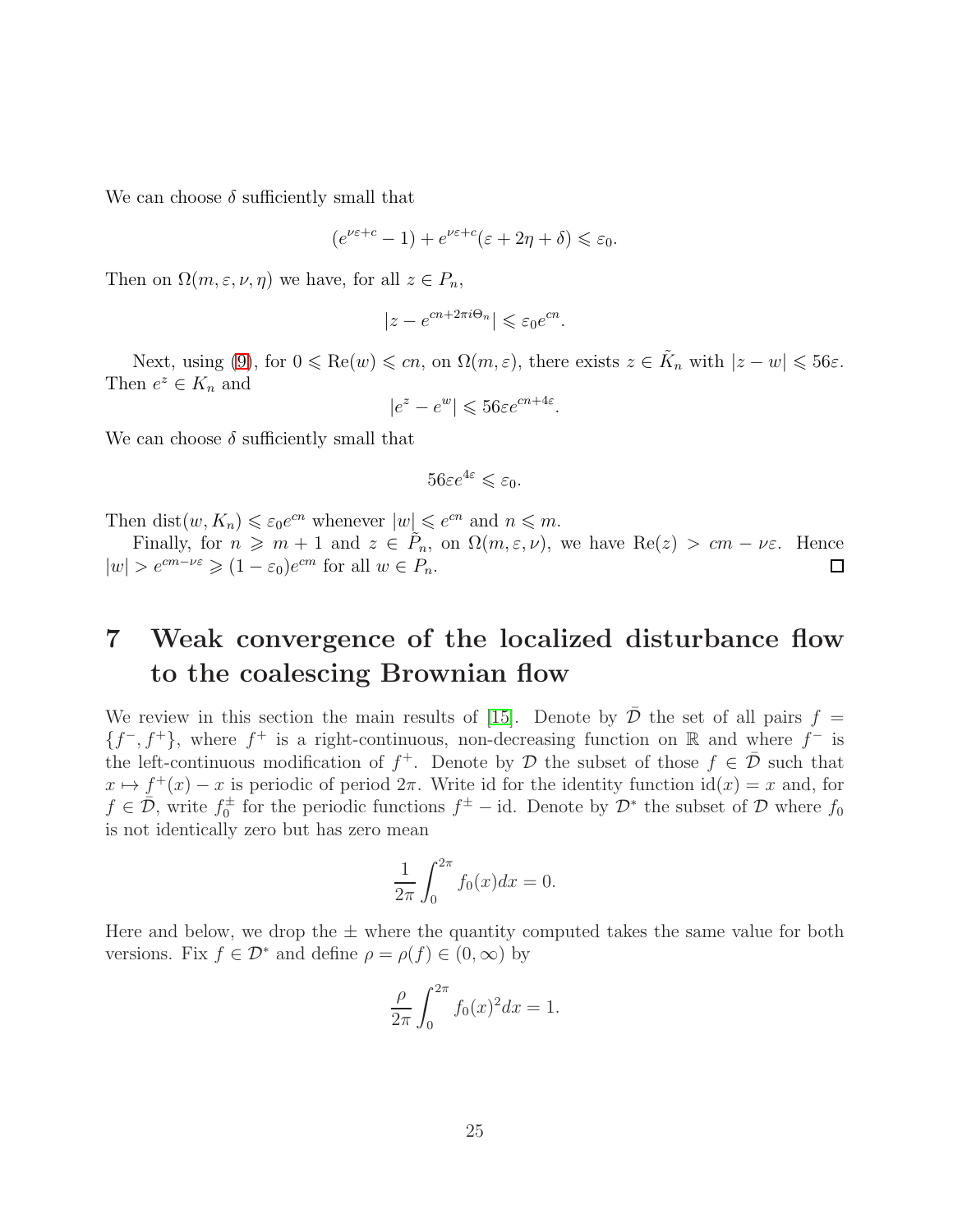We can choose $\delta$ sufficiently small that

$$(e^{\nu\varepsilon+c}-1)+e^{\nu\varepsilon+c}(\varepsilon+2\eta+\delta)\leqslant\varepsilon_0.$$

Then on $\Omega(m,\varepsilon,\nu,\eta)$ we have, for all $z\in P_n$,

$$|z-e^{cn+2\pi i\Theta_n}|\leqslant\varepsilon_0 e^{cn}.$$

Next, using (9), for $0\leqslant \mathrm{Re}(w)\leqslant cn$, on $\Omega(m,\varepsilon)$, there exists $z\in\tilde{K}_n$ with $|z-w|\leqslant 56\varepsilon$. Then $e^z\in K_n$ and

$$|e^z-e^w|\leqslant 56\varepsilon e^{cn+4\varepsilon}.$$

We can choose $\delta$ sufficiently small that

$$56\varepsilon e^{4\varepsilon}\leqslant\varepsilon_0.$$

Then $\mathrm{dist}(w,K_n)\leqslant\varepsilon_0 e^{cn}$ whenever $|w|\leqslant e^{cn}$ and $n\leqslant m$.

Finally, for $n\geqslant m+1$ and $z\in\tilde{P}_n$, on $\Omega(m,\varepsilon,\nu)$, we have $\mathrm{Re}(z)>cm-\nu\varepsilon$. Hence $|w|>e^{cm-\nu\varepsilon}\geqslant(1-\varepsilon_0)e^{cm}$ for all $w\in P_n$. □

# 7 Weak convergence of the localized disturbance flow to the coalescing Brownian flow

We review in this section the main results of [15]. Denote by $\bar{\mathcal{D}}$ the set of all pairs $f=\{f^-,f^+\}$, where $f^+$ is a right-continuous, non-decreasing function on $\mathbb{R}$ and where $f^-$ is the left-continuous modification of $f^+$. Denote by $\mathcal{D}$ the subset of those $f\in\bar{\mathcal{D}}$ such that $x\mapsto f^+(x)-x$ is periodic of period $2\pi$. Write id for the identity function $\mathrm{id}(x)=x$ and, for $f\in\bar{\mathcal{D}}$, write $f_0^\pm$ for the periodic functions $f^\pm-\mathrm{id}$. Denote by $\mathcal{D}^*$ the subset of $\mathcal{D}$ where $f_0$ is not identically zero but has zero mean

$$\frac{1}{2\pi}\int_0^{2\pi}f_0(x)dx=0.$$

Here and below, we drop the $\pm$ where the quantity computed takes the same value for both versions. Fix $f\in\mathcal{D}^*$ and define $\rho=\rho(f)\in(0,\infty)$ by

$$\frac{\rho}{2\pi}\int_0^{2\pi}f_0(x)^2dx=1.$$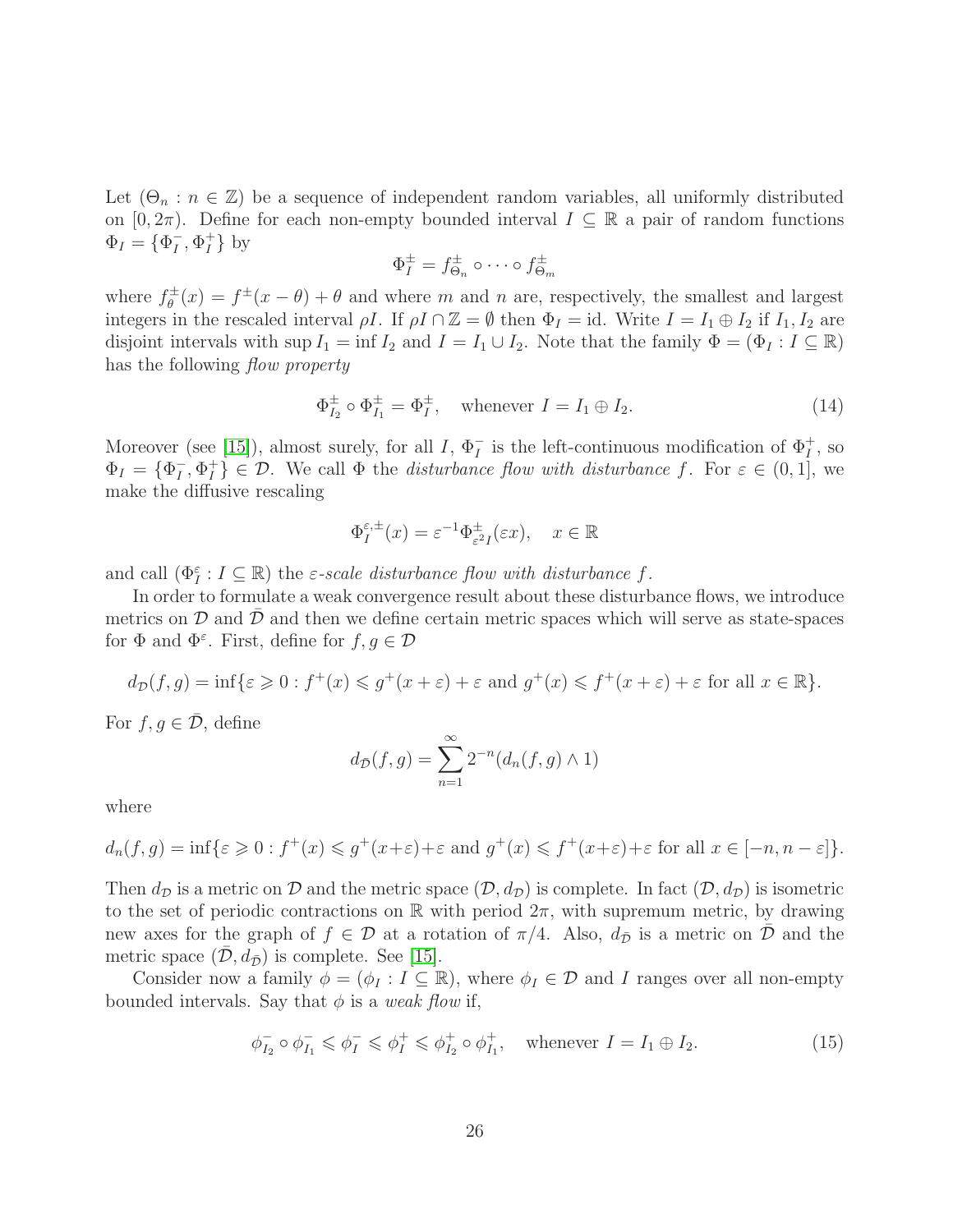Let $(\Theta_n : n \in \mathbb{Z})$ be a sequence of independent random variables, all uniformly distributed on $[0, 2\pi)$. Define for each non-empty bounded interval $I \subseteq \mathbb{R}$ a pair of random functions $\Phi_I = \{\Phi_I^-, \Phi_I^+\}$ by

$$\Phi_I^{\pm} = f_{\Theta_n}^{\pm} \circ \cdots \circ f_{\Theta_m}^{\pm}$$

where $f_\theta^{\pm}(x) = f^{\pm}(x - \theta) + \theta$ and where $m$ and $n$ are, respectively, the smallest and largest integers in the rescaled interval $\rho I$. If $\rho I \cap \mathbb{Z} = \emptyset$ then $\Phi_I = \mathrm{id}$. Write $I = I_1 \oplus I_2$ if $I_1, I_2$ are disjoint intervals with $\sup I_1 = \inf I_2$ and $I = I_1 \cup I_2$. Note that the family $\Phi = (\Phi_I : I \subseteq \mathbb{R})$ has the following *flow property*

$$\Phi_{I_2}^{\pm} \circ \Phi_{I_1}^{\pm} = \Phi_I^{\pm}, \quad \text{whenever } I = I_1 \oplus I_2. \tag{14}$$

Moreover (see [15]), almost surely, for all $I$, $\Phi_I^-$ is the left-continuous modification of $\Phi_I^+$, so $\Phi_I = \{\Phi_I^-, \Phi_I^+\} \in \mathcal{D}$. We call $\Phi$ the *disturbance flow with disturbance* $f$. For $\varepsilon \in (0, 1]$, we make the diffusive rescaling

$$\Phi_I^{\varepsilon, \pm}(x) = \varepsilon^{-1} \Phi_{\varepsilon^2 I}^{\pm}(\varepsilon x), \quad x \in \mathbb{R}$$

and call $(\Phi_I^\varepsilon : I \subseteq \mathbb{R})$ the *$\varepsilon$-scale disturbance flow with disturbance $f$*.

In order to formulate a weak convergence result about these disturbance flows, we introduce metrics on $\mathcal{D}$ and $\bar{\mathcal{D}}$ and then we define certain metric spaces which will serve as state-spaces for $\Phi$ and $\Phi^\varepsilon$. First, define for $f, g \in \mathcal{D}$

$$d_{\mathcal{D}}(f, g) = \inf\{\varepsilon \geqslant 0 : f^+(x) \leqslant g^+(x + \varepsilon) + \varepsilon \text{ and } g^+(x) \leqslant f^+(x + \varepsilon) + \varepsilon \text{ for all } x \in \mathbb{R}\}.$$

For $f, g \in \bar{\mathcal{D}}$, define

$$d_{\bar{\mathcal{D}}}(f, g) = \sum_{n=1}^{\infty} 2^{-n}(d_n(f, g) \wedge 1)$$

where

$$d_n(f, g) = \inf\{\varepsilon \geqslant 0 : f^+(x) \leqslant g^+(x+\varepsilon)+\varepsilon \text{ and } g^+(x) \leqslant f^+(x+\varepsilon)+\varepsilon \text{ for all } x \in [-n, n-\varepsilon]\}.$$

Then $d_{\mathcal{D}}$ is a metric on $\mathcal{D}$ and the metric space $(\mathcal{D}, d_{\mathcal{D}})$ is complete. In fact $(\mathcal{D}, d_{\mathcal{D}})$ is isometric to the set of periodic contractions on $\mathbb{R}$ with period $2\pi$, with supremum metric, by drawing new axes for the graph of $f \in \mathcal{D}$ at a rotation of $\pi/4$. Also, $d_{\bar{\mathcal{D}}}$ is a metric on $\bar{\mathcal{D}}$ and the metric space $(\bar{\mathcal{D}}, d_{\bar{\mathcal{D}}})$ is complete. See [15].

Consider now a family $\phi = (\phi_I : I \subseteq \mathbb{R})$, where $\phi_I \in \mathcal{D}$ and $I$ ranges over all non-empty bounded intervals. Say that $\phi$ is a *weak flow* if,

$$\phi_{I_2}^- \circ \phi_{I_1}^- \leqslant \phi_I^- \leqslant \phi_I^+ \leqslant \phi_{I_2}^+ \circ \phi_{I_1}^+, \quad \text{whenever } I = I_1 \oplus I_2. \tag{15}$$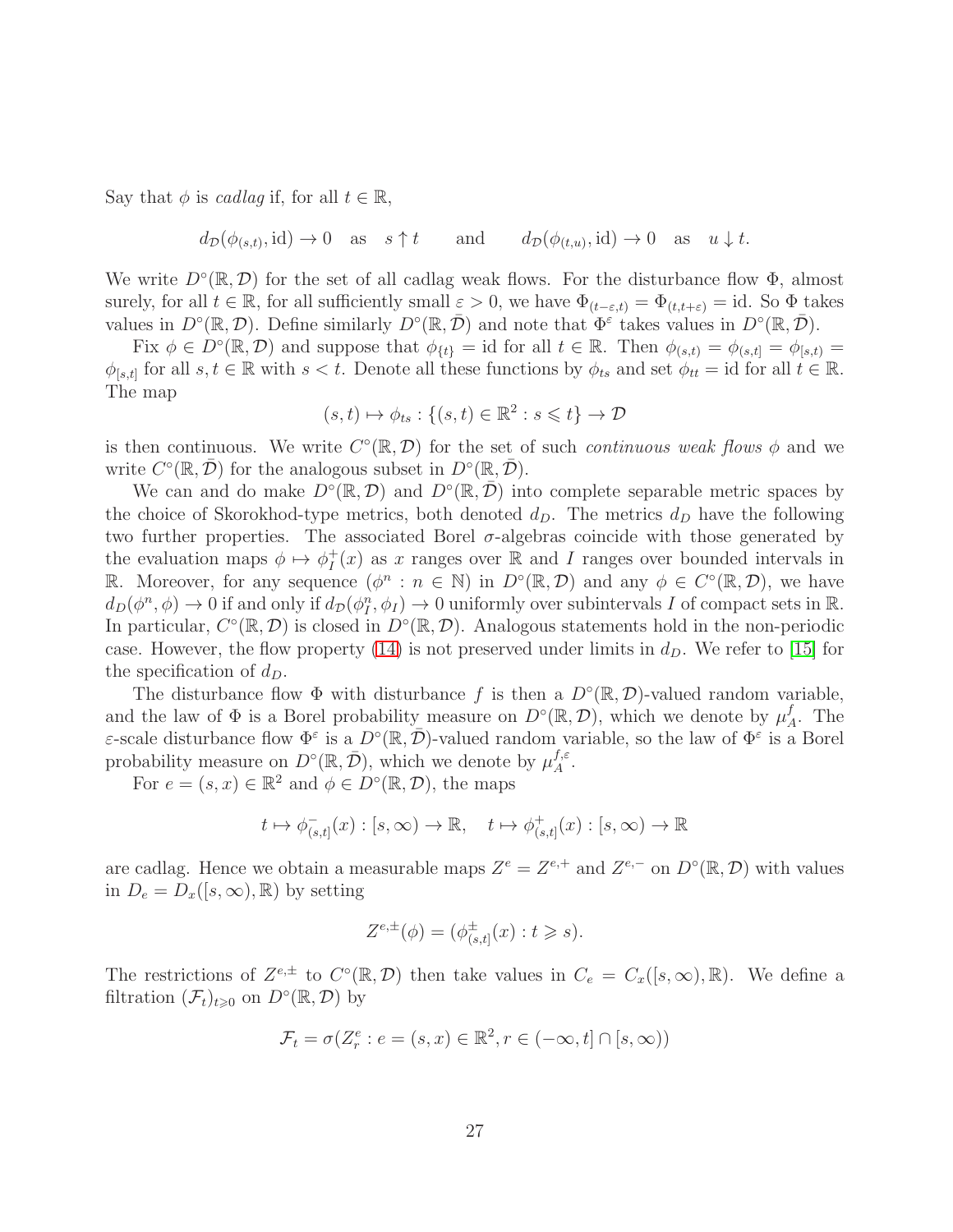Say that $\phi$ is *cadlag* if, for all $t \in \mathbb{R}$,

$$d_{\mathcal{D}}(\phi_{(s,t)}, \mathrm{id}) \to 0 \quad \text{as} \quad s \uparrow t \qquad \text{and} \qquad d_{\mathcal{D}}(\phi_{(t,u)}, \mathrm{id}) \to 0 \quad \text{as} \quad u \downarrow t.$$

We write $D^\circ(\mathbb{R}, \mathcal{D})$ for the set of all cadlag weak flows. For the disturbance flow $\Phi$, almost surely, for all $t \in \mathbb{R}$, for all sufficiently small $\varepsilon > 0$, we have $\Phi_{(t-\varepsilon,t)} = \Phi_{(t,t+\varepsilon)} = \mathrm{id}$. So $\Phi$ takes values in $D^\circ(\mathbb{R}, \mathcal{D})$. Define similarly $D^\circ(\mathbb{R}, \bar{\mathcal{D}})$ and note that $\Phi^\varepsilon$ takes values in $D^\circ(\mathbb{R}, \bar{\mathcal{D}})$.

Fix $\phi \in D^\circ(\mathbb{R}, \mathcal{D})$ and suppose that $\phi_{\{t\}} = \mathrm{id}$ for all $t \in \mathbb{R}$. Then $\phi_{(s,t)} = \phi_{(s,t]} = \phi_{[s,t)} = \phi_{[s,t]}$ for all $s, t \in \mathbb{R}$ with $s < t$. Denote all these functions by $\phi_{ts}$ and set $\phi_{tt} = \mathrm{id}$ for all $t \in \mathbb{R}$. The map

$$(s, t) \mapsto \phi_{ts} : \{(s, t) \in \mathbb{R}^2 : s \leqslant t\} \to \mathcal{D}$$

is then continuous. We write $C^\circ(\mathbb{R}, \mathcal{D})$ for the set of such *continuous weak flows* $\phi$ and we write $C^\circ(\mathbb{R}, \bar{\mathcal{D}})$ for the analogous subset in $D^\circ(\mathbb{R}, \bar{\mathcal{D}})$.

We can and do make $D^\circ(\mathbb{R}, \mathcal{D})$ and $D^\circ(\mathbb{R}, \bar{\mathcal{D}})$ into complete separable metric spaces by the choice of Skorokhod-type metrics, both denoted $d_D$. The metrics $d_D$ have the following two further properties. The associated Borel $\sigma$-algebras coincide with those generated by the evaluation maps $\phi \mapsto \phi_I^+(x)$ as $x$ ranges over $\mathbb{R}$ and $I$ ranges over bounded intervals in $\mathbb{R}$. Moreover, for any sequence $(\phi^n : n \in \mathbb{N})$ in $D^\circ(\mathbb{R}, \mathcal{D})$ and any $\phi \in C^\circ(\mathbb{R}, \mathcal{D})$, we have $d_D(\phi^n, \phi) \to 0$ if and only if $d_{\mathcal{D}}(\phi_I^n, \phi_I) \to 0$ uniformly over subintervals $I$ of compact sets in $\mathbb{R}$. In particular, $C^\circ(\mathbb{R}, \mathcal{D})$ is closed in $D^\circ(\mathbb{R}, \mathcal{D})$. Analogous statements hold in the non-periodic case. However, the flow property (14) is not preserved under limits in $d_D$. We refer to [15] for the specification of $d_D$.

The disturbance flow $\Phi$ with disturbance $f$ is then a $D^\circ(\mathbb{R}, \mathcal{D})$-valued random variable, and the law of $\Phi$ is a Borel probability measure on $D^\circ(\mathbb{R}, \mathcal{D})$, which we denote by $\mu_A^f$. The $\varepsilon$-scale disturbance flow $\Phi^\varepsilon$ is a $D^\circ(\mathbb{R}, \bar{\mathcal{D}})$-valued random variable, so the law of $\Phi^\varepsilon$ is a Borel probability measure on $D^\circ(\mathbb{R}, \bar{\mathcal{D}})$, which we denote by $\mu_A^{f,\varepsilon}$.

For $e = (s, x) \in \mathbb{R}^2$ and $\phi \in D^\circ(\mathbb{R}, \mathcal{D})$, the maps

$$t \mapsto \phi_{(s,t]}^-(x) : [s, \infty) \to \mathbb{R}, \quad t \mapsto \phi_{(s,t]}^+(x) : [s, \infty) \to \mathbb{R}$$

are cadlag. Hence we obtain a measurable maps $Z^e = Z^{e,+}$ and $Z^{e,-}$ on $D^\circ(\mathbb{R}, \mathcal{D})$ with values in $D_e = D_x([s, \infty), \mathbb{R})$ by setting

$$Z^{e,\pm}(\phi) = (\phi_{(s,t]}^\pm(x) : t \geqslant s).$$

The restrictions of $Z^{e,\pm}$ to $C^\circ(\mathbb{R}, \mathcal{D})$ then take values in $C_e = C_x([s, \infty), \mathbb{R})$. We define a filtration $(\mathcal{F}_t)_{t \geqslant 0}$ on $D^\circ(\mathbb{R}, \mathcal{D})$ by

$$\mathcal{F}_t = \sigma(Z_r^e : e = (s, x) \in \mathbb{R}^2, r \in (-\infty, t] \cap [s, \infty))$$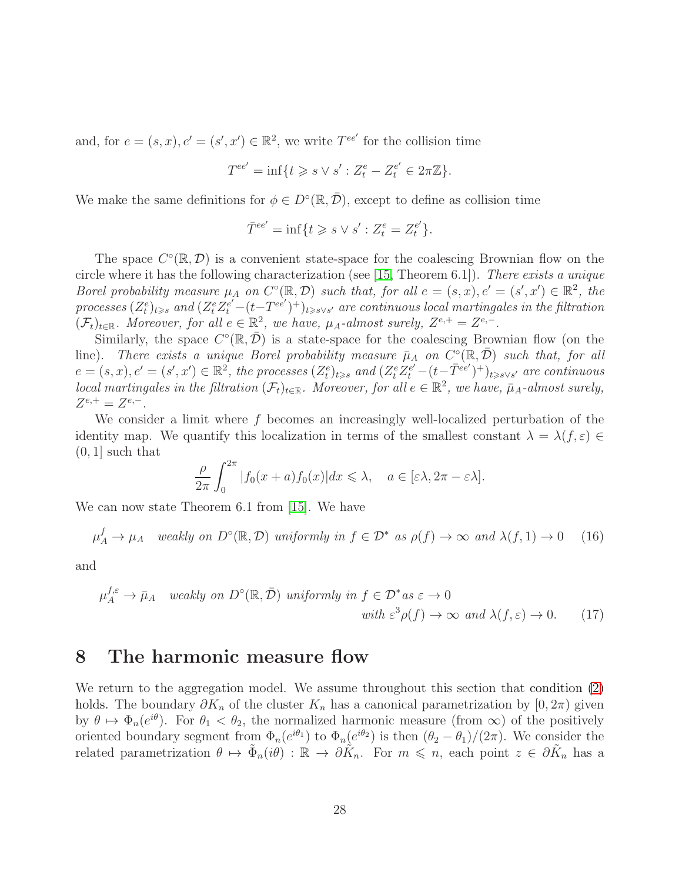and, for $e = (s, x), e' = (s', x') \in \mathbb{R}^2$, we write $T^{ee'}$ for the collision time

$$T^{ee'} = \inf\{t \geqslant s \vee s' : Z_t^e - Z_t^{e'} \in 2\pi\mathbb{Z}\}.$$

We make the same definitions for $\phi \in D^\circ(\mathbb{R}, \bar{\mathcal{D}})$, except to define as collision time

$$\bar{T}^{ee'} = \inf\{t \geqslant s \vee s' : Z_t^e = Z_t^{e'}\}.$$

The space $C^\circ(\mathbb{R}, \mathcal{D})$ is a convenient state-space for the coalescing Brownian flow on the circle where it has the following characterization (see [15, Theorem 6.1]). *There exists a unique Borel probability measure $\mu_A$ on $C^\circ(\mathbb{R}, \mathcal{D})$ such that, for all $e = (s, x), e' = (s', x') \in \mathbb{R}^2$, the processes $(Z_t^e)_{t \geqslant s}$ and $(Z_t^e Z_t^{e'} - (t - T^{ee'})^+)_{t \geqslant s \vee s'}$ are continuous local martingales in the filtration $(\mathcal{F}_t)_{t \in \mathbb{R}}$. Moreover, for all $e \in \mathbb{R}^2$, we have, $\mu_A$-almost surely, $Z^{e,+} = Z^{e,-}$.*

Similarly, the space $C^\circ(\mathbb{R}, \bar{\mathcal{D}})$ is a state-space for the coalescing Brownian flow (on the line). *There exists a unique Borel probability measure $\bar{\mu}_A$ on $C^\circ(\mathbb{R}, \bar{\mathcal{D}})$ such that, for all $e = (s, x), e' = (s', x') \in \mathbb{R}^2$, the processes $(Z_t^e)_{t \geqslant s}$ and $(Z_t^e Z_t^{e'} - (t - \bar{T}^{ee'})^+)_{t \geqslant s \vee s'}$ are continuous local martingales in the filtration $(\mathcal{F}_t)_{t \in \mathbb{R}}$. Moreover, for all $e \in \mathbb{R}^2$, we have, $\bar{\mu}_A$-almost surely, $Z^{e,+} = Z^{e,-}$.*

We consider a limit where $f$ becomes an increasingly well-localized perturbation of the identity map. We quantify this localization in terms of the smallest constant $\lambda = \lambda(f, \varepsilon) \in (0, 1]$ such that

$$\frac{\rho}{2\pi} \int_0^{2\pi} |f_0(x + a) f_0(x)| dx \leqslant \lambda, \quad a \in [\varepsilon\lambda, 2\pi - \varepsilon\lambda].$$

We can now state Theorem 6.1 from [15]. We have

$$\mu_A^f \to \mu_A \quad \textit{weakly on } D^\circ(\mathbb{R}, \mathcal{D}) \textit{ uniformly in } f \in \mathcal{D}^* \textit{ as } \rho(f) \to \infty \textit{ and } \lambda(f, 1) \to 0 \tag{16}$$

and

$$\mu_A^{f,\varepsilon} \to \bar{\mu}_A \quad \textit{weakly on } D^\circ(\mathbb{R}, \bar{\mathcal{D}}) \textit{ uniformly in } f \in \mathcal{D}^* \textit{as } \varepsilon \to 0 \\ \textit{with } \varepsilon^3 \rho(f) \to \infty \textit{ and } \lambda(f, \varepsilon) \to 0. \tag{17}$$

# 8 The harmonic measure flow

We return to the aggregation model. We assume throughout this section that condition (2) holds. The boundary $\partial K_n$ of the cluster $K_n$ has a canonical parametrization by $[0, 2\pi)$ given by $\theta \mapsto \Phi_n(e^{i\theta})$. For $\theta_1 < \theta_2$, the normalized harmonic measure (from $\infty$) of the positively oriented boundary segment from $\Phi_n(e^{i\theta_1})$ to $\Phi_n(e^{i\theta_2})$ is then $(\theta_2 - \theta_1)/(2\pi)$. We consider the related parametrization $\theta \mapsto \tilde{\Phi}_n(i\theta) : \mathbb{R} \to \partial \tilde{K}_n$. For $m \leqslant n$, each point $z \in \partial \tilde{K}_n$ has a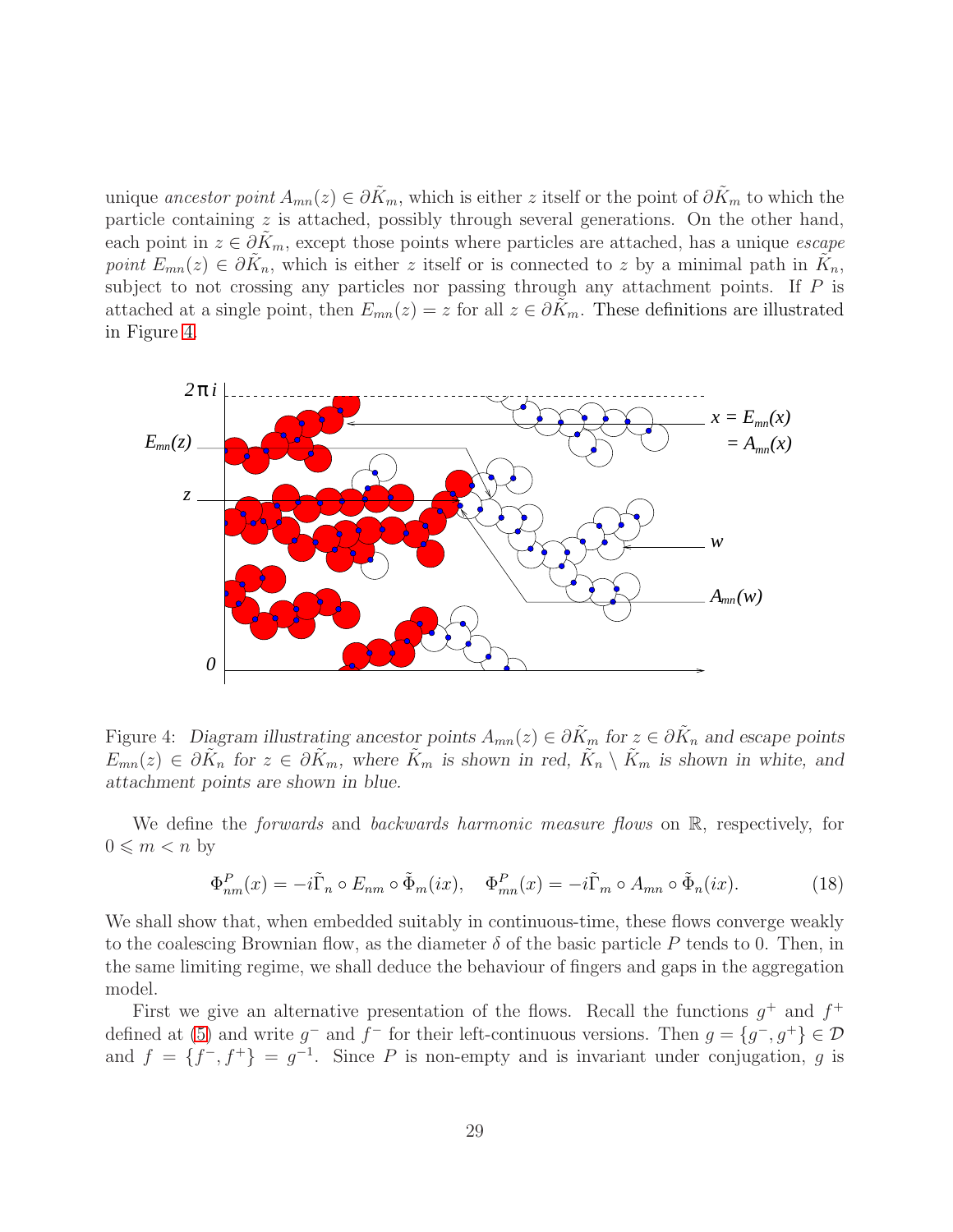unique *ancestor point* $A_{mn}(z) \in \partial \tilde{K}_m$, which is either $z$ itself or the point of $\partial \tilde{K}_m$ to which the particle containing $z$ is attached, possibly through several generations. On the other hand, each point in $z \in \partial \tilde{K}_m$, except those points where particles are attached, has a unique *escape point* $E_{mn}(z) \in \partial \tilde{K}_n$, which is either $z$ itself or is connected to $z$ by a minimal path in $\tilde{K}_n$, subject to not crossing any particles nor passing through any attachment points. If $P$ is attached at a single point, then $E_{mn}(z) = z$ for all $z \in \partial \tilde{K}_m$. These definitions are illustrated in Figure 4.

Figure 4: *Diagram illustrating ancestor points $A_{mn}(z) \in \partial \tilde{K}_m$ for $z \in \partial \tilde{K}_n$ and escape points $E_{mn}(z) \in \partial \tilde{K}_n$ for $z \in \partial \tilde{K}_m$, where $\tilde{K}_m$ is shown in red, $\tilde{K}_n \setminus \tilde{K}_m$ is shown in white, and attachment points are shown in blue.*

We define the *forwards* and *backwards harmonic measure flows* on $\mathbb{R}$, respectively, for $0 \leqslant m < n$ by

$$\Phi^P_{nm}(x) = -i\tilde{\Gamma}_n \circ E_{nm} \circ \tilde{\Phi}_m(ix), \quad \Phi^P_{mn}(x) = -i\tilde{\Gamma}_m \circ A_{mn} \circ \tilde{\Phi}_n(ix). \tag{18}$$

We shall show that, when embedded suitably in continuous-time, these flows converge weakly to the coalescing Brownian flow, as the diameter $\delta$ of the basic particle $P$ tends to 0. Then, in the same limiting regime, we shall deduce the behaviour of fingers and gaps in the aggregation model.

First we give an alternative presentation of the flows. Recall the functions $g^+$ and $f^+$ defined at (5) and write $g^-$ and $f^-$ for their left-continuous versions. Then $g = \{g^-, g^+\} \in \mathcal{D}$ and $f = \{f^-, f^+\} = g^{-1}$. Since $P$ is non-empty and is invariant under conjugation, $g$ is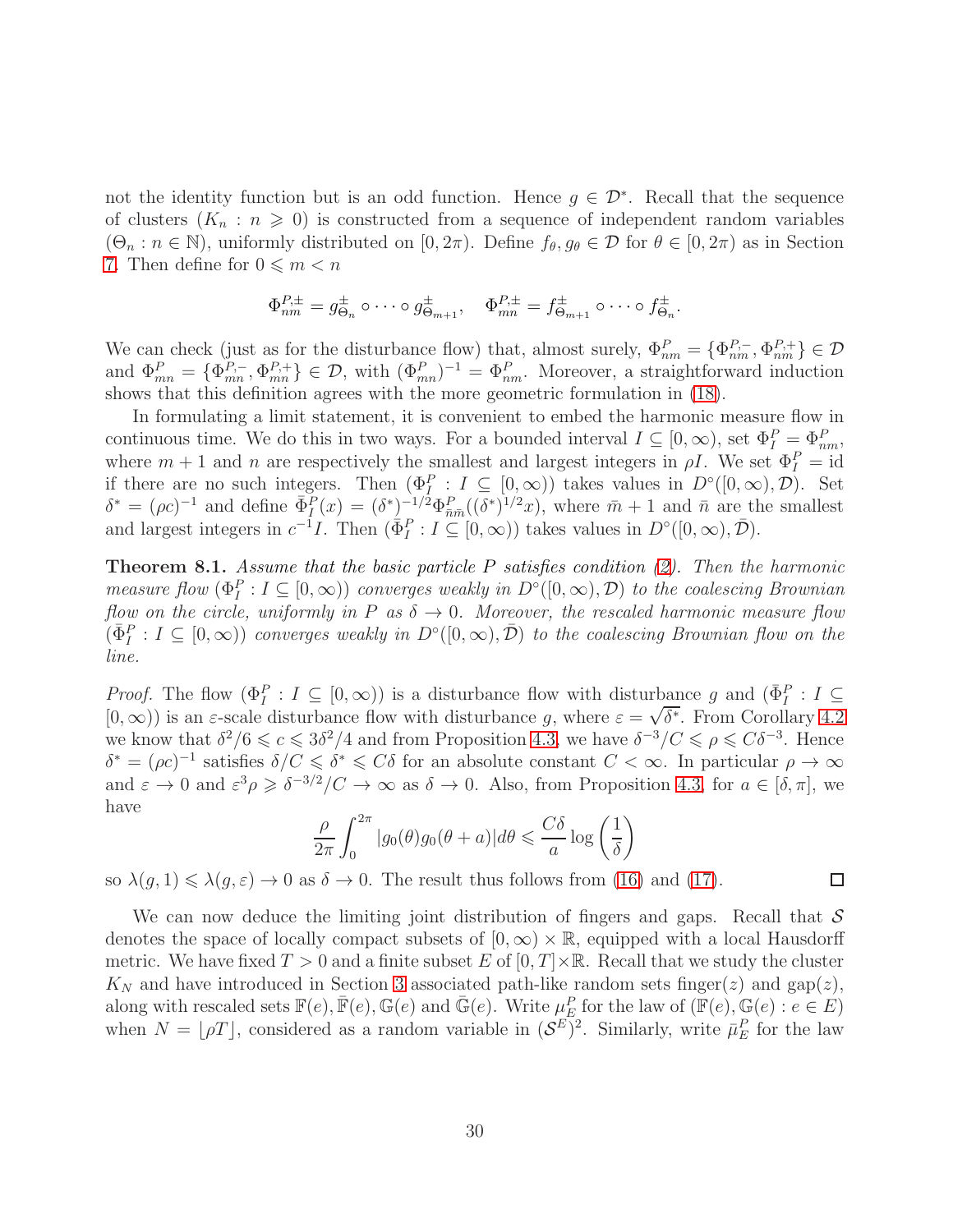not the identity function but is an odd function. Hence $g \in \mathcal{D}^*$. Recall that the sequence of clusters $(K_n : n \geqslant 0)$ is constructed from a sequence of independent random variables $(\Theta_n : n \in \mathbb{N})$, uniformly distributed on $[0, 2\pi)$. Define $f_\theta, g_\theta \in \mathcal{D}$ for $\theta \in [0, 2\pi)$ as in Section 7. Then define for $0 \leqslant m < n$

$$\Phi^{P,\pm}_{nm} = g^\pm_{\Theta_n} \circ \cdots \circ g^\pm_{\Theta_{m+1}}, \quad \Phi^{P,\pm}_{mn} = f^\pm_{\Theta_{m+1}} \circ \cdots \circ f^\pm_{\Theta_n}.$$

We can check (just as for the disturbance flow) that, almost surely, $\Phi^P_{nm} = \{\Phi^{P,-}_{nm}, \Phi^{P,+}_{nm}\} \in \mathcal{D}$ and $\Phi^P_{mn} = \{\Phi^{P,-}_{mn}, \Phi^{P,+}_{mn}\} \in \mathcal{D}$, with $(\Phi^P_{mn})^{-1} = \Phi^P_{nm}$. Moreover, a straightforward induction shows that this definition agrees with the more geometric formulation in (18).

In formulating a limit statement, it is convenient to embed the harmonic measure flow in continuous time. We do this in two ways. For a bounded interval $I \subseteq [0, \infty)$, set $\Phi^P_I = \Phi^P_{nm}$, where $m+1$ and $n$ are respectively the smallest and largest integers in $\rho I$. We set $\Phi^P_I = \mathrm{id}$ if there are no such integers. Then $(\Phi^P_I : I \subseteq [0, \infty))$ takes values in $D^\circ([0, \infty), \mathcal{D})$. Set $\delta^* = (\rho c)^{-1}$ and define $\bar{\Phi}^P_I(x) = (\delta^*)^{-1/2} \Phi^P_{\bar{n}\bar{m}}((\delta^*)^{1/2} x)$, where $\bar{m}+1$ and $\bar{n}$ are the smallest and largest integers in $c^{-1}I$. Then $(\bar{\Phi}^P_I : I \subseteq [0, \infty))$ takes values in $D^\circ([0, \infty), \bar{\mathcal{D}})$.

**Theorem 8.1.** *Assume that the basic particle $P$ satisfies condition (2). Then the harmonic measure flow $(\Phi^P_I : I \subseteq [0, \infty))$ converges weakly in $D^\circ([0, \infty), \mathcal{D})$ to the coalescing Brownian flow on the circle, uniformly in $P$ as $\delta \to 0$. Moreover, the rescaled harmonic measure flow $(\bar{\Phi}^P_I : I \subseteq [0, \infty))$ converges weakly in $D^\circ([0, \infty), \bar{\mathcal{D}})$ to the coalescing Brownian flow on the line.*

*Proof.* The flow $(\Phi^P_I : I \subseteq [0, \infty))$ is a disturbance flow with disturbance $g$ and $(\bar{\Phi}^P_I : I \subseteq [0, \infty))$ is an $\varepsilon$-scale disturbance flow with disturbance $g$, where $\varepsilon = \sqrt{\delta^*}$. From Corollary 4.2 we know that $\delta^2/6 \leqslant c \leqslant 3\delta^2/4$ and from Proposition 4.3, we have $\delta^{-3}/C \leqslant \rho \leqslant C\delta^{-3}$. Hence $\delta^* = (\rho c)^{-1}$ satisfies $\delta/C \leqslant \delta^* \leqslant C\delta$ for an absolute constant $C < \infty$. In particular $\rho \to \infty$ and $\varepsilon \to 0$ and $\varepsilon^3 \rho \geqslant \delta^{-3/2}/C \to \infty$ as $\delta \to 0$. Also, from Proposition 4.3, for $a \in [\delta, \pi]$, we have

$$\frac{\rho}{2\pi} \int_0^{2\pi} |g_0(\theta) g_0(\theta + a)| d\theta \leqslant \frac{C\delta}{a} \log\left(\frac{1}{\delta}\right)$$

so $\lambda(g, 1) \leqslant \lambda(g, \varepsilon) \to 0$ as $\delta \to 0$. The result thus follows from (16) and (17). $\square$

We can now deduce the limiting joint distribution of fingers and gaps. Recall that $\mathcal{S}$ denotes the space of locally compact subsets of $[0, \infty) \times \mathbb{R}$, equipped with a local Hausdorff metric. We have fixed $T > 0$ and a finite subset $E$ of $[0, T] \times \mathbb{R}$. Recall that we study the cluster $K_N$ and have introduced in Section 3 associated path-like random sets finger$(z)$ and gap$(z)$, along with rescaled sets $\mathbb{F}(e), \bar{\mathbb{F}}(e), \mathbb{G}(e)$ and $\bar{\mathbb{G}}(e)$. Write $\mu^P_E$ for the law of $(\mathbb{F}(e), \mathbb{G}(e) : e \in E)$ when $N = \lfloor \rho T \rfloor$, considered as a random variable in $(\mathcal{S}^E)^2$. Similarly, write $\bar{\mu}^P_E$ for the law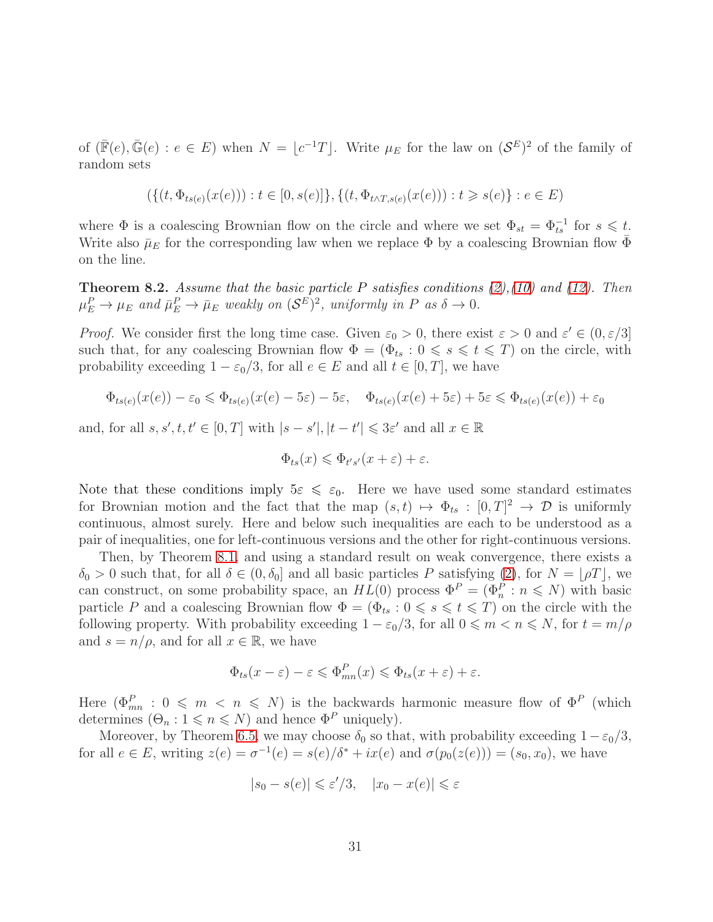of $(\bar{\mathbb{F}}(e), \bar{\mathbb{G}}(e) : e \in E)$ when $N = \lfloor c^{-1}T \rfloor$. Write $\mu_E$ for the law on $(\mathcal{S}^E)^2$ of the family of random sets

$$(\{(t, \Phi_{ts(e)}(x(e))) : t \in [0, s(e)]\}, \{(t, \Phi_{t \wedge T, s(e)}(x(e))) : t \geqslant s(e)\} : e \in E)$$

where $\Phi$ is a coalescing Brownian flow on the circle and where we set $\Phi_{st} = \Phi_{ts}^{-1}$ for $s \leqslant t$. Write also $\bar{\mu}_E$ for the corresponding law when we replace $\Phi$ by a coalescing Brownian flow $\bar{\Phi}$ on the line.

**Theorem 8.2.** *Assume that the basic particle $P$ satisfies conditions (2), (10) and (12). Then $\mu_E^P \to \mu_E$ and $\bar{\mu}_E^P \to \bar{\mu}_E$ weakly on $(\mathcal{S}^E)^2$, uniformly in $P$ as $\delta \to 0$.*

*Proof.* We consider first the long time case. Given $\varepsilon_0 > 0$, there exist $\varepsilon > 0$ and $\varepsilon' \in (0, \varepsilon/3]$ such that, for any coalescing Brownian flow $\Phi = (\Phi_{ts} : 0 \leqslant s \leqslant t \leqslant T)$ on the circle, with probability exceeding $1 - \varepsilon_0/3$, for all $e \in E$ and all $t \in [0, T]$, we have

$$\Phi_{ts(e)}(x(e)) - \varepsilon_0 \leqslant \Phi_{ts(e)}(x(e) - 5\varepsilon) - 5\varepsilon, \quad \Phi_{ts(e)}(x(e) + 5\varepsilon) + 5\varepsilon \leqslant \Phi_{ts(e)}(x(e)) + \varepsilon_0$$

and, for all $s, s', t, t' \in [0, T]$ with $|s - s'|, |t - t'| \leqslant 3\varepsilon'$ and all $x \in \mathbb{R}$

$$\Phi_{ts}(x) \leqslant \Phi_{t's'}(x + \varepsilon) + \varepsilon.$$

Note that these conditions imply $5\varepsilon \leqslant \varepsilon_0$. Here we have used some standard estimates for Brownian motion and the fact that the map $(s, t) \mapsto \Phi_{ts} : [0, T]^2 \to \mathcal{D}$ is uniformly continuous, almost surely. Here and below such inequalities are each to be understood as a pair of inequalities, one for left-continuous versions and the other for right-continuous versions.

Then, by Theorem 8.1, and using a standard result on weak convergence, there exists a $\delta_0 > 0$ such that, for all $\delta \in (0, \delta_0]$ and all basic particles $P$ satisfying (2), for $N = \lfloor \rho T \rfloor$, we can construct, on some probability space, an $HL(0)$ process $\Phi^P = (\Phi_n^P : n \leqslant N)$ with basic particle $P$ and a coalescing Brownian flow $\Phi = (\Phi_{ts} : 0 \leqslant s \leqslant t \leqslant T)$ on the circle with the following property. With probability exceeding $1 - \varepsilon_0/3$, for all $0 \leqslant m < n \leqslant N$, for $t = m/\rho$ and $s = n/\rho$, and for all $x \in \mathbb{R}$, we have

$$\Phi_{ts}(x - \varepsilon) - \varepsilon \leqslant \Phi_{mn}^P(x) \leqslant \Phi_{ts}(x + \varepsilon) + \varepsilon.$$

Here $(\Phi_{mn}^P : 0 \leqslant m < n \leqslant N)$ is the backwards harmonic measure flow of $\Phi^P$ (which determines $(\Theta_n : 1 \leqslant n \leqslant N)$ and hence $\Phi^P$ uniquely).

Moreover, by Theorem 6.5, we may choose $\delta_0$ so that, with probability exceeding $1 - \varepsilon_0/3$, for all $e \in E$, writing $z(e) = \sigma^{-1}(e) = s(e)/\delta^* + ix(e)$ and $\sigma(p_0(z(e))) = (s_0, x_0)$, we have

$$|s_0 - s(e)| \leqslant \varepsilon'/3, \quad |x_0 - x(e)| \leqslant \varepsilon$$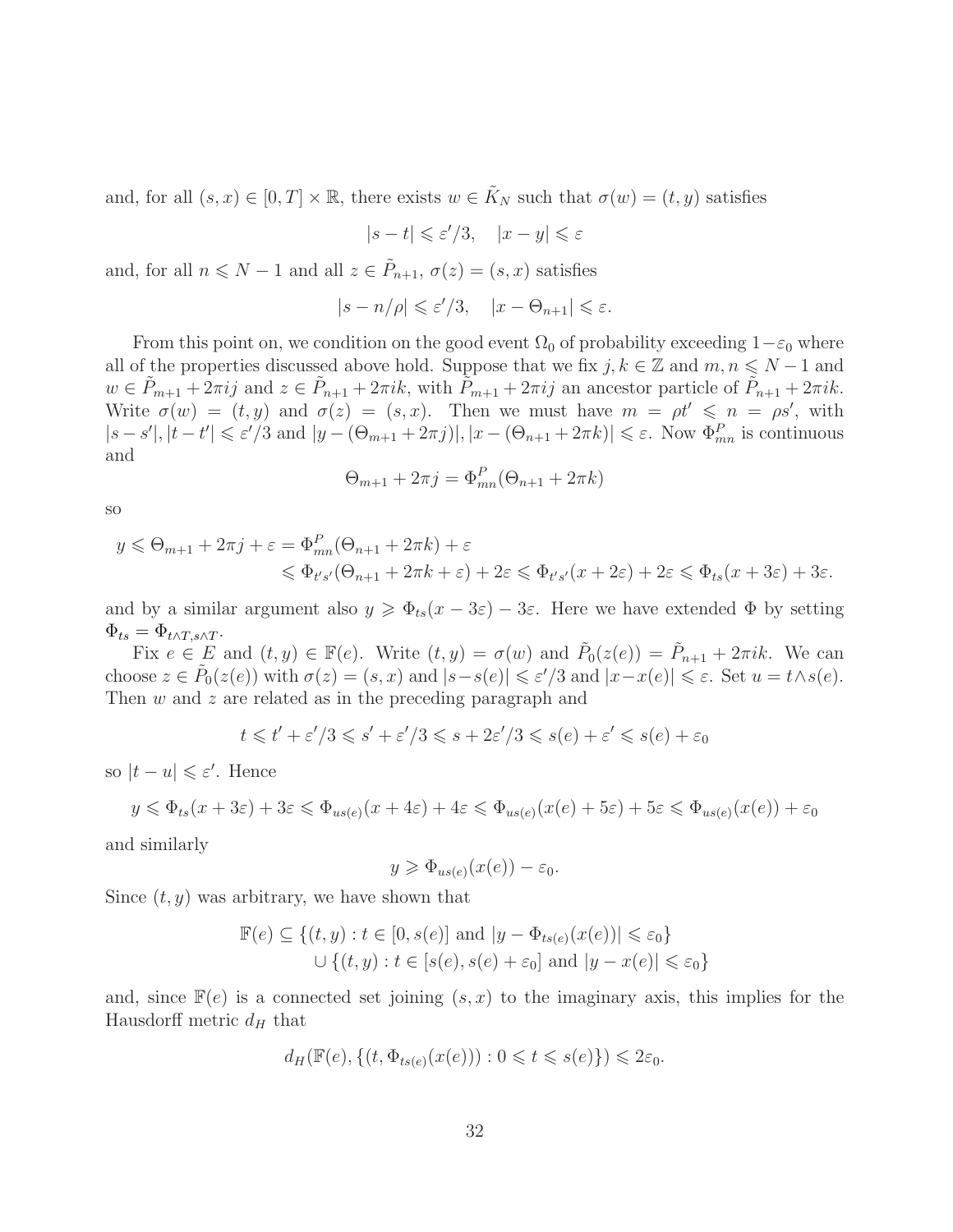and, for all $(s,x) \in [0,T] \times \mathbb{R}$, there exists $w \in \tilde{K}_N$ such that $\sigma(w) = (t,y)$ satisfies

$$|s-t| \leqslant \varepsilon'/3, \quad |x-y| \leqslant \varepsilon$$

and, for all $n \leqslant N-1$ and all $z \in \tilde{P}_{n+1}$, $\sigma(z) = (s,x)$ satisfies

$$|s-n/\rho| \leqslant \varepsilon'/3, \quad |x-\Theta_{n+1}| \leqslant \varepsilon.$$

From this point on, we condition on the good event $\Omega_0$ of probability exceeding $1-\varepsilon_0$ where all of the properties discussed above hold. Suppose that we fix $j,k \in \mathbb{Z}$ and $m,n \leqslant N-1$ and $w \in \tilde{P}_{m+1} + 2\pi ij$ and $z \in \tilde{P}_{n+1} + 2\pi ik$, with $\tilde{P}_{m+1} + 2\pi ij$ an ancestor particle of $\tilde{P}_{n+1} + 2\pi ik$. Write $\sigma(w) = (t,y)$ and $\sigma(z) = (s,x)$. Then we must have $m = \rho t' \leqslant n = \rho s'$, with $|s-s'|, |t-t'| \leqslant \varepsilon'/3$ and $|y-(\Theta_{m+1}+2\pi j)|, |x-(\Theta_{n+1}+2\pi k)| \leqslant \varepsilon$. Now $\Phi^P_{mn}$ is continuous and

$$\Theta_{m+1} + 2\pi j = \Phi^P_{mn}(\Theta_{n+1} + 2\pi k)$$

so

$$\begin{aligned} y \leqslant \Theta_{m+1} + 2\pi j + \varepsilon &= \Phi^P_{mn}(\Theta_{n+1} + 2\pi k) + \varepsilon \\ &\leqslant \Phi_{t's'}(\Theta_{n+1} + 2\pi k + \varepsilon) + 2\varepsilon \leqslant \Phi_{t's'}(x+2\varepsilon) + 2\varepsilon \leqslant \Phi_{ts}(x+3\varepsilon) + 3\varepsilon. \end{aligned}$$

and by a similar argument also $y \geqslant \Phi_{ts}(x-3\varepsilon) - 3\varepsilon$. Here we have extended $\Phi$ by setting $\Phi_{ts} = \Phi_{t\wedge T, s\wedge T}$.

Fix $e \in E$ and $(t,y) \in \mathbb{F}(e)$. Write $(t,y) = \sigma(w)$ and $\tilde{P}_0(z(e)) = \tilde{P}_{n+1} + 2\pi ik$. We can choose $z \in \tilde{P}_0(z(e))$ with $\sigma(z) = (s,x)$ and $|s-s(e)| \leqslant \varepsilon'/3$ and $|x-x(e)| \leqslant \varepsilon$. Set $u = t \wedge s(e)$. Then $w$ and $z$ are related as in the preceding paragraph and

$$t \leqslant t' + \varepsilon'/3 \leqslant s' + \varepsilon'/3 \leqslant s + 2\varepsilon'/3 \leqslant s(e) + \varepsilon' \leqslant s(e) + \varepsilon_0$$

so $|t-u| \leqslant \varepsilon'$. Hence

$$y \leqslant \Phi_{ts}(x+3\varepsilon) + 3\varepsilon \leqslant \Phi_{us(e)}(x+4\varepsilon) + 4\varepsilon \leqslant \Phi_{us(e)}(x(e)+5\varepsilon) + 5\varepsilon \leqslant \Phi_{us(e)}(x(e)) + \varepsilon_0$$

and similarly

$$y \geqslant \Phi_{us(e)}(x(e)) - \varepsilon_0.$$

Since $(t,y)$ was arbitrary, we have shown that

$$\begin{aligned} \mathbb{F}(e) \subseteq &\{(t,y) : t \in [0,s(e)] \text{ and } |y - \Phi_{ts(e)}(x(e))| \leqslant \varepsilon_0\} \\ &\cup \{(t,y) : t \in [s(e), s(e)+\varepsilon_0] \text{ and } |y - x(e)| \leqslant \varepsilon_0\} \end{aligned}$$

and, since $\mathbb{F}(e)$ is a connected set joining $(s,x)$ to the imaginary axis, this implies for the Hausdorff metric $d_H$ that

$$d_H(\mathbb{F}(e), \{(t, \Phi_{ts(e)}(x(e))) : 0 \leqslant t \leqslant s(e)\}) \leqslant 2\varepsilon_0.$$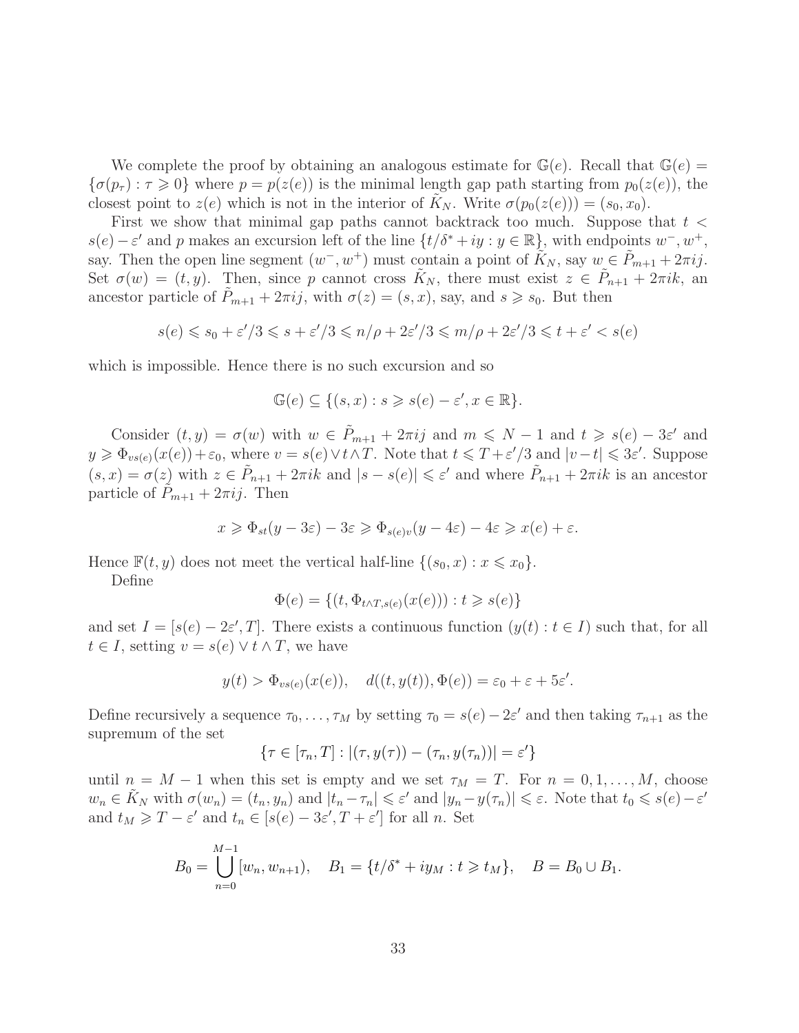We complete the proof by obtaining an analogous estimate for $\mathbb{G}(e)$. Recall that $\mathbb{G}(e) = \{\sigma(p_\tau) : \tau \geqslant 0\}$ where $p = p(z(e))$ is the minimal length gap path starting from $p_0(z(e))$, the closest point to $z(e)$ which is not in the interior of $\tilde{K}_N$. Write $\sigma(p_0(z(e))) = (s_0, x_0)$.

First we show that minimal gap paths cannot backtrack too much. Suppose that $t < s(e) - \varepsilon'$ and $p$ makes an excursion left of the line $\{t/\delta^* + iy : y \in \mathbb{R}\}$, with endpoints $w^-, w^+$, say. Then the open line segment $(w^-, w^+)$ must contain a point of $\tilde{K}_N$, say $w \in \tilde{P}_{m+1} + 2\pi ij$. Set $\sigma(w) = (t, y)$. Then, since $p$ cannot cross $\tilde{K}_N$, there must exist $z \in \tilde{P}_{n+1} + 2\pi ik$, an ancestor particle of $\tilde{P}_{m+1} + 2\pi ij$, with $\sigma(z) = (s, x)$, say, and $s \geqslant s_0$. But then

$$s(e) \leqslant s_0 + \varepsilon'/3 \leqslant s + \varepsilon'/3 \leqslant n/\rho + 2\varepsilon'/3 \leqslant m/\rho + 2\varepsilon'/3 \leqslant t + \varepsilon' < s(e)$$

which is impossible. Hence there is no such excursion and so

$$\mathbb{G}(e) \subseteq \{(s, x) : s \geqslant s(e) - \varepsilon', x \in \mathbb{R}\}.$$

Consider $(t, y) = \sigma(w)$ with $w \in \tilde{P}_{m+1} + 2\pi ij$ and $m \leqslant N - 1$ and $t \geqslant s(e) - 3\varepsilon'$ and $y \geqslant \Phi_{vs(e)}(x(e)) + \varepsilon_0$, where $v = s(e) \vee t \wedge T$. Note that $t \leqslant T + \varepsilon'/3$ and $|v - t| \leqslant 3\varepsilon'$. Suppose $(s, x) = \sigma(z)$ with $z \in \tilde{P}_{n+1} + 2\pi ik$ and $|s - s(e)| \leqslant \varepsilon'$ and where $\tilde{P}_{n+1} + 2\pi ik$ is an ancestor particle of $\tilde{P}_{m+1} + 2\pi ij$. Then

$$x \geqslant \Phi_{st}(y - 3\varepsilon) - 3\varepsilon \geqslant \Phi_{s(e)v}(y - 4\varepsilon) - 4\varepsilon \geqslant x(e) + \varepsilon.$$

Hence $\mathbb{F}(t, y)$ does not meet the vertical half-line $\{(s_0, x) : x \leqslant x_0\}$.

Define

$$\Phi(e) = \{(t, \Phi_{t \wedge T, s(e)}(x(e))) : t \geqslant s(e)\}$$

and set $I = [s(e) - 2\varepsilon', T]$. There exists a continuous function $(y(t) : t \in I)$ such that, for all $t \in I$, setting $v = s(e) \vee t \wedge T$, we have

$$y(t) > \Phi_{vs(e)}(x(e)), \quad d((t, y(t)), \Phi(e)) = \varepsilon_0 + \varepsilon + 5\varepsilon'.$$

Define recursively a sequence $\tau_0, \dots, \tau_M$ by setting $\tau_0 = s(e) - 2\varepsilon'$ and then taking $\tau_{n+1}$ as the supremum of the set

$$\{\tau \in [\tau_n, T] : |(\tau, y(\tau)) - (\tau_n, y(\tau_n))| = \varepsilon'\}$$

until $n = M - 1$ when this set is empty and we set $\tau_M = T$. For $n = 0, 1, \dots, M$, choose $w_n \in \tilde{K}_N$ with $\sigma(w_n) = (t_n, y_n)$ and $|t_n - \tau_n| \leqslant \varepsilon'$ and $|y_n - y(\tau_n)| \leqslant \varepsilon$. Note that $t_0 \leqslant s(e) - \varepsilon'$ and $t_M \geqslant T - \varepsilon'$ and $t_n \in [s(e) - 3\varepsilon', T + \varepsilon']$ for all $n$. Set

$$B_0 = \bigcup_{n=0}^{M-1} [w_n, w_{n+1}), \quad B_1 = \{t/\delta^* + iy_M : t \geqslant t_M\}, \quad B = B_0 \cup B_1.$$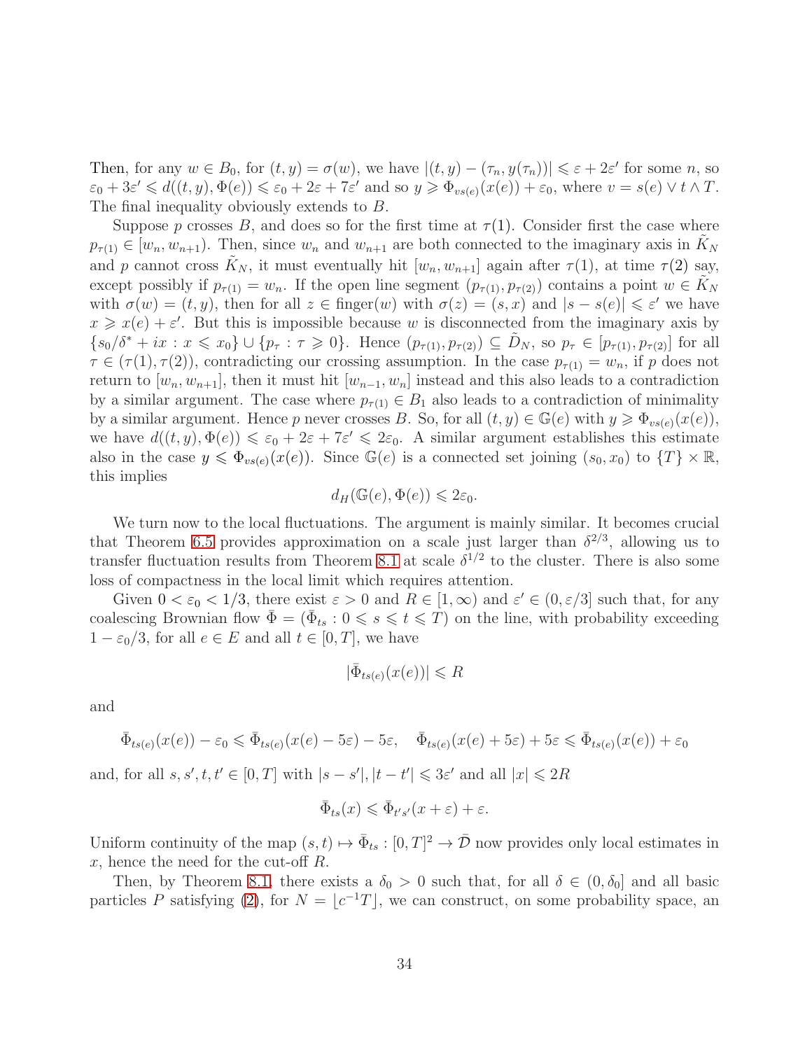Then, for any $w \in B_0$, for $(t, y) = \sigma(w)$, we have $|(t, y) - (\tau_n, y(\tau_n))| \leqslant \varepsilon + 2\varepsilon'$ for some $n$, so $\varepsilon_0 + 3\varepsilon' \leqslant d((t, y), \Phi(e)) \leqslant \varepsilon_0 + 2\varepsilon + 7\varepsilon'$ and so $y \geqslant \Phi_{vs(e)}(x(e)) + \varepsilon_0$, where $v = s(e) \vee t \wedge T$. The final inequality obviously extends to $B$.

Suppose $p$ crosses $B$, and does so for the first time at $\tau(1)$. Consider first the case where $p_{\tau(1)} \in [w_n, w_{n+1})$. Then, since $w_n$ and $w_{n+1}$ are both connected to the imaginary axis in $\tilde{K}_N$ and $p$ cannot cross $\tilde{K}_N$, it must eventually hit $[w_n, w_{n+1}]$ again after $\tau(1)$, at time $\tau(2)$ say, except possibly if $p_{\tau(1)} = w_n$. If the open line segment $(p_{\tau(1)}, p_{\tau(2)})$ contains a point $w \in \tilde{K}_N$ with $\sigma(w) = (t, y)$, then for all $z \in \text{finger}(w)$ with $\sigma(z) = (s, x)$ and $|s - s(e)| \leqslant \varepsilon'$ we have $x \geqslant x(e) + \varepsilon'$. But this is impossible because $w$ is disconnected from the imaginary axis by $\{s_0/\delta^* + ix : x \leqslant x_0\} \cup \{p_\tau : \tau \geqslant 0\}$. Hence $(p_{\tau(1)}, p_{\tau(2)}) \subseteq \tilde{D}_N$, so $p_\tau \in [p_{\tau(1)}, p_{\tau(2)}]$ for all $\tau \in (\tau(1), \tau(2))$, contradicting our crossing assumption. In the case $p_{\tau(1)} = w_n$, if $p$ does not return to $[w_n, w_{n+1}]$, then it must hit $[w_{n-1}, w_n]$ instead and this also leads to a contradiction by a similar argument. The case where $p_{\tau(1)} \in B_1$ also leads to a contradiction of minimality by a similar argument. Hence $p$ never crosses $B$. So, for all $(t, y) \in \mathbb{G}(e)$ with $y \geqslant \Phi_{vs(e)}(x(e))$, we have $d((t, y), \Phi(e)) \leqslant \varepsilon_0 + 2\varepsilon + 7\varepsilon' \leqslant 2\varepsilon_0$. A similar argument establishes this estimate also in the case $y \leqslant \Phi_{vs(e)}(x(e))$. Since $\mathbb{G}(e)$ is a connected set joining $(s_0, x_0)$ to $\{T\} \times \mathbb{R}$, this implies

$$d_H(\mathbb{G}(e), \Phi(e)) \leqslant 2\varepsilon_0.$$

We turn now to the local fluctuations. The argument is mainly similar. It becomes crucial that Theorem 6.5 provides approximation on a scale just larger than $\delta^{2/3}$, allowing us to transfer fluctuation results from Theorem 8.1 at scale $\delta^{1/2}$ to the cluster. There is also some loss of compactness in the local limit which requires attention.

Given $0 < \varepsilon_0 < 1/3$, there exist $\varepsilon > 0$ and $R \in [1, \infty)$ and $\varepsilon' \in (0, \varepsilon/3]$ such that, for any coalescing Brownian flow $\bar{\Phi} = (\bar{\Phi}_{ts} : 0 \leqslant s \leqslant t \leqslant T)$ on the line, with probability exceeding $1 - \varepsilon_0/3$, for all $e \in E$ and all $t \in [0, T]$, we have

$$|\bar{\Phi}_{ts(e)}(x(e))| \leqslant R$$

and

$$\bar{\Phi}_{ts(e)}(x(e)) - \varepsilon_0 \leqslant \bar{\Phi}_{ts(e)}(x(e) - 5\varepsilon) - 5\varepsilon, \quad \bar{\Phi}_{ts(e)}(x(e) + 5\varepsilon) + 5\varepsilon \leqslant \bar{\Phi}_{ts(e)}(x(e)) + \varepsilon_0$$

and, for all $s, s', t, t' \in [0, T]$ with $|s - s'|, |t - t'| \leqslant 3\varepsilon'$ and all $|x| \leqslant 2R$

$$\bar{\Phi}_{ts}(x) \leqslant \bar{\Phi}_{t's'}(x + \varepsilon) + \varepsilon.$$

Uniform continuity of the map $(s, t) \mapsto \bar{\Phi}_{ts} : [0, T]^2 \to \bar{\mathcal{D}}$ now provides only local estimates in $x$, hence the need for the cut-off $R$.

Then, by Theorem 8.1, there exists a $\delta_0 > 0$ such that, for all $\delta \in (0, \delta_0]$ and all basic particles $P$ satisfying (2), for $N = \lfloor c^{-1}T \rfloor$, we can construct, on some probability space, an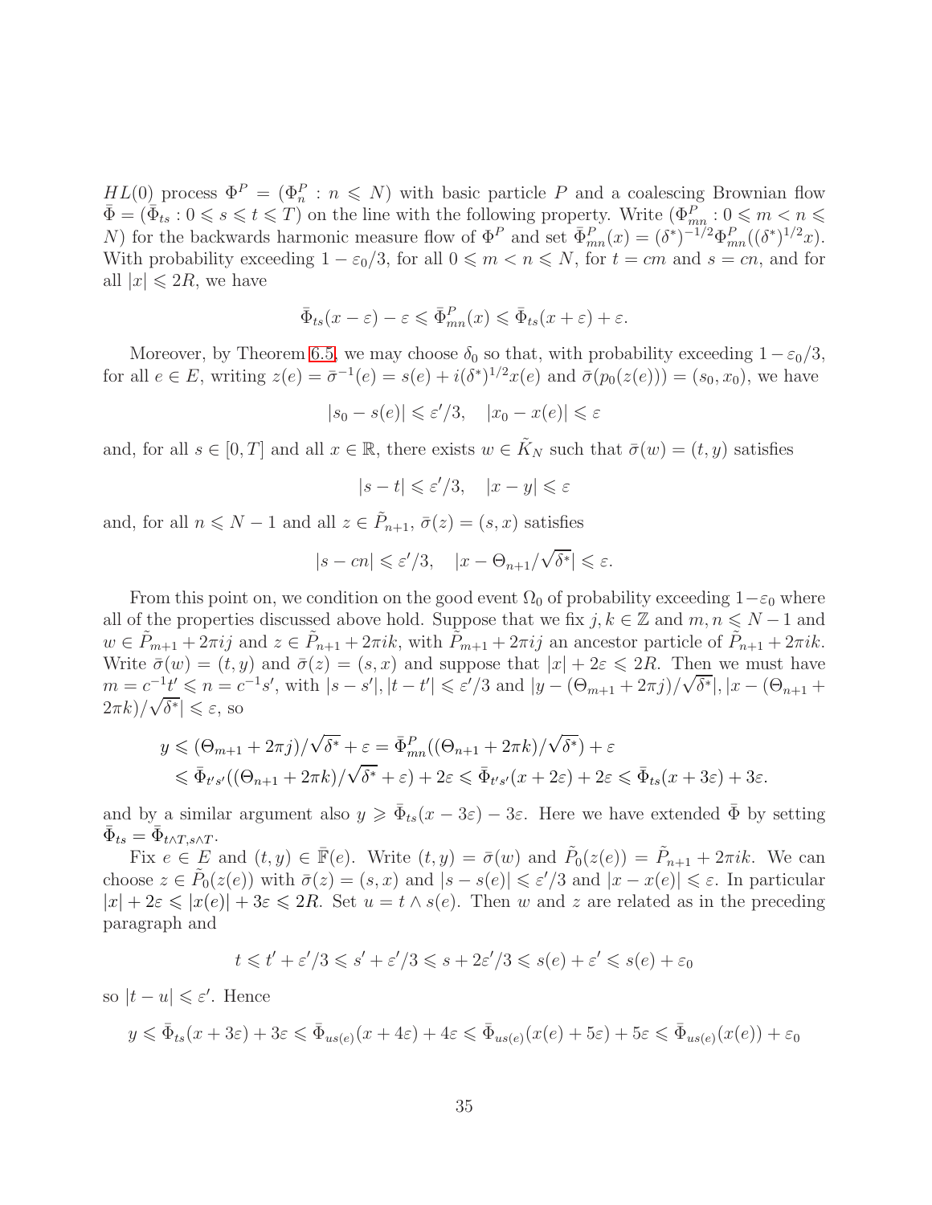$HL(0)$ process $\Phi^P = (\Phi^P_n : n \leqslant N)$ with basic particle $P$ and a coalescing Brownian flow $\bar{\Phi} = (\bar{\Phi}_{ts} : 0 \leqslant s \leqslant t \leqslant T)$ on the line with the following property. Write $(\Phi^P_{mn} : 0 \leqslant m < n \leqslant N)$ for the backwards harmonic measure flow of $\Phi^P$ and set $\bar{\Phi}^P_{mn}(x) = (\delta^*)^{-1/2}\Phi^P_{mn}((\delta^*)^{1/2}x)$. With probability exceeding $1-\varepsilon_0/3$, for all $0 \leqslant m < n \leqslant N$, for $t = cm$ and $s = cn$, and for all $|x| \leqslant 2R$, we have

$$\bar{\Phi}_{ts}(x-\varepsilon) - \varepsilon \leqslant \bar{\Phi}^P_{mn}(x) \leqslant \bar{\Phi}_{ts}(x+\varepsilon) + \varepsilon.$$

Moreover, by Theorem 6.5, we may choose $\delta_0$ so that, with probability exceeding $1-\varepsilon_0/3$, for all $e \in E$, writing $z(e) = \bar{\sigma}^{-1}(e) = s(e) + i(\delta^*)^{1/2}x(e)$ and $\bar{\sigma}(p_0(z(e))) = (s_0, x_0)$, we have

$$|s_0 - s(e)| \leqslant \varepsilon'/3, \quad |x_0 - x(e)| \leqslant \varepsilon$$

and, for all $s \in [0,T]$ and all $x \in \mathbb{R}$, there exists $w \in \tilde{K}_N$ such that $\bar{\sigma}(w) = (t,y)$ satisfies

$$|s-t| \leqslant \varepsilon'/3, \quad |x-y| \leqslant \varepsilon$$

and, for all $n \leqslant N-1$ and all $z \in \tilde{P}_{n+1}$, $\bar{\sigma}(z) = (s,x)$ satisfies

$$|s - cn| \leqslant \varepsilon'/3, \quad |x - \Theta_{n+1}/\sqrt{\delta^*}| \leqslant \varepsilon.$$

From this point on, we condition on the good event $\Omega_0$ of probability exceeding $1-\varepsilon_0$ where all of the properties discussed above hold. Suppose that we fix $j,k \in \mathbb{Z}$ and $m,n \leqslant N-1$ and $w \in \tilde{P}_{m+1} + 2\pi ij$ and $z \in \tilde{P}_{n+1} + 2\pi ik$, with $\tilde{P}_{m+1} + 2\pi ij$ an ancestor particle of $\tilde{P}_{n+1} + 2\pi ik$. Write $\bar{\sigma}(w) = (t,y)$ and $\bar{\sigma}(z) = (s,x)$ and suppose that $|x| + 2\varepsilon \leqslant 2R$. Then we must have $m = c^{-1}t' \leqslant n = c^{-1}s'$, with $|s-s'|, |t-t'| \leqslant \varepsilon'/3$ and $|y - (\Theta_{m+1} + 2\pi j)/\sqrt{\delta^*}|, |x - (\Theta_{n+1} + 2\pi k)/\sqrt{\delta^*}| \leqslant \varepsilon$, so

$$\begin{aligned} y &\leqslant (\Theta_{m+1} + 2\pi j)/\sqrt{\delta^*} + \varepsilon = \bar{\Phi}^P_{mn}((\Theta_{n+1} + 2\pi k)/\sqrt{\delta^*}) + \varepsilon \\ &\leqslant \bar{\Phi}_{t's'}((\Theta_{n+1} + 2\pi k)/\sqrt{\delta^*} + \varepsilon) + 2\varepsilon \leqslant \bar{\Phi}_{t's'}(x + 2\varepsilon) + 2\varepsilon \leqslant \bar{\Phi}_{ts}(x + 3\varepsilon) + 3\varepsilon. \end{aligned}$$

and by a similar argument also $y \geqslant \bar{\Phi}_{ts}(x - 3\varepsilon) - 3\varepsilon$. Here we have extended $\bar{\Phi}$ by setting $\bar{\Phi}_{ts} = \bar{\Phi}_{t\wedge T, s\wedge T}$.

Fix $e \in E$ and $(t,y) \in \bar{\mathbb{F}}(e)$. Write $(t,y) = \bar{\sigma}(w)$ and $\tilde{P}_0(z(e)) = \tilde{P}_{n+1} + 2\pi ik$. We can choose $z \in \tilde{P}_0(z(e))$ with $\bar{\sigma}(z) = (s,x)$ and $|s - s(e)| \leqslant \varepsilon'/3$ and $|x - x(e)| \leqslant \varepsilon$. In particular $|x| + 2\varepsilon \leqslant |x(e)| + 3\varepsilon \leqslant 2R$. Set $u = t \wedge s(e)$. Then $w$ and $z$ are related as in the preceding paragraph and

$$t \leqslant t' + \varepsilon'/3 \leqslant s' + \varepsilon'/3 \leqslant s + 2\varepsilon'/3 \leqslant s(e) + \varepsilon' \leqslant s(e) + \varepsilon_0$$

so $|t - u| \leqslant \varepsilon'$. Hence

$$y \leqslant \bar{\Phi}_{ts}(x + 3\varepsilon) + 3\varepsilon \leqslant \bar{\Phi}_{us(e)}(x + 4\varepsilon) + 4\varepsilon \leqslant \bar{\Phi}_{us(e)}(x(e) + 5\varepsilon) + 5\varepsilon \leqslant \bar{\Phi}_{us(e)}(x(e)) + \varepsilon_0$$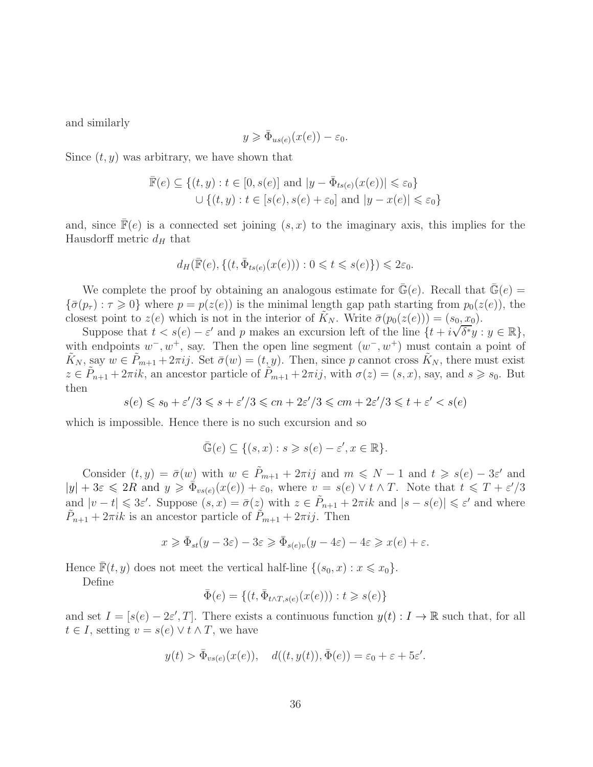and similarly

$$y \geqslant \bar{\Phi}_{us(e)}(x(e)) - \varepsilon_0.$$

Since $(t, y)$ was arbitrary, we have shown that

$$\bar{\mathbb{F}}(e) \subseteq \{(t, y) : t \in [0, s(e)] \text{ and } |y - \bar{\Phi}_{ts(e)}(x(e))| \leqslant \varepsilon_0\}$$
$$\cup \{(t, y) : t \in [s(e), s(e) + \varepsilon_0] \text{ and } |y - x(e)| \leqslant \varepsilon_0\}$$

and, since $\bar{\mathbb{F}}(e)$ is a connected set joining $(s, x)$ to the imaginary axis, this implies for the Hausdorff metric $d_H$ that

$$d_H(\bar{\mathbb{F}}(e), \{(t, \bar{\Phi}_{ts(e)}(x(e))) : 0 \leqslant t \leqslant s(e)\}) \leqslant 2\varepsilon_0.$$

We complete the proof by obtaining an analogous estimate for $\bar{\mathbb{G}}(e)$. Recall that $\bar{\mathbb{G}}(e) = \{\bar{\sigma}(p_\tau) : \tau \geqslant 0\}$ where $p = p(z(e))$ is the minimal length gap path starting from $p_0(z(e))$, the closest point to $z(e)$ which is not in the interior of $\tilde{K}_N$. Write $\bar{\sigma}(p_0(z(e))) = (s_0, x_0)$.

Suppose that $t < s(e) - \varepsilon'$ and $p$ makes an excursion left of the line $\{t + i\sqrt{\delta^*}y : y \in \mathbb{R}\}$, with endpoints $w^-, w^+$, say. Then the open line segment $(w^-, w^+)$ must contain a point of $\tilde{K}_N$, say $w \in \tilde{P}_{m+1} + 2\pi ij$. Set $\bar{\sigma}(w) = (t, y)$. Then, since $p$ cannot cross $\tilde{K}_N$, there must exist $z \in \tilde{P}_{n+1} + 2\pi ik$, an ancestor particle of $\tilde{P}_{m+1} + 2\pi ij$, with $\sigma(z) = (s, x)$, say, and $s \geqslant s_0$. But then

$$s(e) \leqslant s_0 + \varepsilon'/3 \leqslant s + \varepsilon'/3 \leqslant cn + 2\varepsilon'/3 \leqslant cm + 2\varepsilon'/3 \leqslant t + \varepsilon' < s(e)$$

which is impossible. Hence there is no such excursion and so

$$\bar{\mathbb{G}}(e) \subseteq \{(s, x) : s \geqslant s(e) - \varepsilon', x \in \mathbb{R}\}.$$

Consider $(t, y) = \bar{\sigma}(w)$ with $w \in \tilde{P}_{m+1} + 2\pi ij$ and $m \leqslant N - 1$ and $t \geqslant s(e) - 3\varepsilon'$ and $|y| + 3\varepsilon \leqslant 2R$ and $y \geqslant \bar{\Phi}_{vs(e)}(x(e)) + \varepsilon_0$, where $v = s(e) \vee t \wedge T$. Note that $t \leqslant T + \varepsilon'/3$ and $|v - t| \leqslant 3\varepsilon'$. Suppose $(s, x) = \bar{\sigma}(z)$ with $z \in \tilde{P}_{n+1} + 2\pi ik$ and $|s - s(e)| \leqslant \varepsilon'$ and where $\tilde{P}_{n+1} + 2\pi ik$ is an ancestor particle of $\tilde{P}_{m+1} + 2\pi ij$. Then

$$x \geqslant \bar{\Phi}_{st}(y - 3\varepsilon) - 3\varepsilon \geqslant \bar{\Phi}_{s(e)v}(y - 4\varepsilon) - 4\varepsilon \geqslant x(e) + \varepsilon.$$

Hence $\bar{\mathbb{F}}(t, y)$ does not meet the vertical half-line $\{(s_0, x) : x \leqslant x_0\}$.

Define

$$\bar{\Phi}(e) = \{(t, \bar{\Phi}_{t \wedge T, s(e)}(x(e))) : t \geqslant s(e)\}$$

and set $I = [s(e) - 2\varepsilon', T]$. There exists a continuous function $y(t) : I \to \mathbb{R}$ such that, for all $t \in I$, setting $v = s(e) \vee t \wedge T$, we have

$$y(t) > \bar{\Phi}_{vs(e)}(x(e)), \quad d((t, y(t)), \bar{\Phi}(e)) = \varepsilon_0 + \varepsilon + 5\varepsilon'.$$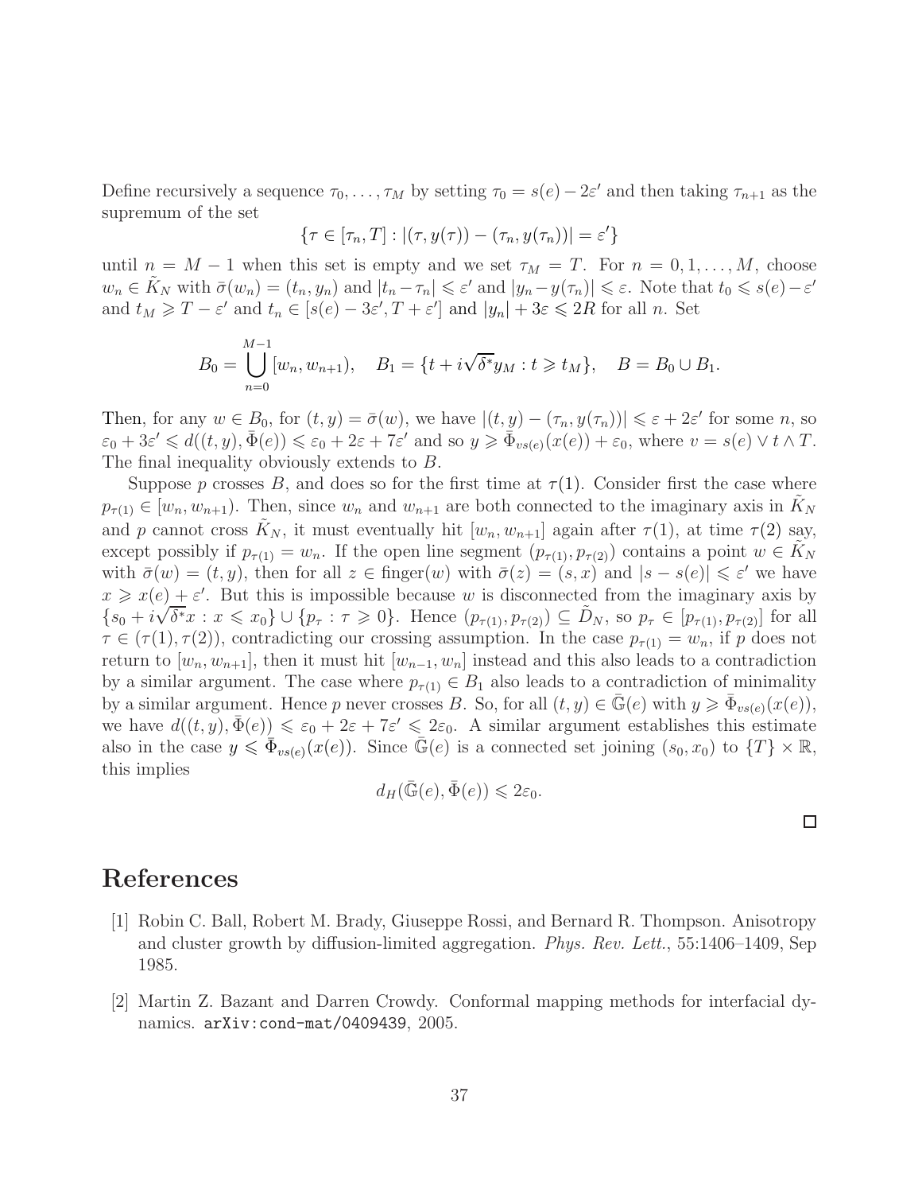Define recursively a sequence $\tau_0, \ldots, \tau_M$ by setting $\tau_0 = s(e) - 2\varepsilon'$ and then taking $\tau_{n+1}$ as the supremum of the set

$$\{\tau \in [\tau_n, T] : |(\tau, y(\tau)) - (\tau_n, y(\tau_n))| = \varepsilon'\}$$

until $n = M-1$ when this set is empty and we set $\tau_M = T$. For $n = 0, 1, \ldots, M$, choose $w_n \in \tilde{K}_N$ with $\bar{\sigma}(w_n) = (t_n, y_n)$ and $|t_n - \tau_n| \leqslant \varepsilon'$ and $|y_n - y(\tau_n)| \leqslant \varepsilon$. Note that $t_0 \leqslant s(e) - \varepsilon'$ and $t_M \geqslant T - \varepsilon'$ and $t_n \in [s(e) - 3\varepsilon', T + \varepsilon']$ and $|y_n| + 3\varepsilon \leqslant 2R$ for all $n$. Set

$$B_0 = \bigcup_{n=0}^{M-1} [w_n, w_{n+1}), \quad B_1 = \{t + i\sqrt{\delta^*} y_M : t \geqslant t_M\}, \quad B = B_0 \cup B_1.$$

Then, for any $w \in B_0$, for $(t, y) = \bar{\sigma}(w)$, we have $|(t, y) - (\tau_n, y(\tau_n))| \leqslant \varepsilon + 2\varepsilon'$ for some $n$, so $\varepsilon_0 + 3\varepsilon' \leqslant d((t, y), \bar{\Phi}(e)) \leqslant \varepsilon_0 + 2\varepsilon + 7\varepsilon'$ and so $y \geqslant \bar{\Phi}_{vs(e)}(x(e)) + \varepsilon_0$, where $v = s(e) \vee t \wedge T$. The final inequality obviously extends to $B$.

Suppose $p$ crosses $B$, and does so for the first time at $\tau(1)$. Consider first the case where $p_{\tau(1)} \in [w_n, w_{n+1})$. Then, since $w_n$ and $w_{n+1}$ are both connected to the imaginary axis in $\tilde{K}_N$ and $p$ cannot cross $\tilde{K}_N$, it must eventually hit $[w_n, w_{n+1}]$ again after $\tau(1)$, at time $\tau(2)$ say, except possibly if $p_{\tau(1)} = w_n$. If the open line segment $(p_{\tau(1)}, p_{\tau(2)})$ contains a point $w \in \tilde{K}_N$ with $\bar{\sigma}(w) = (t, y)$, then for all $z \in \text{finger}(w)$ with $\bar{\sigma}(z) = (s, x)$ and $|s - s(e)| \leqslant \varepsilon'$ we have $x \geqslant x(e) + \varepsilon'$. But this is impossible because $w$ is disconnected from the imaginary axis by $\{s_0 + i\sqrt{\delta^*} x : x \leqslant x_0\} \cup \{p_\tau : \tau \geqslant 0\}$. Hence $(p_{\tau(1)}, p_{\tau(2)}) \subseteq \tilde{D}_N$, so $p_\tau \in [p_{\tau(1)}, p_{\tau(2)}]$ for all $\tau \in (\tau(1), \tau(2))$, contradicting our crossing assumption. In the case $p_{\tau(1)} = w_n$, if $p$ does not return to $[w_n, w_{n+1}]$, then it must hit $[w_{n-1}, w_n]$ instead and this also leads to a contradiction by a similar argument. The case where $p_{\tau(1)} \in B_1$ also leads to a contradiction of minimality by a similar argument. Hence $p$ never crosses $B$. So, for all $(t, y) \in \bar{\mathbb{G}}(e)$ with $y \geqslant \bar{\Phi}_{vs(e)}(x(e))$, we have $d((t, y), \bar{\Phi}(e)) \leqslant \varepsilon_0 + 2\varepsilon + 7\varepsilon' \leqslant 2\varepsilon_0$. A similar argument establishes this estimate also in the case $y \leqslant \bar{\Phi}_{vs(e)}(x(e))$. Since $\bar{\mathbb{G}}(e)$ is a connected set joining $(s_0, x_0)$ to $\{T\} \times \mathbb{R}$, this implies

$$d_H(\bar{\mathbb{G}}(e), \bar{\Phi}(e)) \leqslant 2\varepsilon_0.$$

□

# References

[1] Robin C. Ball, Robert M. Brady, Giuseppe Rossi, and Bernard R. Thompson. Anisotropy and cluster growth by diffusion-limited aggregation. *Phys. Rev. Lett.*, 55:1406–1409, Sep 1985.

[2] Martin Z. Bazant and Darren Crowdy. Conformal mapping methods for interfacial dynamics. arXiv:cond-mat/0409439, 2005.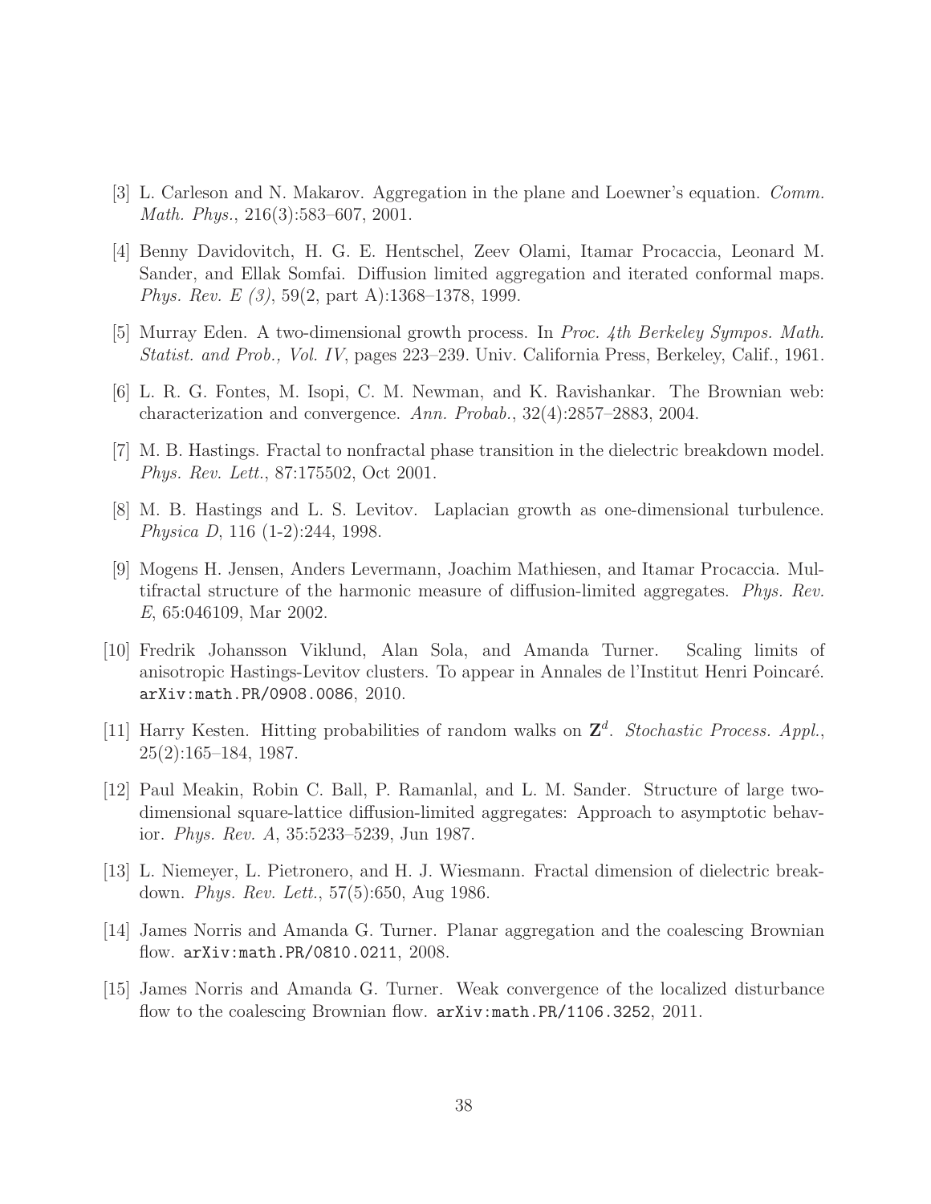[3] L. Carleson and N. Makarov. Aggregation in the plane and Loewner's equation. *Comm. Math. Phys.*, 216(3):583–607, 2001.

[4] Benny Davidovitch, H. G. E. Hentschel, Zeev Olami, Itamar Procaccia, Leonard M. Sander, and Ellak Somfai. Diffusion limited aggregation and iterated conformal maps. *Phys. Rev. E (3)*, 59(2, part A):1368–1378, 1999.

[5] Murray Eden. A two-dimensional growth process. In *Proc. 4th Berkeley Sympos. Math. Statist. and Prob., Vol. IV*, pages 223–239. Univ. California Press, Berkeley, Calif., 1961.

[6] L. R. G. Fontes, M. Isopi, C. M. Newman, and K. Ravishankar. The Brownian web: characterization and convergence. *Ann. Probab.*, 32(4):2857–2883, 2004.

[7] M. B. Hastings. Fractal to nonfractal phase transition in the dielectric breakdown model. *Phys. Rev. Lett.*, 87:175502, Oct 2001.

[8] M. B. Hastings and L. S. Levitov. Laplacian growth as one-dimensional turbulence. *Physica D*, 116 (1-2):244, 1998.

[9] Mogens H. Jensen, Anders Levermann, Joachim Mathiesen, and Itamar Procaccia. Multifractal structure of the harmonic measure of diffusion-limited aggregates. *Phys. Rev. E*, 65:046109, Mar 2002.

[10] Fredrik Johansson Viklund, Alan Sola, and Amanda Turner. Scaling limits of anisotropic Hastings-Levitov clusters. To appear in Annales de l'Institut Henri Poincaré. `arXiv:math.PR/0908.0086`, 2010.

[11] Harry Kesten. Hitting probabilities of random walks on $\mathbf{Z}^d$. *Stochastic Process. Appl.*, 25(2):165–184, 1987.

[12] Paul Meakin, Robin C. Ball, P. Ramanlal, and L. M. Sander. Structure of large two-dimensional square-lattice diffusion-limited aggregates: Approach to asymptotic behavior. *Phys. Rev. A*, 35:5233–5239, Jun 1987.

[13] L. Niemeyer, L. Pietronero, and H. J. Wiesmann. Fractal dimension of dielectric breakdown. *Phys. Rev. Lett.*, 57(5):650, Aug 1986.

[14] James Norris and Amanda G. Turner. Planar aggregation and the coalescing Brownian flow. `arXiv:math.PR/0810.0211`, 2008.

[15] James Norris and Amanda G. Turner. Weak convergence of the localized disturbance flow to the coalescing Brownian flow. `arXiv:math.PR/1106.3252`, 2011.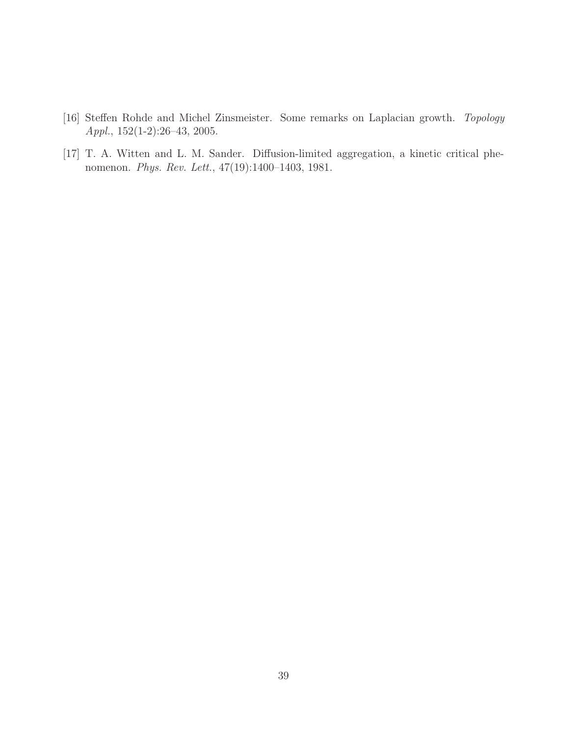[16] Steffen Rohde and Michel Zinsmeister. Some remarks on Laplacian growth. *Topology Appl.*, 152(1-2):26–43, 2005.

[17] T. A. Witten and L. M. Sander. Diffusion-limited aggregation, a kinetic critical phenomenon. *Phys. Rev. Lett.*, 47(19):1400–1403, 1981.